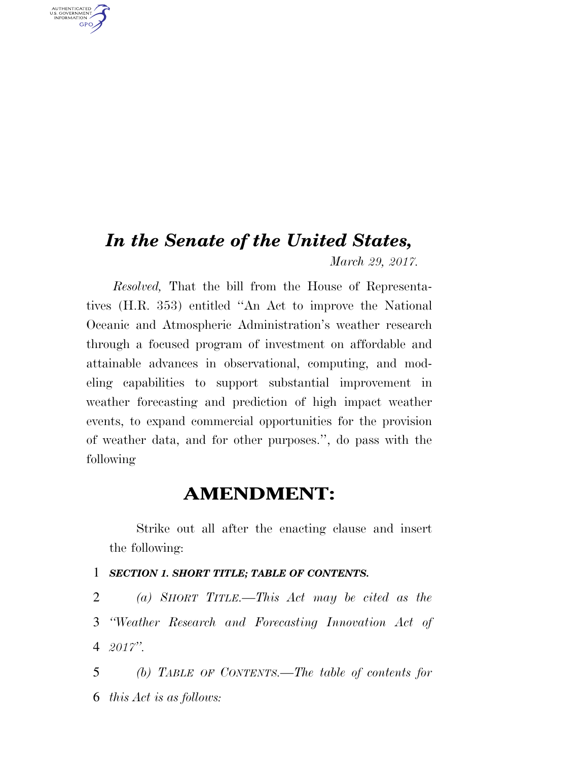# *In the Senate of the United States,*

*March 29, 2017.*

*Resolved,* That the bill from the House of Representatives (H.R. 353) entitled ''An Act to improve the National Oceanic and Atmospheric Administration's weather research through a focused program of investment on affordable and attainable advances in observational, computing, and modeling capabilities to support substantial improvement in weather forecasting and prediction of high impact weather events, to expand commercial opportunities for the provision of weather data, and for other purposes.'', do pass with the following

## AMENDMENT:

Strike out all after the enacting clause and insert the following:

1 ***SECTION 1. SHORT TITLE; TABLE OF CONTENTS.***

2 *(a) SHORT TITLE.—This Act may be cited as the*
3 *''Weather Research and Forecasting Innovation Act of*
4 *2017''.*

5 *(b) TABLE OF CONTENTS.—The table of contents for*
6 *this Act is as follows:*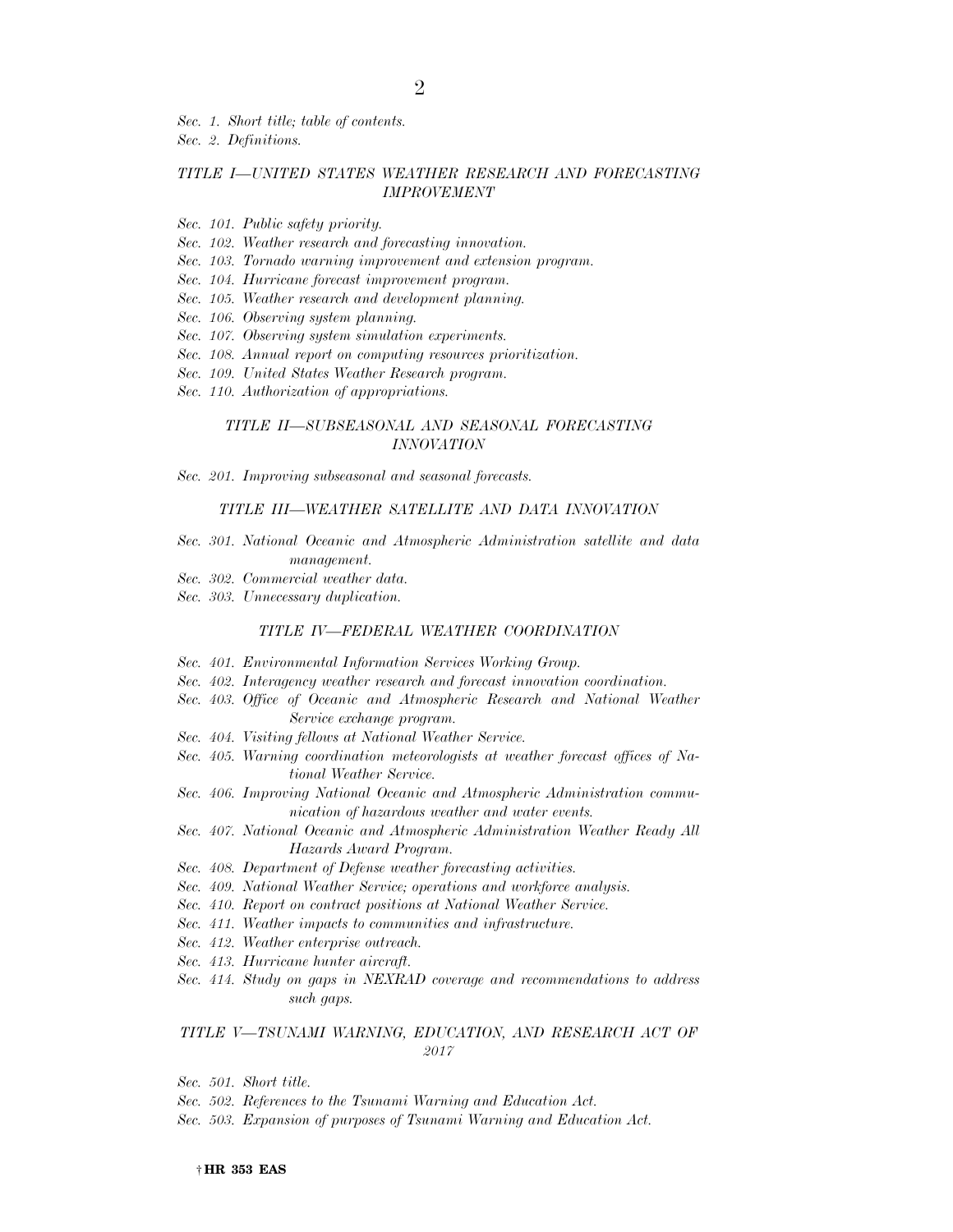*Sec. 1. Short title; table of contents.*
*Sec. 2. Definitions.*

### *TITLE I—UNITED STATES WEATHER RESEARCH AND FORECASTING IMPROVEMENT*

*Sec. 101. Public safety priority.*
*Sec. 102. Weather research and forecasting innovation.*
*Sec. 103. Tornado warning improvement and extension program.*
*Sec. 104. Hurricane forecast improvement program.*
*Sec. 105. Weather research and development planning.*
*Sec. 106. Observing system planning.*
*Sec. 107. Observing system simulation experiments.*
*Sec. 108. Annual report on computing resources prioritization.*
*Sec. 109. United States Weather Research program.*
*Sec. 110. Authorization of appropriations.*

### *TITLE II—SUBSEASONAL AND SEASONAL FORECASTING INNOVATION*

*Sec. 201. Improving subseasonal and seasonal forecasts.*

### *TITLE III—WEATHER SATELLITE AND DATA INNOVATION*

*Sec. 301. National Oceanic and Atmospheric Administration satellite and data management.*
*Sec. 302. Commercial weather data.*
*Sec. 303. Unnecessary duplication.*

### *TITLE IV—FEDERAL WEATHER COORDINATION*

*Sec. 401. Environmental Information Services Working Group.*
*Sec. 402. Interagency weather research and forecast innovation coordination.*
*Sec. 403. Office of Oceanic and Atmospheric Research and National Weather Service exchange program.*
*Sec. 404. Visiting fellows at National Weather Service.*
*Sec. 405. Warning coordination meteorologists at weather forecast offices of National Weather Service.*
*Sec. 406. Improving National Oceanic and Atmospheric Administration communication of hazardous weather and water events.*
*Sec. 407. National Oceanic and Atmospheric Administration Weather Ready All Hazards Award Program.*
*Sec. 408. Department of Defense weather forecasting activities.*
*Sec. 409. National Weather Service; operations and workforce analysis.*
*Sec. 410. Report on contract positions at National Weather Service.*
*Sec. 411. Weather impacts to communities and infrastructure.*
*Sec. 412. Weather enterprise outreach.*
*Sec. 413. Hurricane hunter aircraft.*
*Sec. 414. Study on gaps in NEXRAD coverage and recommendations to address such gaps.*

### *TITLE V—TSUNAMI WARNING, EDUCATION, AND RESEARCH ACT OF 2017*

*Sec. 501. Short title.*
*Sec. 502. References to the Tsunami Warning and Education Act.*
*Sec. 503. Expansion of purposes of Tsunami Warning and Education Act.*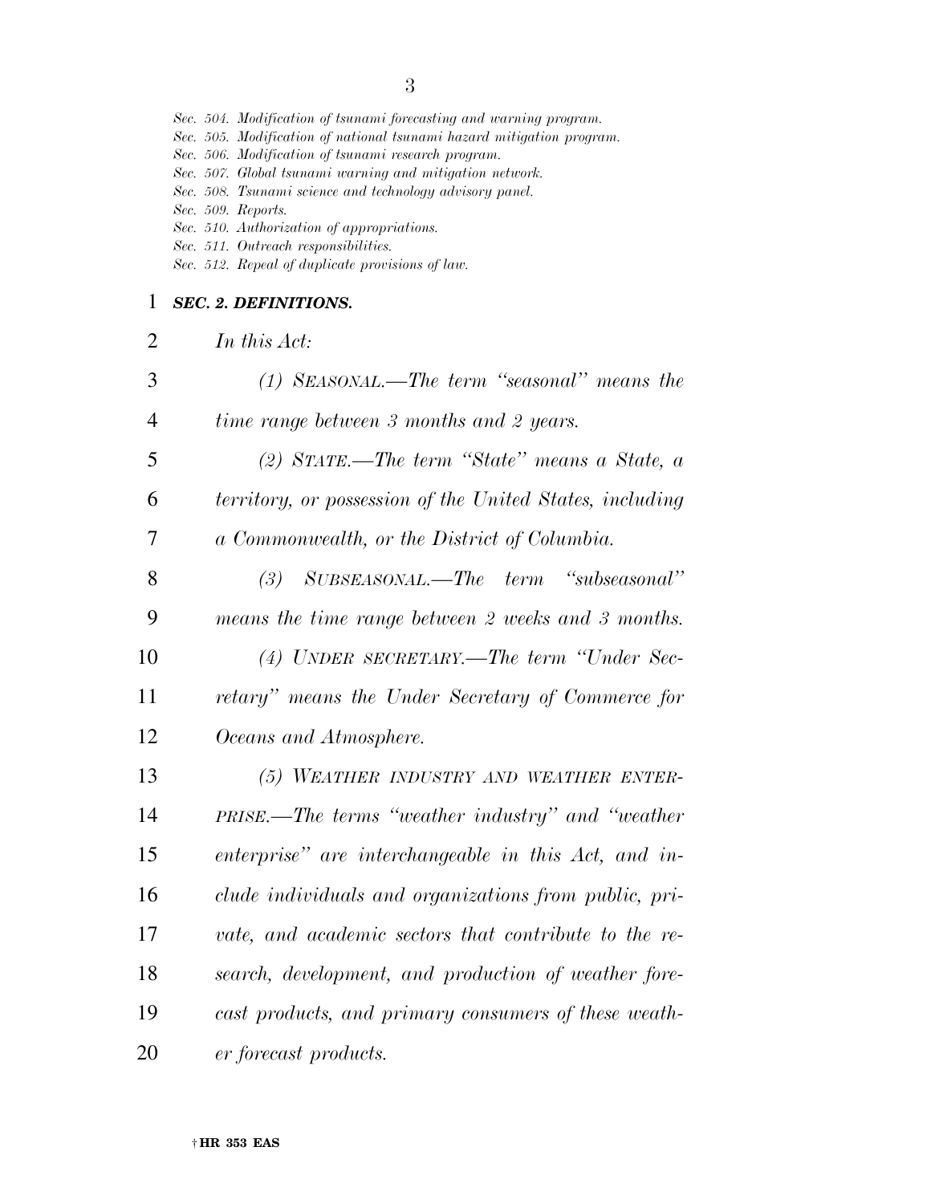*Sec. 504. Modification of tsunami forecasting and warning program.*
*Sec. 505. Modification of national tsunami hazard mitigation program.*
*Sec. 506. Modification of tsunami research program.*
*Sec. 507. Global tsunami warning and mitigation network.*
*Sec. 508. Tsunami science and technology advisory panel.*
*Sec. 509. Reports.*
*Sec. 510. Authorization of appropriations.*
*Sec. 511. Outreach responsibilities.*
*Sec. 512. Repeal of duplicate provisions of law.*

### *SEC. 2. DEFINITIONS.*

*In this Act:*

*(1) SEASONAL.—The term "seasonal" means the time range between 3 months and 2 years.*

*(2) STATE.—The term "State" means a State, a territory, or possession of the United States, including a Commonwealth, or the District of Columbia.*

*(3) SUBSEASONAL.—The term "subseasonal" means the time range between 2 weeks and 3 months.*

*(4) UNDER SECRETARY.—The term "Under Secretary" means the Under Secretary of Commerce for Oceans and Atmosphere.*

*(5) WEATHER INDUSTRY AND WEATHER ENTERPRISE.—The terms "weather industry" and "weather enterprise" are interchangeable in this Act, and include individuals and organizations from public, private, and academic sectors that contribute to the research, development, and production of weather forecast products, and primary consumers of these weather forecast products.*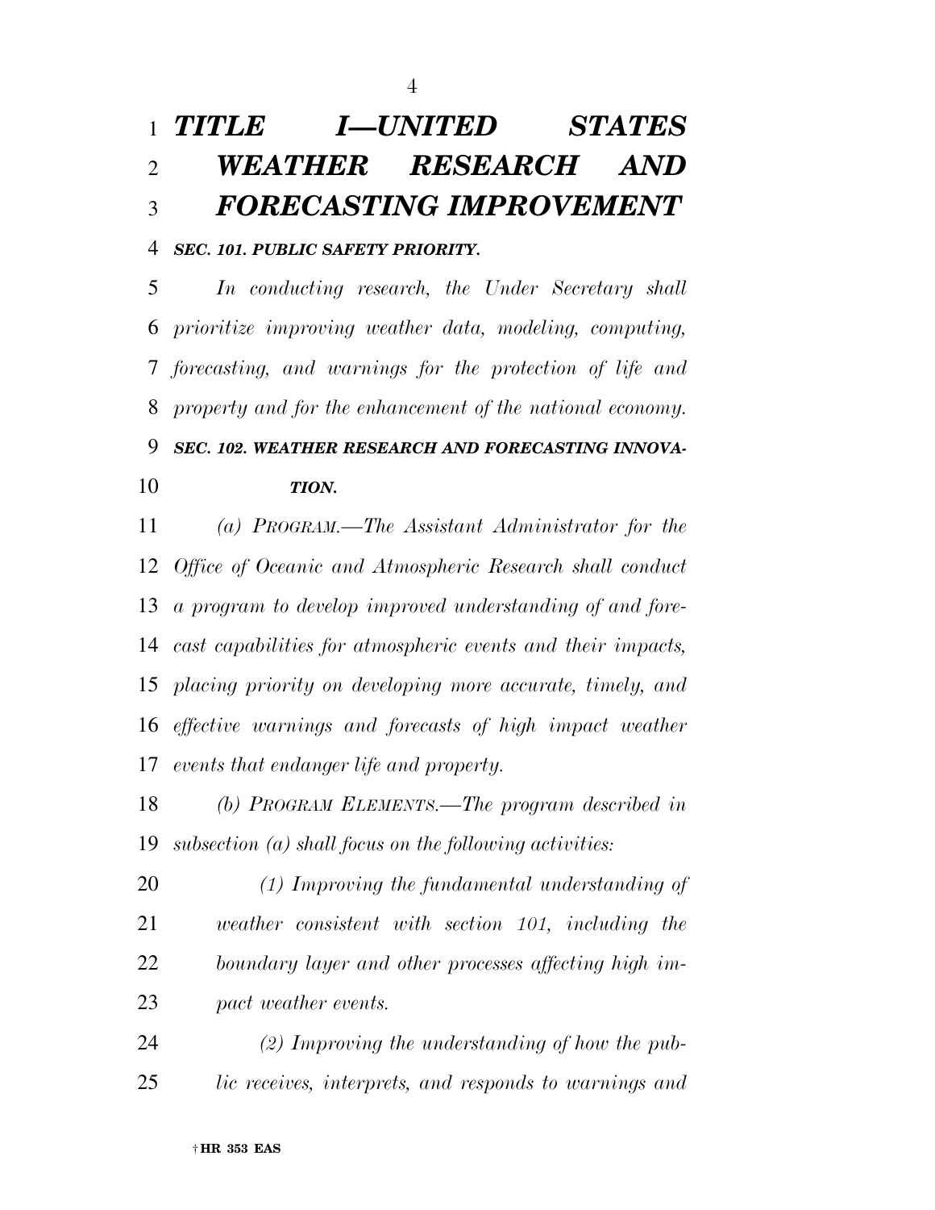# *TITLE I—UNITED STATES WEATHER RESEARCH AND FORECASTING IMPROVEMENT*

***SEC. 101. PUBLIC SAFETY PRIORITY.***

*In conducting research, the Under Secretary shall prioritize improving weather data, modeling, computing, forecasting, and warnings for the protection of life and property and for the enhancement of the national economy.*

***SEC. 102. WEATHER RESEARCH AND FORECASTING INNOVATION.***

*(a) PROGRAM.—The Assistant Administrator for the Office of Oceanic and Atmospheric Research shall conduct a program to develop improved understanding of and forecast capabilities for atmospheric events and their impacts, placing priority on developing more accurate, timely, and effective warnings and forecasts of high impact weather events that endanger life and property.*

*(b) PROGRAM ELEMENTS.—The program described in subsection (a) shall focus on the following activities:*

*(1) Improving the fundamental understanding of weather consistent with section 101, including the boundary layer and other processes affecting high impact weather events.*

*(2) Improving the understanding of how the public receives, interprets, and responds to warnings and*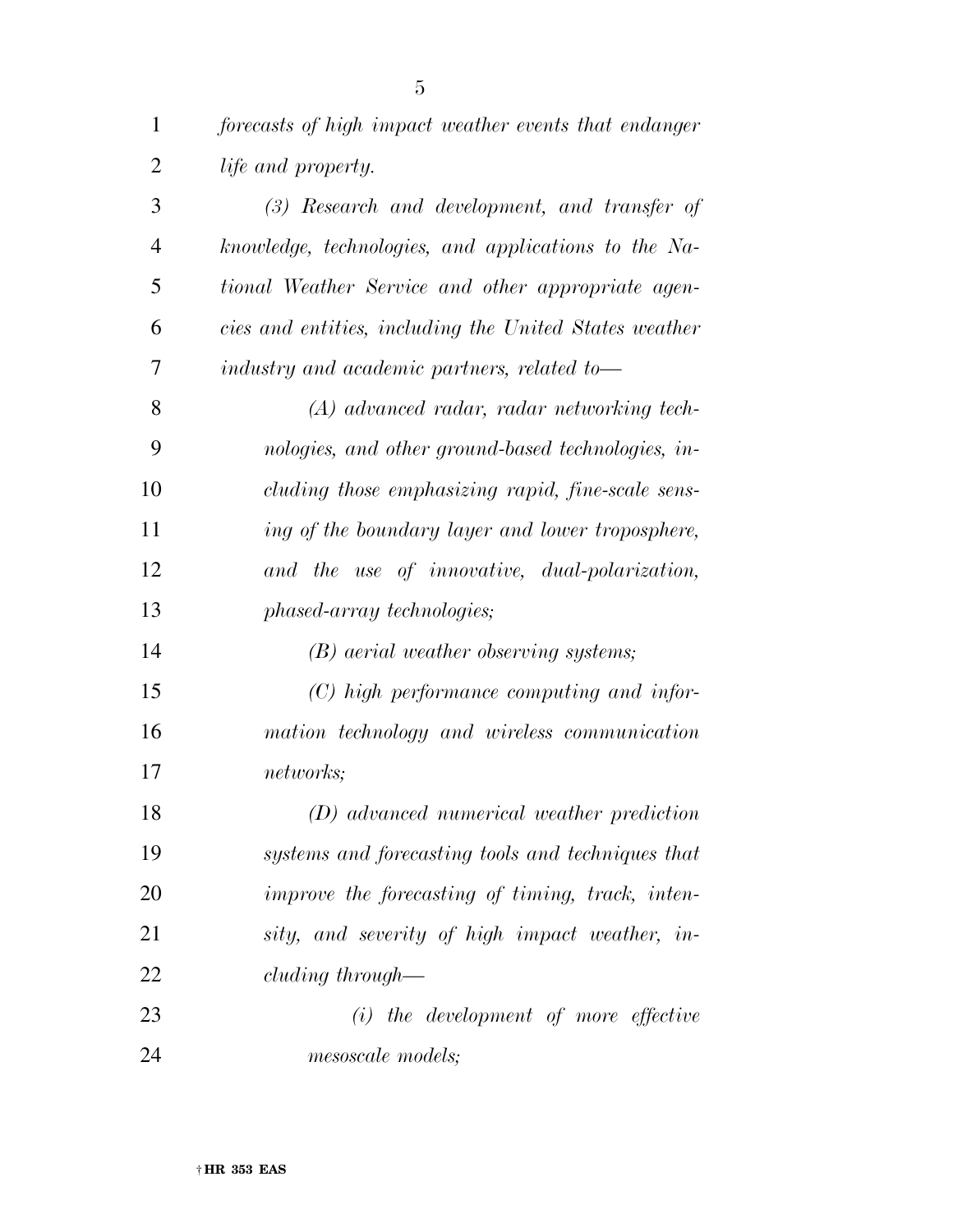*forecasts of high impact weather events that endanger life and property.*

*(3) Research and development, and transfer of knowledge, technologies, and applications to the National Weather Service and other appropriate agencies and entities, including the United States weather industry and academic partners, related to—*

*(A) advanced radar, radar networking technologies, and other ground-based technologies, including those emphasizing rapid, fine-scale sensing of the boundary layer and lower troposphere, and the use of innovative, dual-polarization, phased-array technologies;*

*(B) aerial weather observing systems;*

*(C) high performance computing and information technology and wireless communication networks;*

*(D) advanced numerical weather prediction systems and forecasting tools and techniques that improve the forecasting of timing, track, intensity, and severity of high impact weather, including through—*

*(i) the development of more effective mesoscale models;*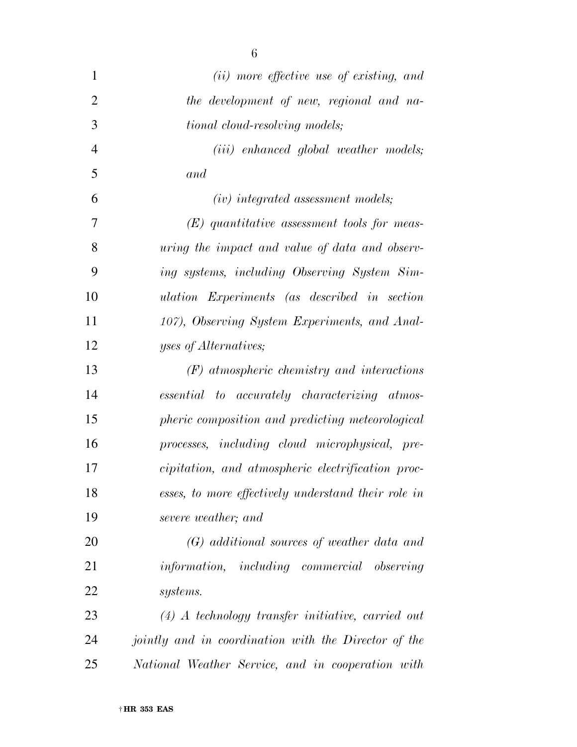*(ii) more effective use of existing, and the development of new, regional and national cloud-resolving models;*

*(iii) enhanced global weather models; and*

*(iv) integrated assessment models;*

*(E) quantitative assessment tools for measuring the impact and value of data and observing systems, including Observing System Simulation Experiments (as described in section 107), Observing System Experiments, and Analyses of Alternatives;*

*(F) atmospheric chemistry and interactions essential to accurately characterizing atmospheric composition and predicting meteorological processes, including cloud microphysical, precipitation, and atmospheric electrification processes, to more effectively understand their role in severe weather; and*

*(G) additional sources of weather data and information, including commercial observing systems.*

*(4) A technology transfer initiative, carried out jointly and in coordination with the Director of the National Weather Service, and in cooperation with*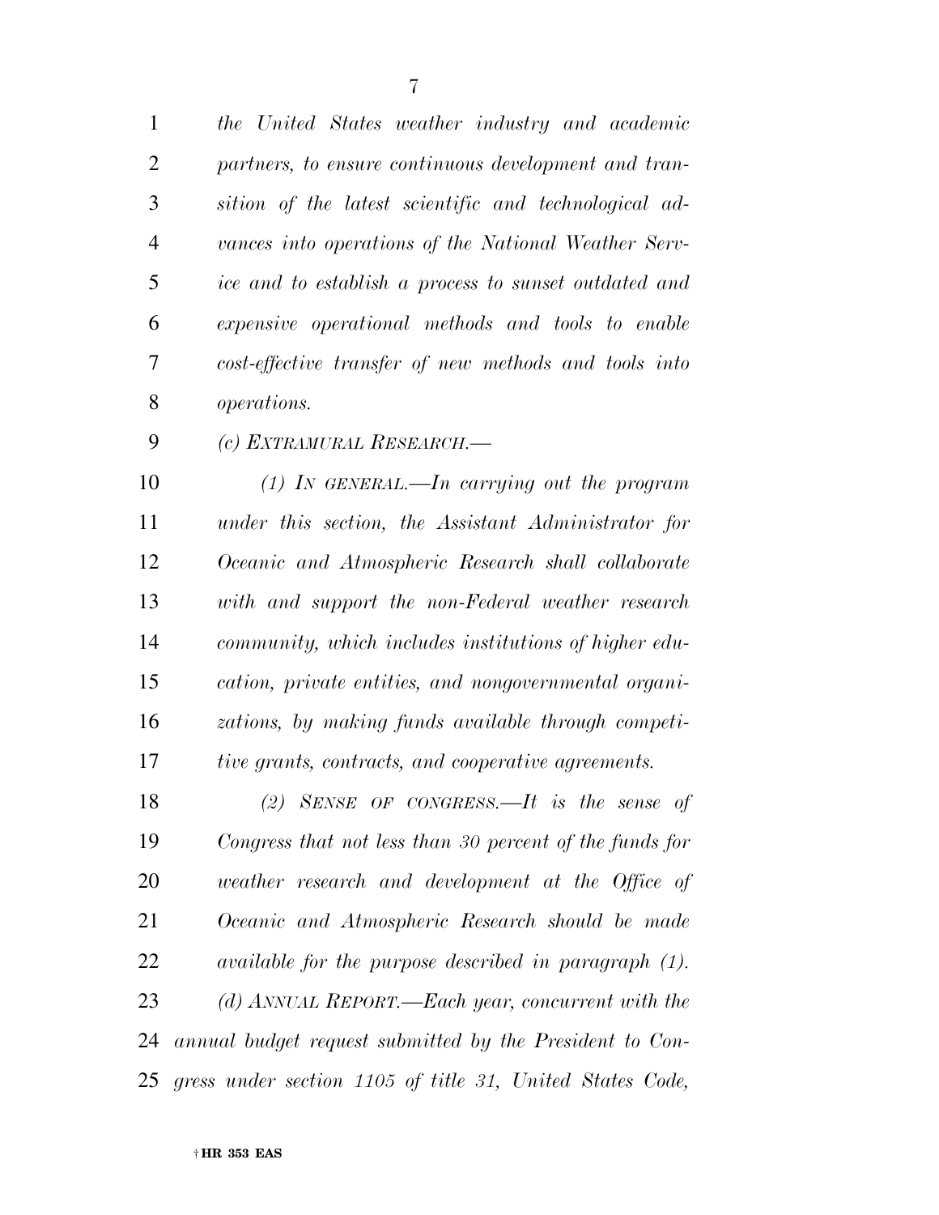*the United States weather industry and academic partners, to ensure continuous development and transition of the latest scientific and technological advances into operations of the National Weather Service and to establish a process to sunset outdated and expensive operational methods and tools to enable cost-effective transfer of new methods and tools into operations.*

*(c) EXTRAMURAL RESEARCH.—*

*(1) IN GENERAL.—In carrying out the program under this section, the Assistant Administrator for Oceanic and Atmospheric Research shall collaborate with and support the non-Federal weather research community, which includes institutions of higher education, private entities, and nongovernmental organizations, by making funds available through competitive grants, contracts, and cooperative agreements.*

*(2) SENSE OF CONGRESS.—It is the sense of Congress that not less than 30 percent of the funds for weather research and development at the Office of Oceanic and Atmospheric Research should be made available for the purpose described in paragraph (1).*

*(d) ANNUAL REPORT.—Each year, concurrent with the annual budget request submitted by the President to Congress under section 1105 of title 31, United States Code,*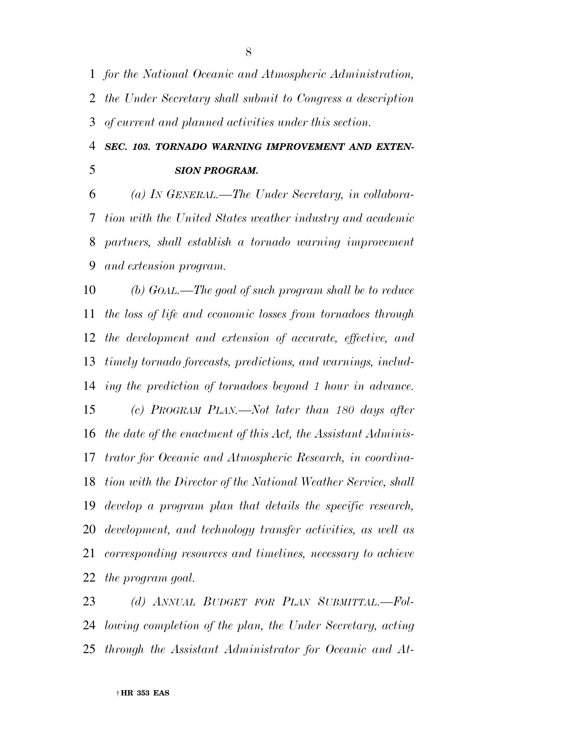*for the National Oceanic and Atmospheric Administration, the Under Secretary shall submit to Congress a description of current and planned activities under this section.*

***SEC. 103. TORNADO WARNING IMPROVEMENT AND EXTENSION PROGRAM.***

*(a) IN GENERAL.—The Under Secretary, in collaboration with the United States weather industry and academic partners, shall establish a tornado warning improvement and extension program.*

*(b) GOAL.—The goal of such program shall be to reduce the loss of life and economic losses from tornadoes through the development and extension of accurate, effective, and timely tornado forecasts, predictions, and warnings, including the prediction of tornadoes beyond 1 hour in advance.*

*(c) PROGRAM PLAN.—Not later than 180 days after the date of the enactment of this Act, the Assistant Administrator for Oceanic and Atmospheric Research, in coordination with the Director of the National Weather Service, shall develop a program plan that details the specific research, development, and technology transfer activities, as well as corresponding resources and timelines, necessary to achieve the program goal.*

*(d) ANNUAL BUDGET FOR PLAN SUBMITTAL.—Following completion of the plan, the Under Secretary, acting through the Assistant Administrator for Oceanic and At-*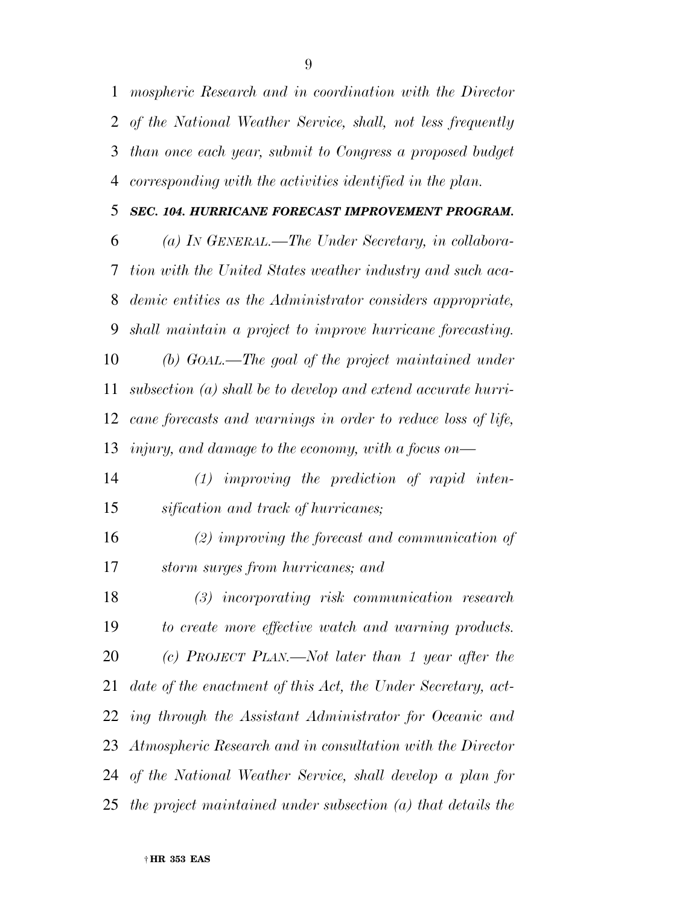*mospheric Research and in coordination with the Director of the National Weather Service, shall, not less frequently than once each year, submit to Congress a proposed budget corresponding with the activities identified in the plan.*

***SEC. 104. HURRICANE FORECAST IMPROVEMENT PROGRAM.***

*(a) IN GENERAL.—The Under Secretary, in collaboration with the United States weather industry and such academic entities as the Administrator considers appropriate, shall maintain a project to improve hurricane forecasting.*

*(b) GOAL.—The goal of the project maintained under subsection (a) shall be to develop and extend accurate hurricane forecasts and warnings in order to reduce loss of life, injury, and damage to the economy, with a focus on—*

*(1) improving the prediction of rapid intensification and track of hurricanes;*

*(2) improving the forecast and communication of storm surges from hurricanes; and*

*(3) incorporating risk communication research to create more effective watch and warning products.*

*(c) PROJECT PLAN.—Not later than 1 year after the date of the enactment of this Act, the Under Secretary, acting through the Assistant Administrator for Oceanic and Atmospheric Research and in consultation with the Director of the National Weather Service, shall develop a plan for the project maintained under subsection (a) that details the*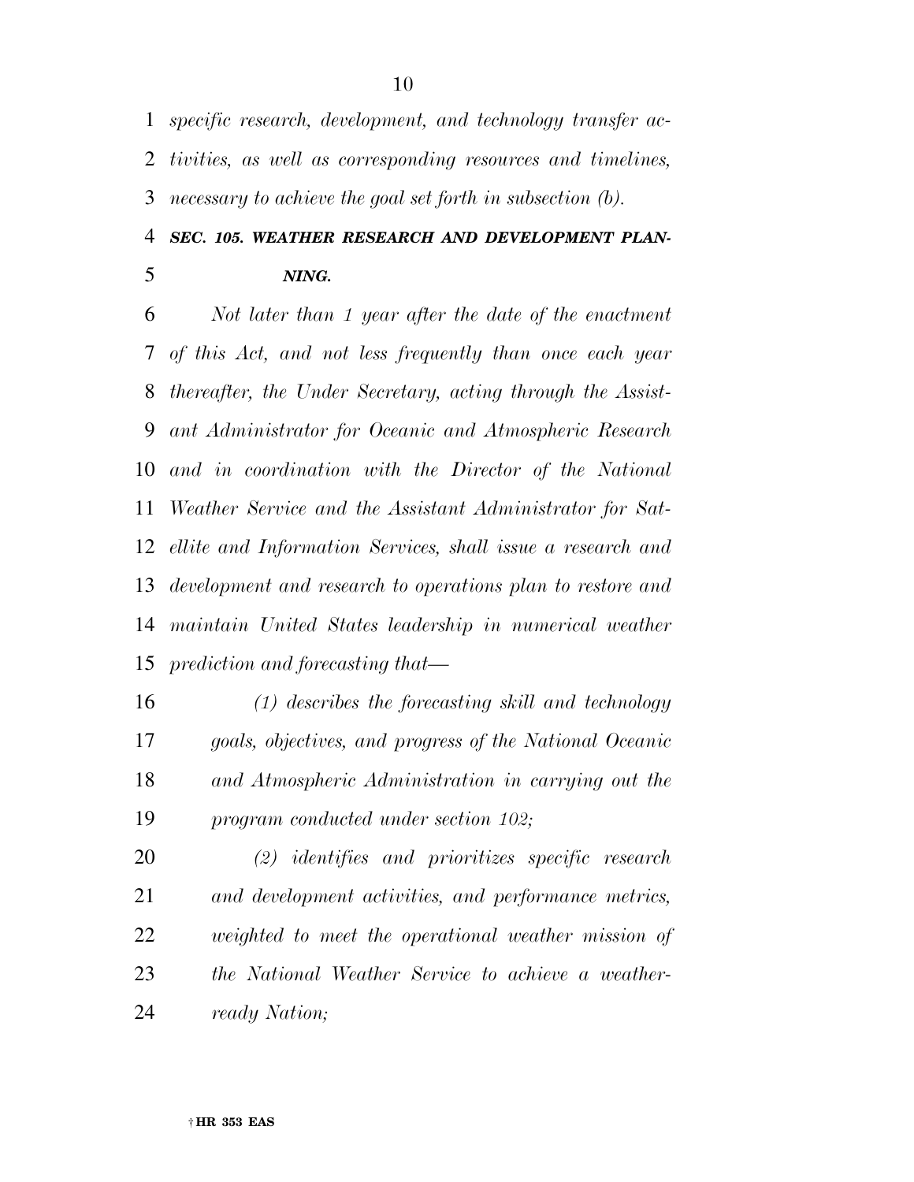*specific research, development, and technology transfer activities, as well as corresponding resources and timelines, necessary to achieve the goal set forth in subsection (b).*

***SEC. 105. WEATHER RESEARCH AND DEVELOPMENT PLANNING.***

*Not later than 1 year after the date of the enactment of this Act, and not less frequently than once each year thereafter, the Under Secretary, acting through the Assistant Administrator for Oceanic and Atmospheric Research and in coordination with the Director of the National Weather Service and the Assistant Administrator for Satellite and Information Services, shall issue a research and development and research to operations plan to restore and maintain United States leadership in numerical weather prediction and forecasting that—*

*(1) describes the forecasting skill and technology goals, objectives, and progress of the National Oceanic and Atmospheric Administration in carrying out the program conducted under section 102;*

*(2) identifies and prioritizes specific research and development activities, and performance metrics, weighted to meet the operational weather mission of the National Weather Service to achieve a weather-ready Nation;*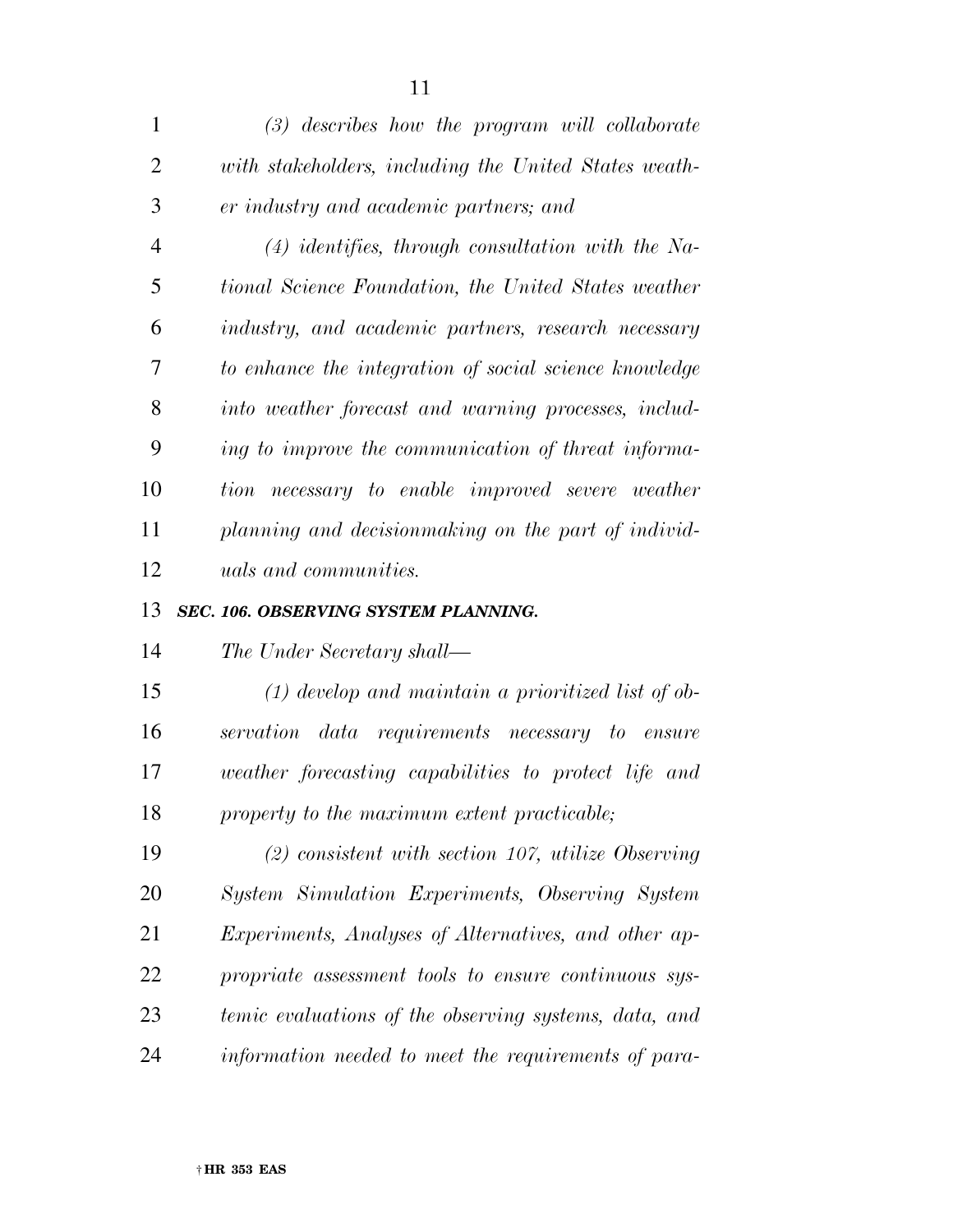*(3) describes how the program will collaborate with stakeholders, including the United States weather industry and academic partners; and*

*(4) identifies, through consultation with the National Science Foundation, the United States weather industry, and academic partners, research necessary to enhance the integration of social science knowledge into weather forecast and warning processes, including to improve the communication of threat information necessary to enable improved severe weather planning and decisionmaking on the part of individuals and communities.*

### *SEC. 106. OBSERVING SYSTEM PLANNING.*

*The Under Secretary shall—*

*(1) develop and maintain a prioritized list of observation data requirements necessary to ensure weather forecasting capabilities to protect life and property to the maximum extent practicable;*

*(2) consistent with section 107, utilize Observing System Simulation Experiments, Observing System Experiments, Analyses of Alternatives, and other appropriate assessment tools to ensure continuous systemic evaluations of the observing systems, data, and information needed to meet the requirements of para-*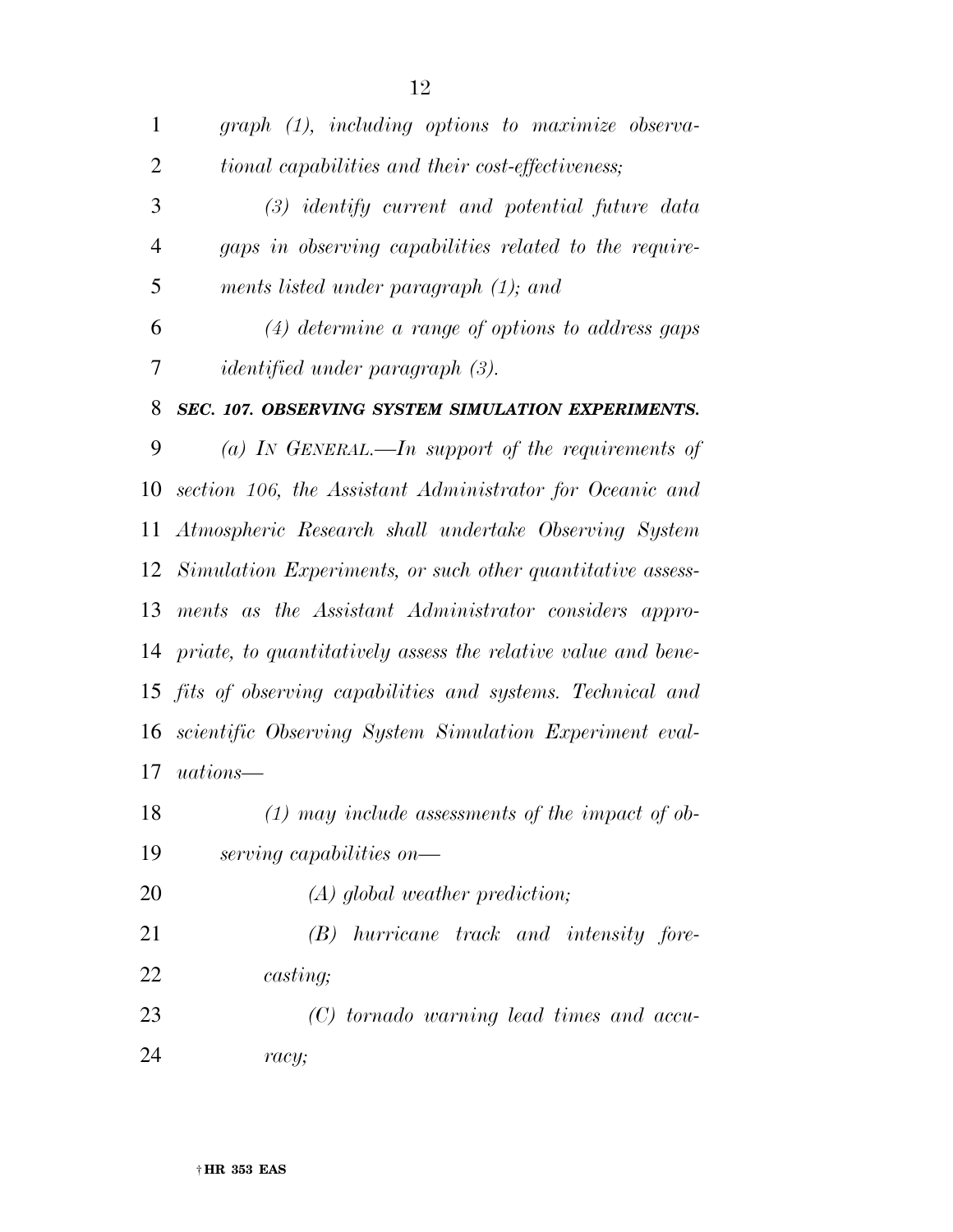*graph (1), including options to maximize observational capabilities and their cost-effectiveness;*

*(3) identify current and potential future data gaps in observing capabilities related to the requirements listed under paragraph (1); and*

*(4) determine a range of options to address gaps identified under paragraph (3).*

### *SEC. 107. OBSERVING SYSTEM SIMULATION EXPERIMENTS.*

*(a) IN GENERAL.—In support of the requirements of section 106, the Assistant Administrator for Oceanic and Atmospheric Research shall undertake Observing System Simulation Experiments, or such other quantitative assessments as the Assistant Administrator considers appropriate, to quantitatively assess the relative value and benefits of observing capabilities and systems. Technical and scientific Observing System Simulation Experiment evaluations—*

*(1) may include assessments of the impact of observing capabilities on—*

*(A) global weather prediction;*

*(B) hurricane track and intensity forecasting;*

*(C) tornado warning lead times and accuracy;*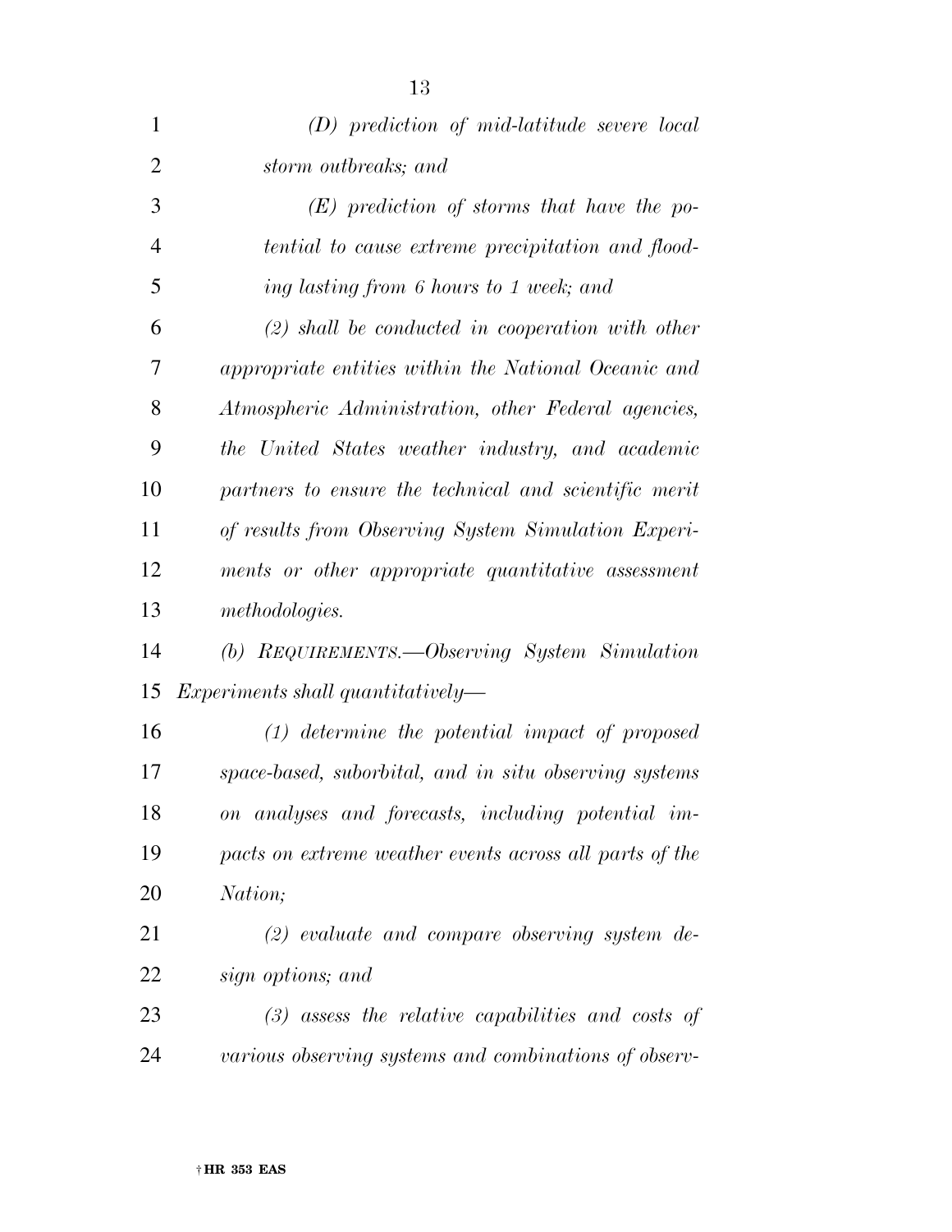*(D) prediction of mid-latitude severe local storm outbreaks; and*

*(E) prediction of storms that have the potential to cause extreme precipitation and flooding lasting from 6 hours to 1 week; and*

*(2) shall be conducted in cooperation with other appropriate entities within the National Oceanic and Atmospheric Administration, other Federal agencies, the United States weather industry, and academic partners to ensure the technical and scientific merit of results from Observing System Simulation Experiments or other appropriate quantitative assessment methodologies.*

*(b) REQUIREMENTS.—Observing System Simulation Experiments shall quantitatively—*

*(1) determine the potential impact of proposed space-based, suborbital, and in situ observing systems on analyses and forecasts, including potential impacts on extreme weather events across all parts of the Nation;*

*(2) evaluate and compare observing system design options; and*

*(3) assess the relative capabilities and costs of various observing systems and combinations of observ-*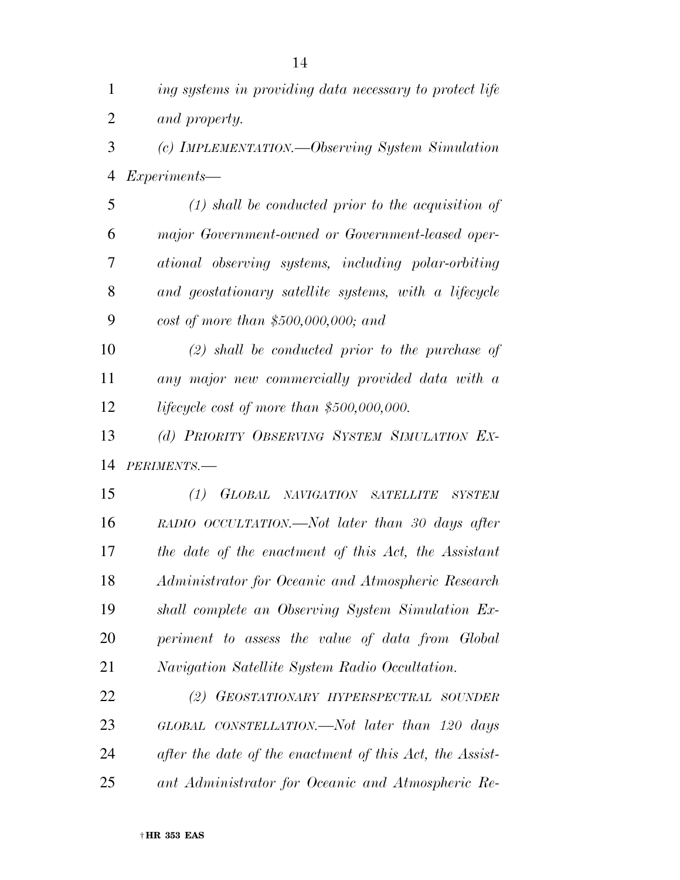*ing systems in providing data necessary to protect life and property.*

*(c) IMPLEMENTATION.—Observing System Simulation Experiments—*

*(1) shall be conducted prior to the acquisition of major Government-owned or Government-leased operational observing systems, including polar-orbiting and geostationary satellite systems, with a lifecycle cost of more than $500,000,000; and*

*(2) shall be conducted prior to the purchase of any major new commercially provided data with a lifecycle cost of more than $500,000,000.*

*(d) PRIORITY OBSERVING SYSTEM SIMULATION EXPERIMENTS.—*

*(1) GLOBAL NAVIGATION SATELLITE SYSTEM RADIO OCCULTATION.—Not later than 30 days after the date of the enactment of this Act, the Assistant Administrator for Oceanic and Atmospheric Research shall complete an Observing System Simulation Experiment to assess the value of data from Global Navigation Satellite System Radio Occultation.*

*(2) GEOSTATIONARY HYPERSPECTRAL SOUNDER GLOBAL CONSTELLATION.—Not later than 120 days after the date of the enactment of this Act, the Assistant Administrator for Oceanic and Atmospheric Re-*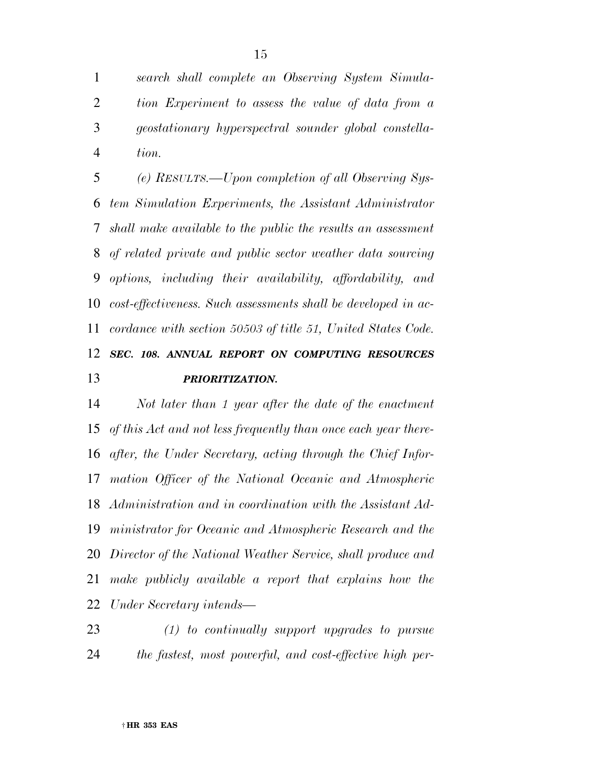*search shall complete an Observing System Simulation Experiment to assess the value of data from a geostationary hyperspectral sounder global constellation.*

*(e) RESULTS.—Upon completion of all Observing System Simulation Experiments, the Assistant Administrator shall make available to the public the results an assessment of related private and public sector weather data sourcing options, including their availability, affordability, and cost-effectiveness. Such assessments shall be developed in accordance with section 50503 of title 51, United States Code.*

***SEC. 108. ANNUAL REPORT ON COMPUTING RESOURCES PRIORITIZATION.***

*Not later than 1 year after the date of the enactment of this Act and not less frequently than once each year thereafter, the Under Secretary, acting through the Chief Information Officer of the National Oceanic and Atmospheric Administration and in coordination with the Assistant Administrator for Oceanic and Atmospheric Research and the Director of the National Weather Service, shall produce and make publicly available a report that explains how the Under Secretary intends—*

*(1) to continually support upgrades to pursue the fastest, most powerful, and cost-effective high per-*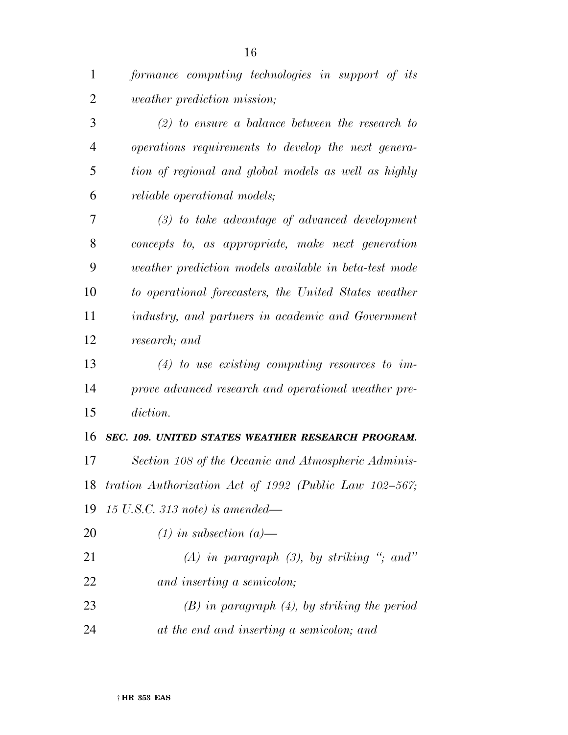*formance computing technologies in support of its weather prediction mission;*

*(2) to ensure a balance between the research to operations requirements to develop the next generation of regional and global models as well as highly reliable operational models;*

*(3) to take advantage of advanced development concepts to, as appropriate, make next generation weather prediction models available in beta-test mode to operational forecasters, the United States weather industry, and partners in academic and Government research; and*

*(4) to use existing computing resources to improve advanced research and operational weather prediction.*

***SEC. 109. UNITED STATES WEATHER RESEARCH PROGRAM.***

*Section 108 of the Oceanic and Atmospheric Administration Authorization Act of 1992 (Public Law 102–567; 15 U.S.C. 313 note) is amended—*

*(1) in subsection (a)—*

*(A) in paragraph (3), by striking "; and" and inserting a semicolon;*

*(B) in paragraph (4), by striking the period at the end and inserting a semicolon; and*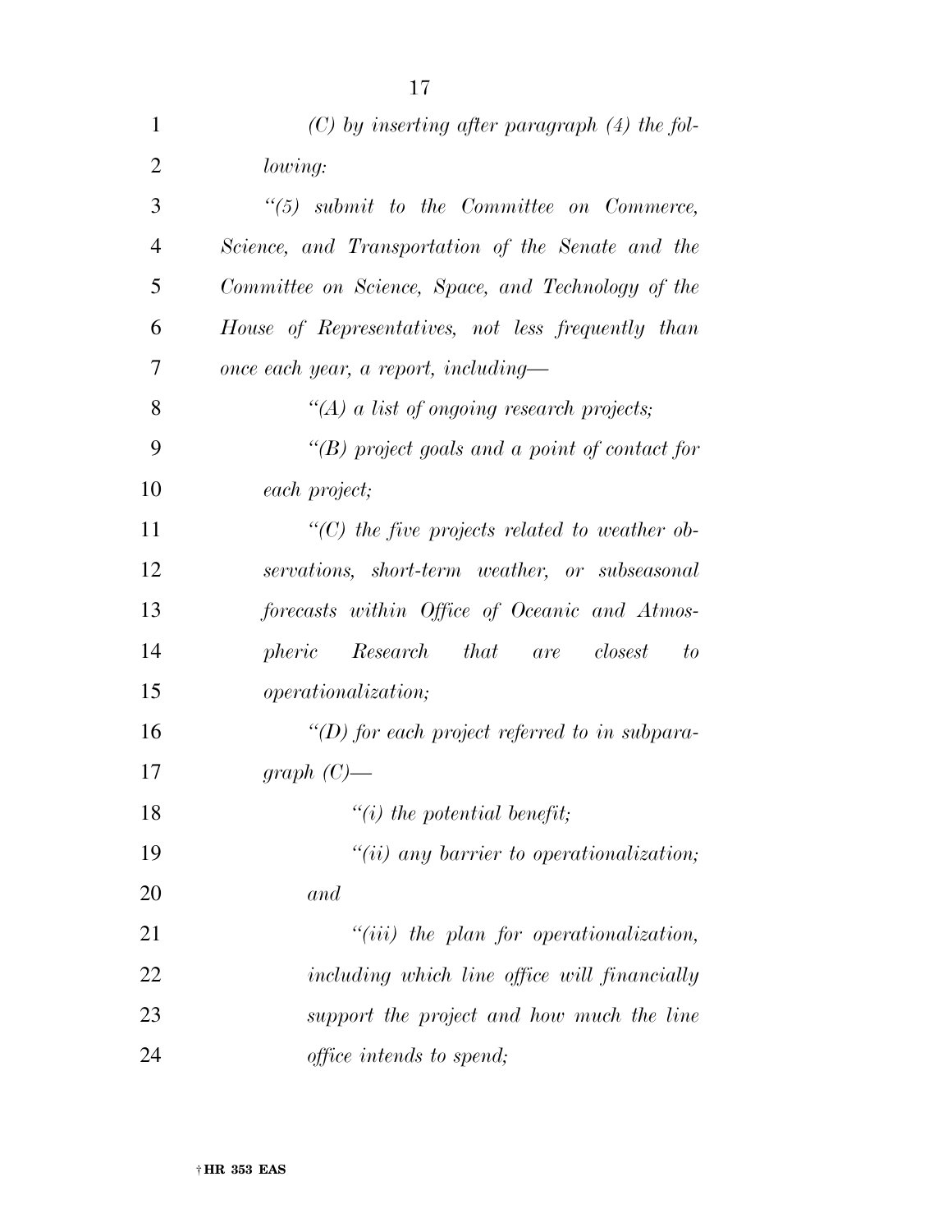*(C) by inserting after paragraph (4) the following:*

*"(5) submit to the Committee on Commerce, Science, and Transportation of the Senate and the Committee on Science, Space, and Technology of the House of Representatives, not less frequently than once each year, a report, including—*

*"(A) a list of ongoing research projects;*

*"(B) project goals and a point of contact for each project;*

*"(C) the five projects related to weather observations, short-term weather, or subseasonal forecasts within Office of Oceanic and Atmospheric Research that are closest to operationalization;*

*"(D) for each project referred to in subparagraph (C)—*

*"(i) the potential benefit;*

*"(ii) any barrier to operationalization; and*

*"(iii) the plan for operationalization, including which line office will financially support the project and how much the line office intends to spend;*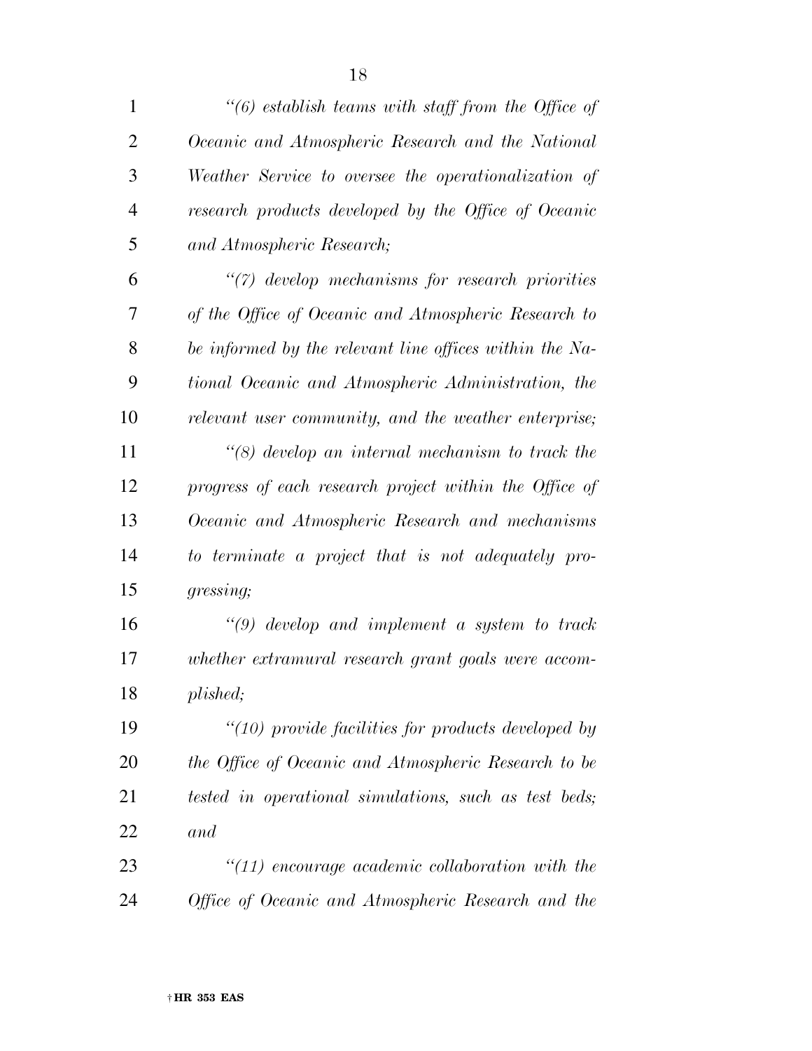*"(6) establish teams with staff from the Office of Oceanic and Atmospheric Research and the National Weather Service to oversee the operationalization of research products developed by the Office of Oceanic and Atmospheric Research;*

*"(7) develop mechanisms for research priorities of the Office of Oceanic and Atmospheric Research to be informed by the relevant line offices within the National Oceanic and Atmospheric Administration, the relevant user community, and the weather enterprise;*

*"(8) develop an internal mechanism to track the progress of each research project within the Office of Oceanic and Atmospheric Research and mechanisms to terminate a project that is not adequately progressing;*

*"(9) develop and implement a system to track whether extramural research grant goals were accomplished;*

*"(10) provide facilities for products developed by the Office of Oceanic and Atmospheric Research to be tested in operational simulations, such as test beds; and*

*"(11) encourage academic collaboration with the Office of Oceanic and Atmospheric Research and the*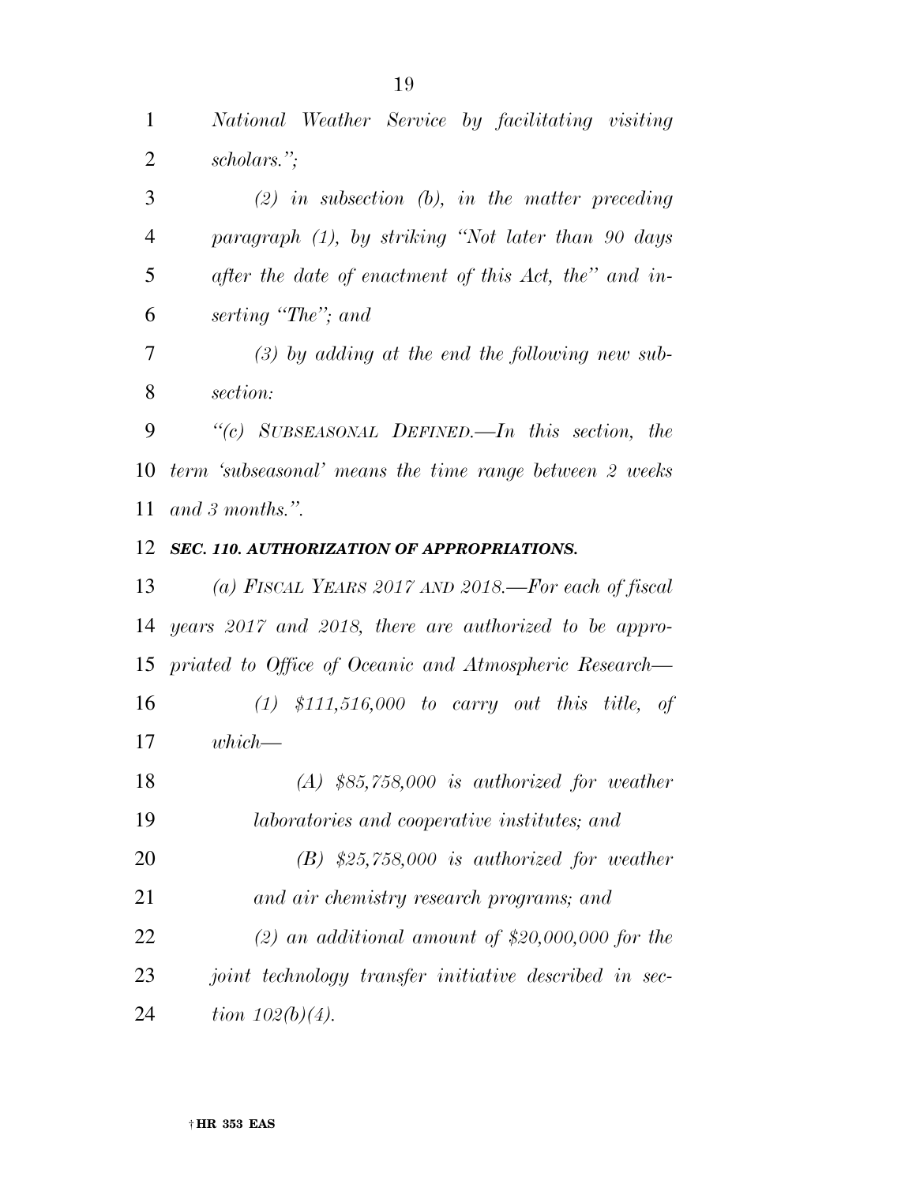*National Weather Service by facilitating visiting scholars.'';*

*(2) in subsection (b), in the matter preceding paragraph (1), by striking ''Not later than 90 days after the date of enactment of this Act, the'' and inserting ''The''; and*

*(3) by adding at the end the following new subsection:*

*''(c) SUBSEASONAL DEFINED.—In this section, the term 'subseasonal' means the time range between 2 weeks and 3 months.''.*

***SEC. 110. AUTHORIZATION OF APPROPRIATIONS.***

*(a) FISCAL YEARS 2017 AND 2018.—For each of fiscal years 2017 and 2018, there are authorized to be appropriated to Office of Oceanic and Atmospheric Research—*

*(1) $111,516,000 to carry out this title, of which—*

*(A) $85,758,000 is authorized for weather laboratories and cooperative institutes; and*

*(B) $25,758,000 is authorized for weather and air chemistry research programs; and*

*(2) an additional amount of $20,000,000 for the joint technology transfer initiative described in section 102(b)(4).*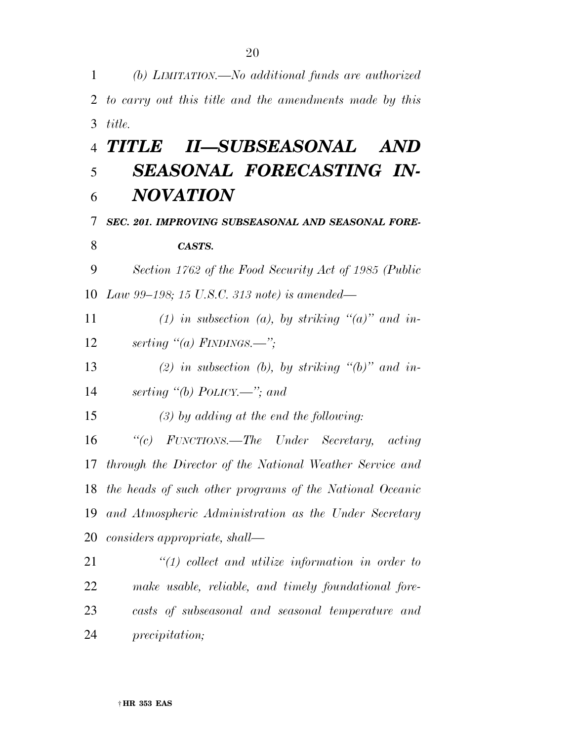*(b) LIMITATION.—No additional funds are authorized to carry out this title and the amendments made by this title.*

# *TITLE II—SUBSEASONAL AND SEASONAL FORECASTING INNOVATION*

***SEC. 201. IMPROVING SUBSEASONAL AND SEASONAL FORECASTS.***

*Section 1762 of the Food Security Act of 1985 (Public Law 99–198; 15 U.S.C. 313 note) is amended—*

*(1) in subsection (a), by striking "(a)" and inserting "(a) FINDINGS.—";*

*(2) in subsection (b), by striking "(b)" and inserting "(b) POLICY.—"; and*

*(3) by adding at the end the following:*

*"(c) FUNCTIONS.—The Under Secretary, acting through the Director of the National Weather Service and the heads of such other programs of the National Oceanic and Atmospheric Administration as the Under Secretary considers appropriate, shall—*

*"(1) collect and utilize information in order to make usable, reliable, and timely foundational forecasts of subseasonal and seasonal temperature and precipitation;*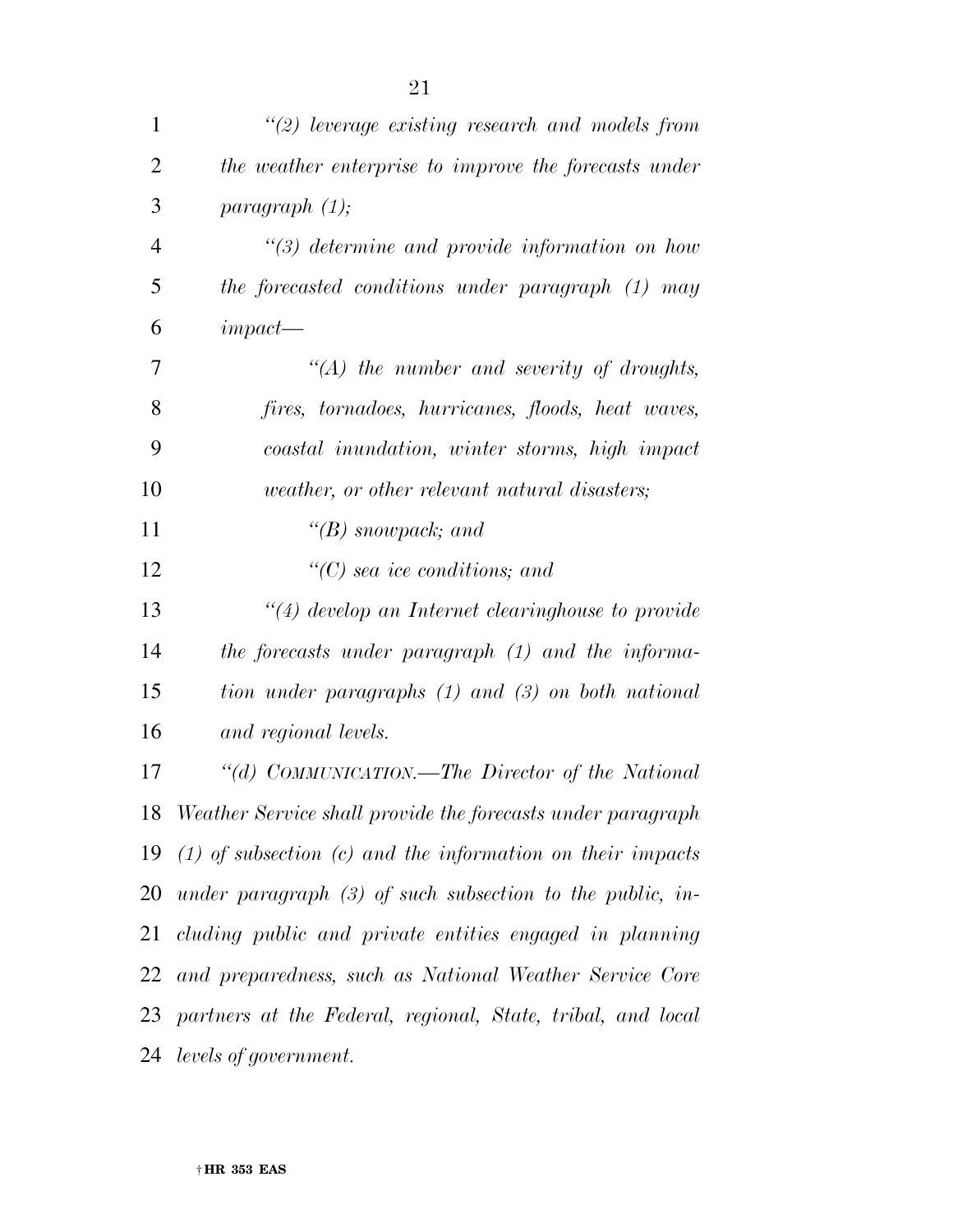*“(2) leverage existing research and models from the weather enterprise to improve the forecasts under paragraph (1);*

*“(3) determine and provide information on how the forecasted conditions under paragraph (1) may impact—*

*“(A) the number and severity of droughts, fires, tornadoes, hurricanes, floods, heat waves, coastal inundation, winter storms, high impact weather, or other relevant natural disasters;*

*“(B) snowpack; and*

*“(C) sea ice conditions; and*

*“(4) develop an Internet clearinghouse to provide the forecasts under paragraph (1) and the information under paragraphs (1) and (3) on both national and regional levels.*

*“(d) COMMUNICATION.—The Director of the National Weather Service shall provide the forecasts under paragraph (1) of subsection (c) and the information on their impacts under paragraph (3) of such subsection to the public, including public and private entities engaged in planning and preparedness, such as National Weather Service Core partners at the Federal, regional, State, tribal, and local levels of government.*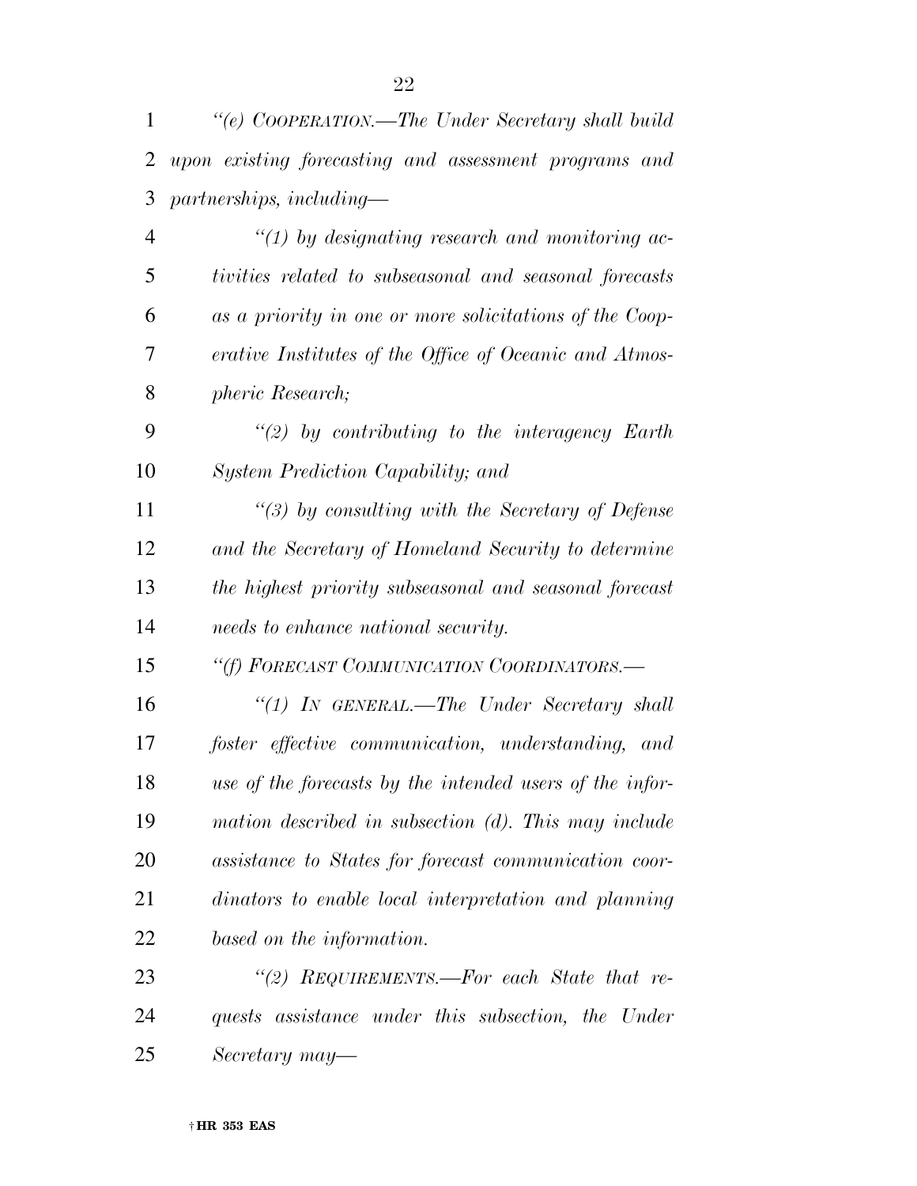*"(e) COOPERATION.—The Under Secretary shall build upon existing forecasting and assessment programs and partnerships, including—*

*"(1) by designating research and monitoring activities related to subseasonal and seasonal forecasts as a priority in one or more solicitations of the Cooperative Institutes of the Office of Oceanic and Atmospheric Research;*

*"(2) by contributing to the interagency Earth System Prediction Capability; and*

*"(3) by consulting with the Secretary of Defense and the Secretary of Homeland Security to determine the highest priority subseasonal and seasonal forecast needs to enhance national security.*

*"(f) FORECAST COMMUNICATION COORDINATORS.—*

*"(1) IN GENERAL.—The Under Secretary shall foster effective communication, understanding, and use of the forecasts by the intended users of the information described in subsection (d). This may include assistance to States for forecast communication coordinators to enable local interpretation and planning based on the information.*

*"(2) REQUIREMENTS.—For each State that requests assistance under this subsection, the Under Secretary may—*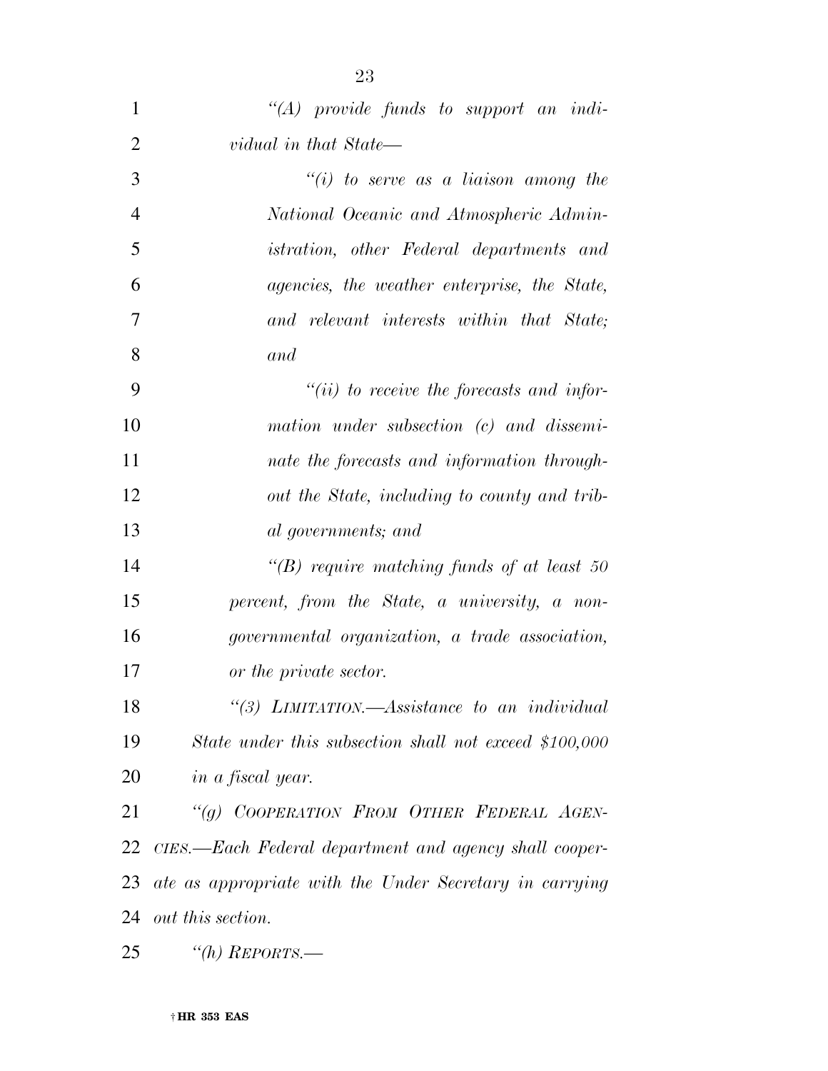*"(A) provide funds to support an individual in that State—*

*"(i) to serve as a liaison among the National Oceanic and Atmospheric Administration, other Federal departments and agencies, the weather enterprise, the State, and relevant interests within that State; and*

*"(ii) to receive the forecasts and information under subsection (c) and disseminate the forecasts and information throughout the State, including to county and tribal governments; and*

*"(B) require matching funds of at least 50 percent, from the State, a university, a nongovernmental organization, a trade association, or the private sector.*

*"(3) LIMITATION.—Assistance to an individual State under this subsection shall not exceed $100,000 in a fiscal year.*

*"(g) COOPERATION FROM OTHER FEDERAL AGENCIES.—Each Federal department and agency shall cooperate as appropriate with the Under Secretary in carrying out this section.*

*"(h) REPORTS.—*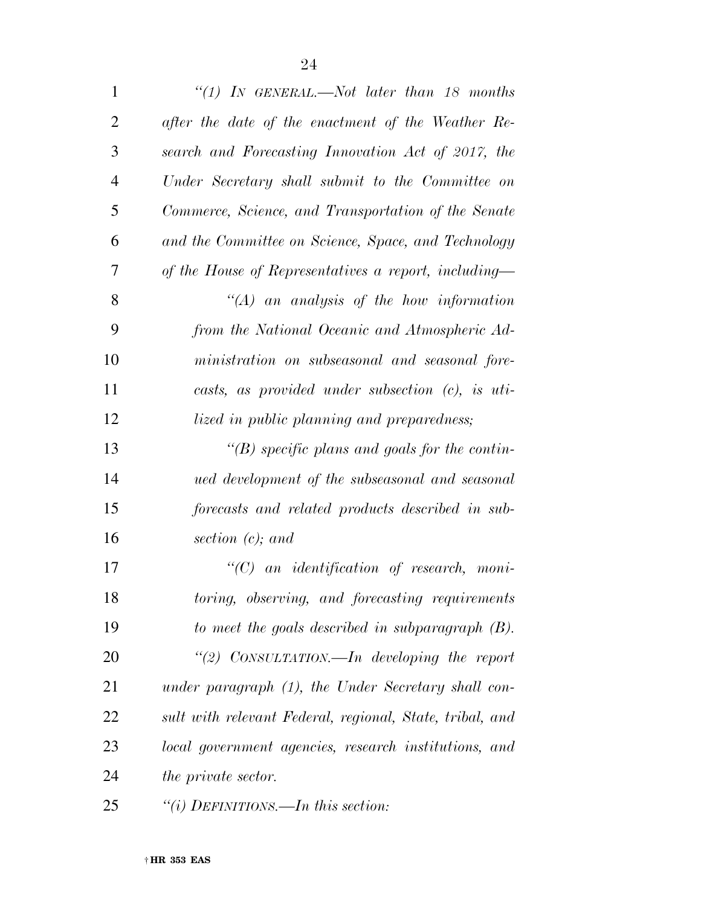*"(1) In general.—Not later than 18 months after the date of the enactment of the Weather Research and Forecasting Innovation Act of 2017, the Under Secretary shall submit to the Committee on Commerce, Science, and Transportation of the Senate and the Committee on Science, Space, and Technology of the House of Representatives a report, including—*

*"(A) an analysis of the how information from the National Oceanic and Atmospheric Administration on subseasonal and seasonal forecasts, as provided under subsection (c), is utilized in public planning and preparedness;*

*"(B) specific plans and goals for the continued development of the subseasonal and seasonal forecasts and related products described in subsection (c); and*

*"(C) an identification of research, monitoring, observing, and forecasting requirements to meet the goals described in subparagraph (B).*

*"(2) Consultation.—In developing the report under paragraph (1), the Under Secretary shall consult with relevant Federal, regional, State, tribal, and local government agencies, research institutions, and the private sector.*

*"(i) Definitions.—In this section:*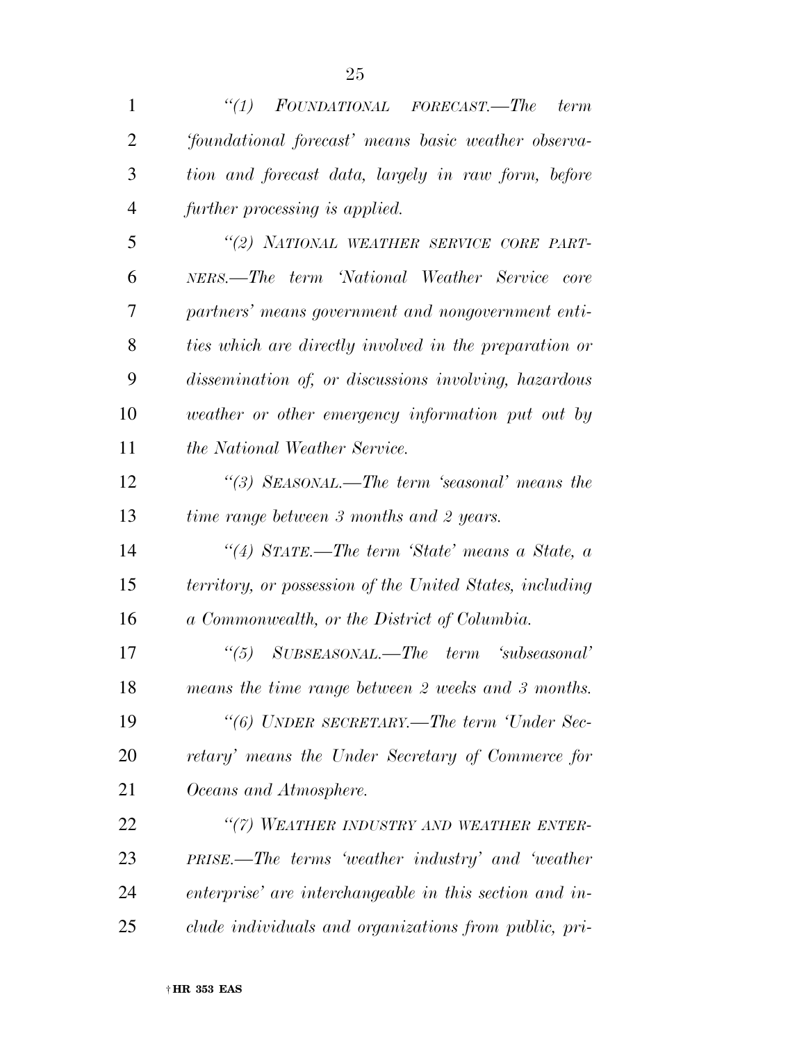*"(1) FOUNDATIONAL FORECAST.—The term 'foundational forecast' means basic weather observation and forecast data, largely in raw form, before further processing is applied.*

*"(2) NATIONAL WEATHER SERVICE CORE PARTNERS.—The term 'National Weather Service core partners' means government and nongovernment entities which are directly involved in the preparation or dissemination of, or discussions involving, hazardous weather or other emergency information put out by the National Weather Service.*

*"(3) SEASONAL.—The term 'seasonal' means the time range between 3 months and 2 years.*

*"(4) STATE.—The term 'State' means a State, a territory, or possession of the United States, including a Commonwealth, or the District of Columbia.*

*"(5) SUBSEASONAL.—The term 'subseasonal' means the time range between 2 weeks and 3 months.*

*"(6) UNDER SECRETARY.—The term 'Under Secretary' means the Under Secretary of Commerce for Oceans and Atmosphere.*

*"(7) WEATHER INDUSTRY AND WEATHER ENTERPRISE.—The terms 'weather industry' and 'weather enterprise' are interchangeable in this section and include individuals and organizations from public, pri-*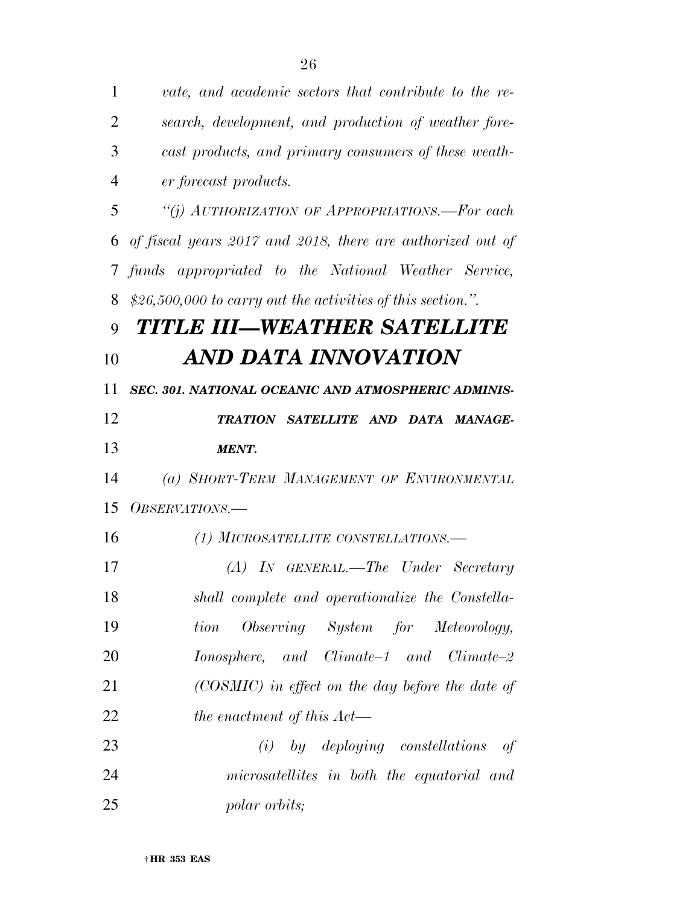*vate, and academic sectors that contribute to the research, development, and production of weather forecast products, and primary consumers of these weather forecast products.*

*"(j) AUTHORIZATION OF APPROPRIATIONS.—For each of fiscal years 2017 and 2018, there are authorized out of funds appropriated to the National Weather Service, $26,500,000 to carry out the activities of this section.".*

# *TITLE III—WEATHER SATELLITE AND DATA INNOVATION*

***SEC. 301. NATIONAL OCEANIC AND ATMOSPHERIC ADMINISTRATION SATELLITE AND DATA MANAGEMENT.***

*(a) SHORT-TERM MANAGEMENT OF ENVIRONMENTAL OBSERVATIONS.—*

*(1) MICROSATELLITE CONSTELLATIONS.—*

*(A) IN GENERAL.—The Under Secretary shall complete and operationalize the Constellation Observing System for Meteorology, Ionosphere, and Climate–1 and Climate–2 (COSMIC) in effect on the day before the date of the enactment of this Act—*

*(i) by deploying constellations of microsatellites in both the equatorial and polar orbits;*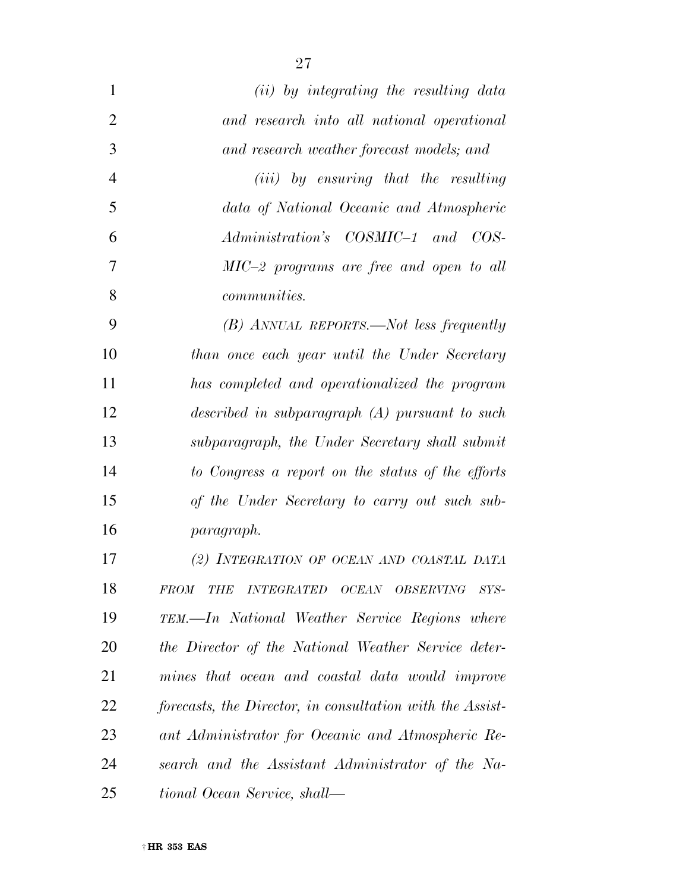*(ii) by integrating the resulting data and research into all national operational and research weather forecast models; and*

*(iii) by ensuring that the resulting data of National Oceanic and Atmospheric Administration's COSMIC–1 and COSMIC–2 programs are free and open to all communities.*

*(B) ANNUAL REPORTS.—Not less frequently than once each year until the Under Secretary has completed and operationalized the program described in subparagraph (A) pursuant to such subparagraph, the Under Secretary shall submit to Congress a report on the status of the efforts of the Under Secretary to carry out such subparagraph.*

*(2) INTEGRATION OF OCEAN AND COASTAL DATA FROM THE INTEGRATED OCEAN OBSERVING SYSTEM.—In National Weather Service Regions where the Director of the National Weather Service determines that ocean and coastal data would improve forecasts, the Director, in consultation with the Assistant Administrator for Oceanic and Atmospheric Research and the Assistant Administrator of the National Ocean Service, shall—*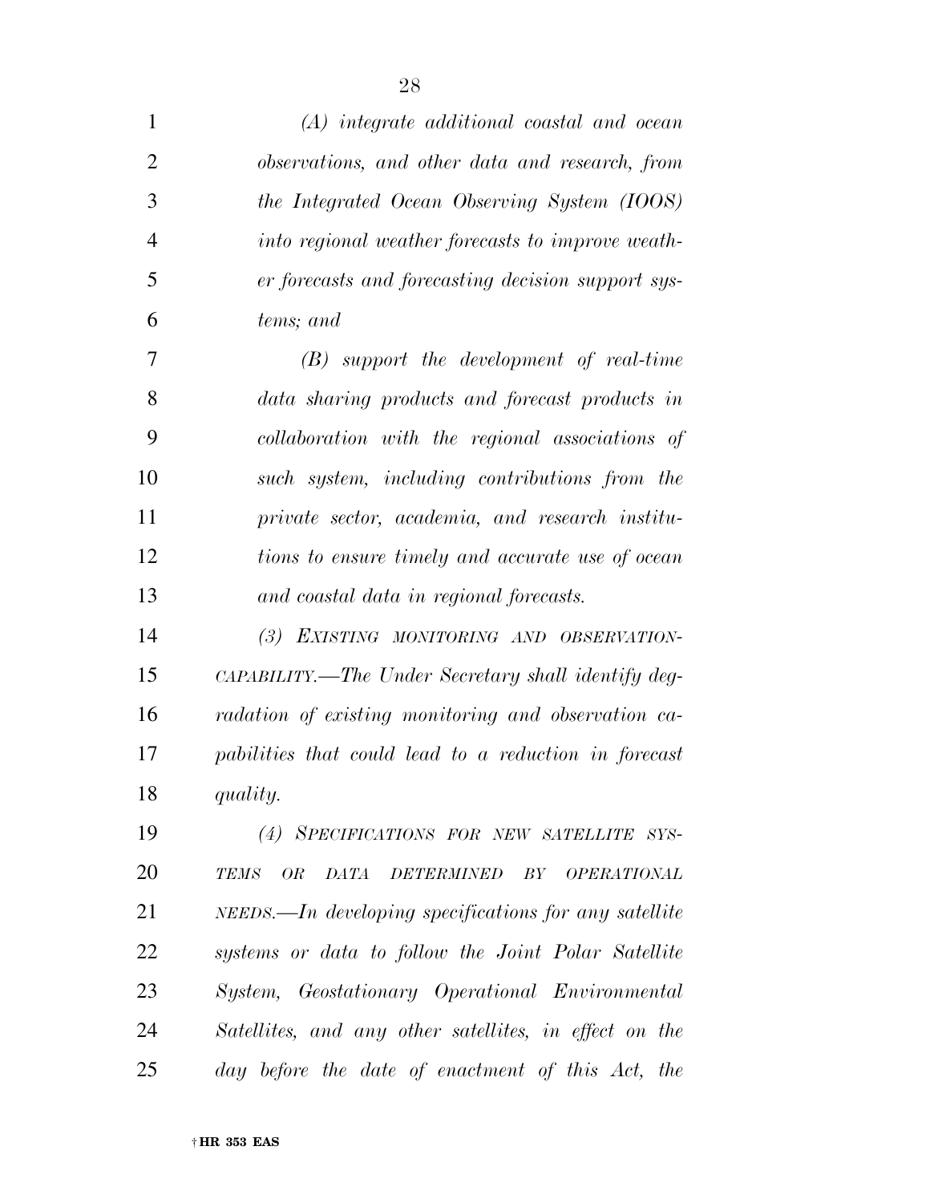*(A) integrate additional coastal and ocean observations, and other data and research, from the Integrated Ocean Observing System (IOOS) into regional weather forecasts to improve weather forecasts and forecasting decision support systems; and*

*(B) support the development of real-time data sharing products and forecast products in collaboration with the regional associations of such system, including contributions from the private sector, academia, and research institutions to ensure timely and accurate use of ocean and coastal data in regional forecasts.*

*(3) EXISTING MONITORING AND OBSERVATION-CAPABILITY.—The Under Secretary shall identify degradation of existing monitoring and observation capabilities that could lead to a reduction in forecast quality.*

*(4) SPECIFICATIONS FOR NEW SATELLITE SYSTEMS OR DATA DETERMINED BY OPERATIONAL NEEDS.—In developing specifications for any satellite systems or data to follow the Joint Polar Satellite System, Geostationary Operational Environmental Satellites, and any other satellites, in effect on the day before the date of enactment of this Act, the*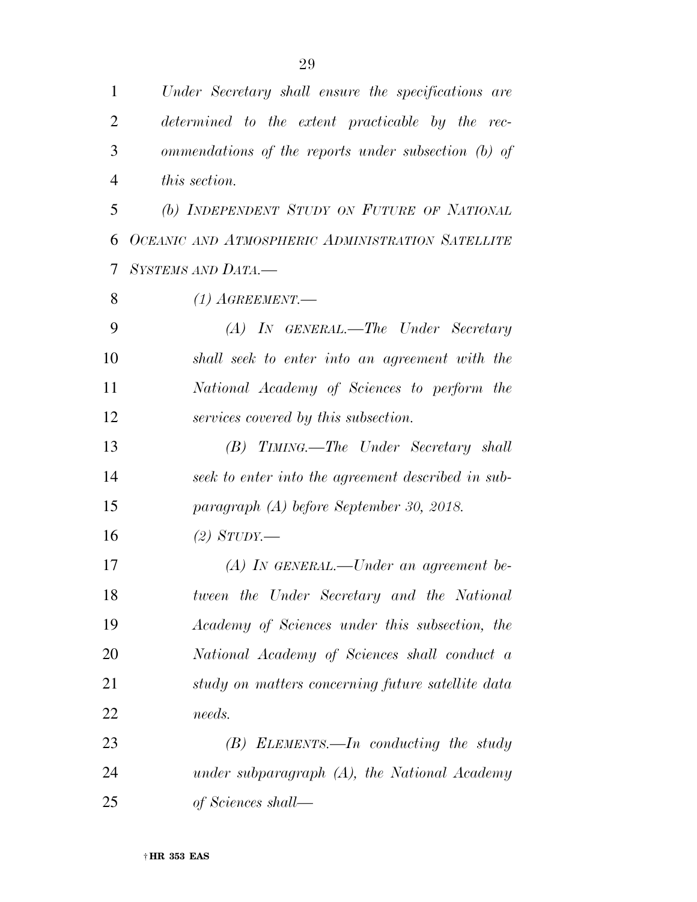*Under Secretary shall ensure the specifications are determined to the extent practicable by the recommendations of the reports under subsection (b) of this section.*

*(b) INDEPENDENT STUDY ON FUTURE OF NATIONAL OCEANIC AND ATMOSPHERIC ADMINISTRATION SATELLITE SYSTEMS AND DATA.—*

*(1) AGREEMENT.—*

*(A) IN GENERAL.—The Under Secretary shall seek to enter into an agreement with the National Academy of Sciences to perform the services covered by this subsection.*

*(B) TIMING.—The Under Secretary shall seek to enter into the agreement described in subparagraph (A) before September 30, 2018.*

*(2) STUDY.—*

*(A) IN GENERAL.—Under an agreement between the Under Secretary and the National Academy of Sciences under this subsection, the National Academy of Sciences shall conduct a study on matters concerning future satellite data needs.*

*(B) ELEMENTS.—In conducting the study under subparagraph (A), the National Academy of Sciences shall—*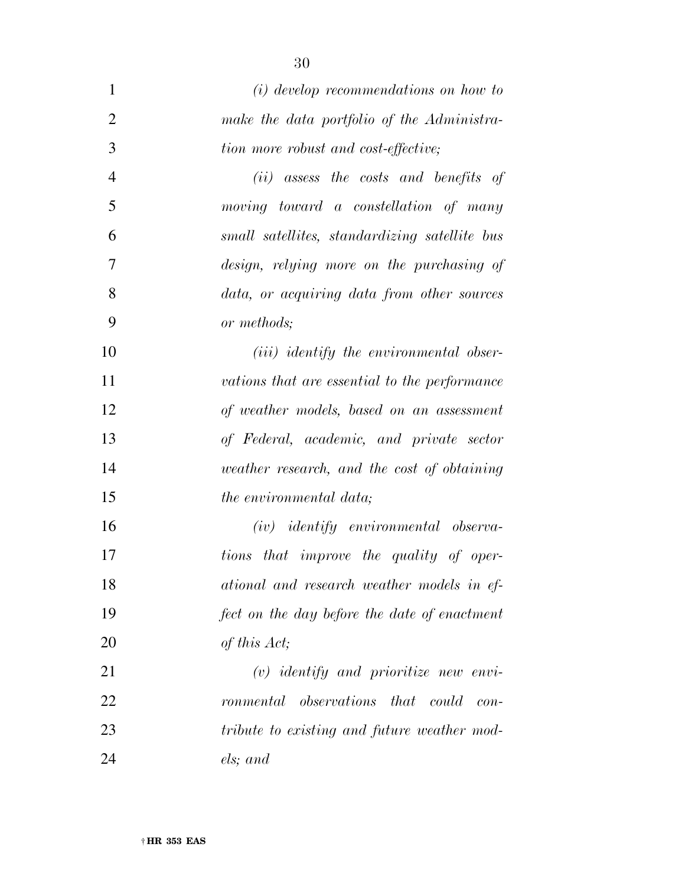*(i) develop recommendations on how to make the data portfolio of the Administration more robust and cost-effective;*

*(ii) assess the costs and benefits of moving toward a constellation of many small satellites, standardizing satellite bus design, relying more on the purchasing of data, or acquiring data from other sources or methods;*

*(iii) identify the environmental observations that are essential to the performance of weather models, based on an assessment of Federal, academic, and private sector weather research, and the cost of obtaining the environmental data;*

*(iv) identify environmental observations that improve the quality of operational and research weather models in effect on the day before the date of enactment of this Act;*

*(v) identify and prioritize new environmental observations that could contribute to existing and future weather models; and*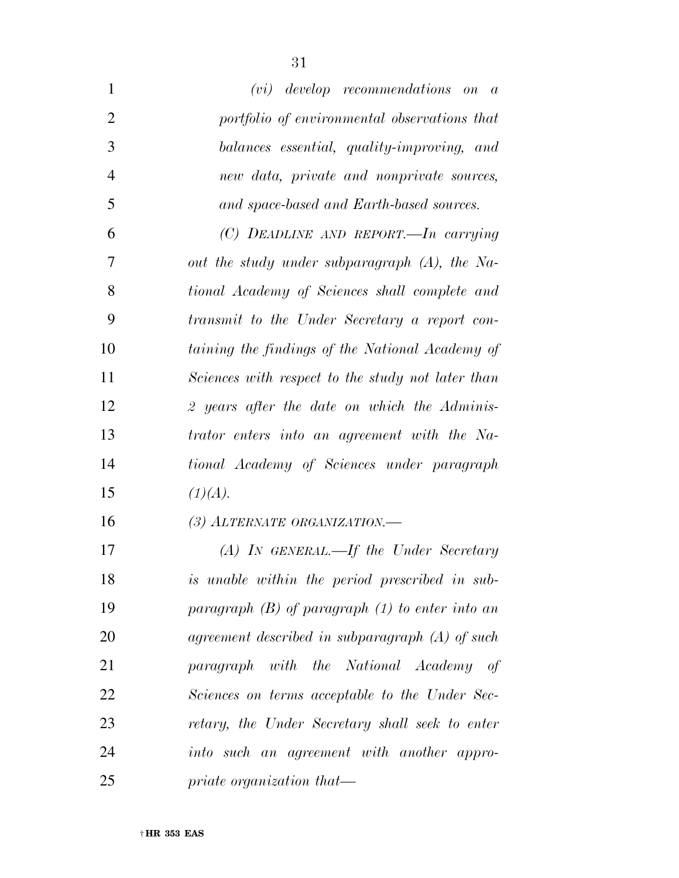*(vi) develop recommendations on a portfolio of environmental observations that balances essential, quality-improving, and new data, private and nonprivate sources, and space-based and Earth-based sources.*

*(C) DEADLINE AND REPORT.—In carrying out the study under subparagraph (A), the National Academy of Sciences shall complete and transmit to the Under Secretary a report containing the findings of the National Academy of Sciences with respect to the study not later than 2 years after the date on which the Administrator enters into an agreement with the National Academy of Sciences under paragraph (1)(A).*

*(3) ALTERNATE ORGANIZATION.—*

*(A) IN GENERAL.—If the Under Secretary is unable within the period prescribed in subparagraph (B) of paragraph (1) to enter into an agreement described in subparagraph (A) of such paragraph with the National Academy of Sciences on terms acceptable to the Under Secretary, the Under Secretary shall seek to enter into such an agreement with another appropriate organization that—*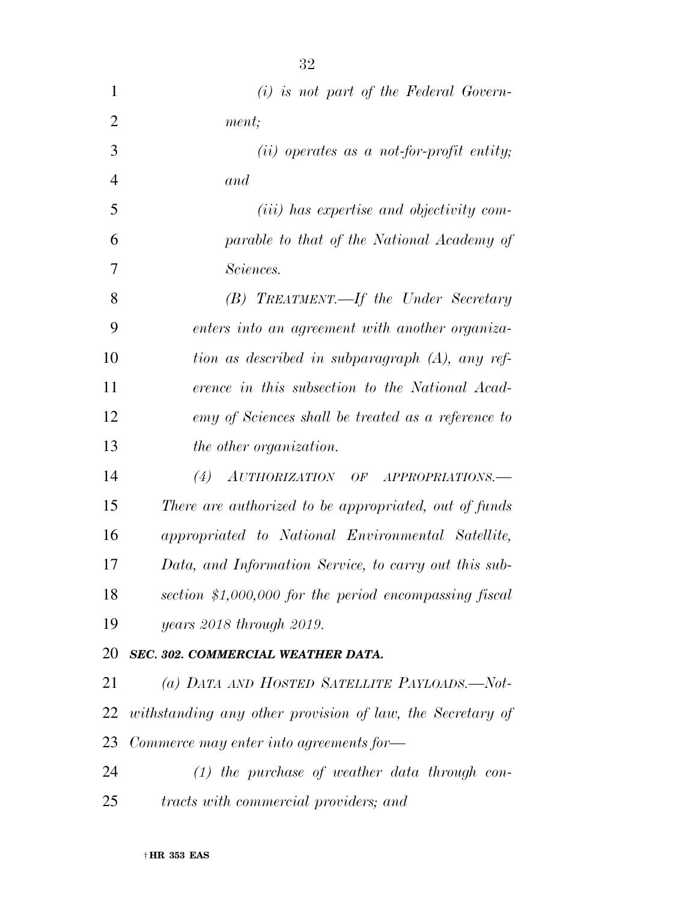*(i) is not part of the Federal Government;*

*(ii) operates as a not-for-profit entity; and*

*(iii) has expertise and objectivity comparable to that of the National Academy of Sciences.*

*(B) TREATMENT.—If the Under Secretary enters into an agreement with another organization as described in subparagraph (A), any reference in this subsection to the National Academy of Sciences shall be treated as a reference to the other organization.*

*(4) AUTHORIZATION OF APPROPRIATIONS.—There are authorized to be appropriated, out of funds appropriated to National Environmental Satellite, Data, and Information Service, to carry out this subsection $1,000,000 for the period encompassing fiscal years 2018 through 2019.*

***SEC. 302. COMMERCIAL WEATHER DATA.***

*(a) DATA AND HOSTED SATELLITE PAYLOADS.—Notwithstanding any other provision of law, the Secretary of Commerce may enter into agreements for—*

*(1) the purchase of weather data through contracts with commercial providers; and*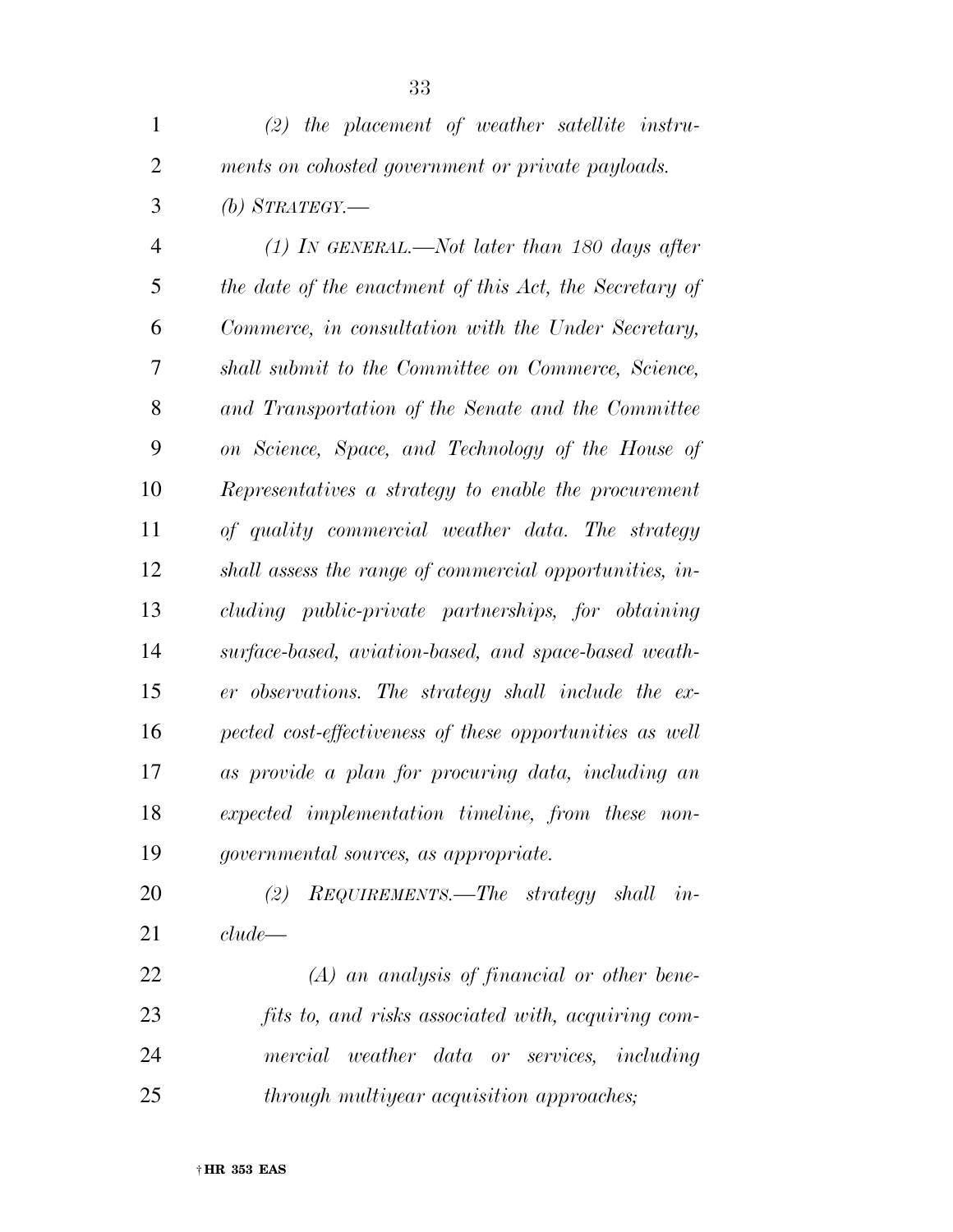*(2) the placement of weather satellite instruments on cohosted government or private payloads.*

*(b) STRATEGY.—*

*(1) IN GENERAL.—Not later than 180 days after the date of the enactment of this Act, the Secretary of Commerce, in consultation with the Under Secretary, shall submit to the Committee on Commerce, Science, and Transportation of the Senate and the Committee on Science, Space, and Technology of the House of Representatives a strategy to enable the procurement of quality commercial weather data. The strategy shall assess the range of commercial opportunities, including public-private partnerships, for obtaining surface-based, aviation-based, and space-based weather observations. The strategy shall include the expected cost-effectiveness of these opportunities as well as provide a plan for procuring data, including an expected implementation timeline, from these nongovernmental sources, as appropriate.*

*(2) REQUIREMENTS.—The strategy shall include—*

*(A) an analysis of financial or other benefits to, and risks associated with, acquiring commercial weather data or services, including through multiyear acquisition approaches;*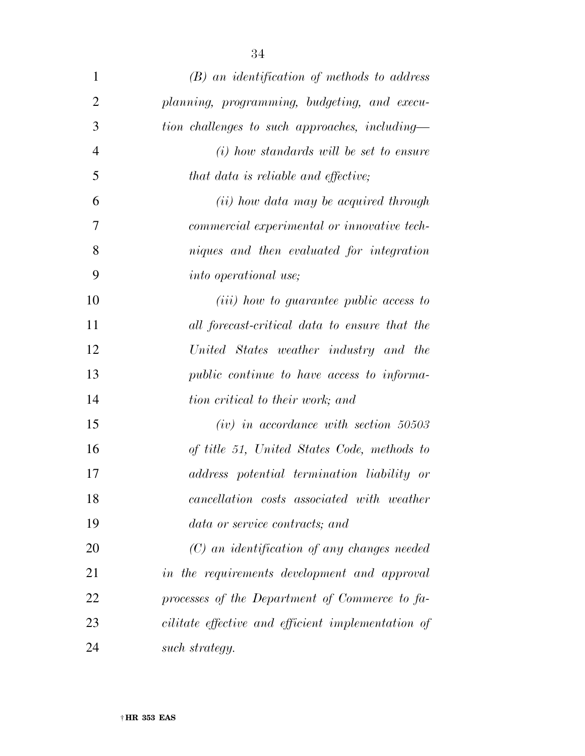*(B) an identification of methods to address planning, programming, budgeting, and execution challenges to such approaches, including—*

*(i) how standards will be set to ensure that data is reliable and effective;*

*(ii) how data may be acquired through commercial experimental or innovative techniques and then evaluated for integration into operational use;*

*(iii) how to guarantee public access to all forecast-critical data to ensure that the United States weather industry and the public continue to have access to information critical to their work; and*

*(iv) in accordance with section 50503 of title 51, United States Code, methods to address potential termination liability or cancellation costs associated with weather data or service contracts; and*

*(C) an identification of any changes needed in the requirements development and approval processes of the Department of Commerce to facilitate effective and efficient implementation of such strategy.*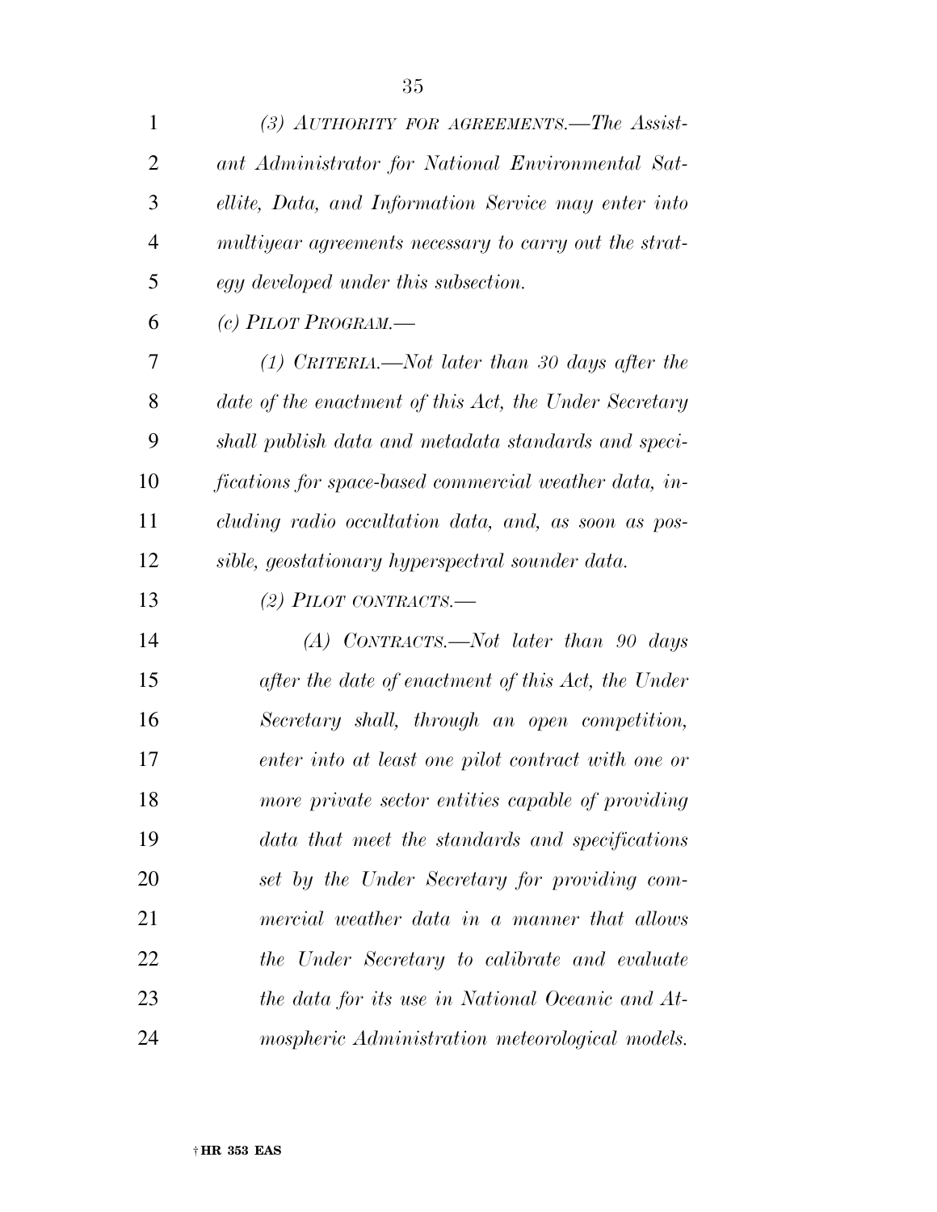*(3) AUTHORITY FOR AGREEMENTS.—The Assistant Administrator for National Environmental Satellite, Data, and Information Service may enter into multiyear agreements necessary to carry out the strategy developed under this subsection.*

*(c) PILOT PROGRAM.—*

*(1) CRITERIA.—Not later than 30 days after the date of the enactment of this Act, the Under Secretary shall publish data and metadata standards and specifications for space-based commercial weather data, including radio occultation data, and, as soon as possible, geostationary hyperspectral sounder data.*

*(2) PILOT CONTRACTS.—*

*(A) CONTRACTS.—Not later than 90 days after the date of enactment of this Act, the Under Secretary shall, through an open competition, enter into at least one pilot contract with one or more private sector entities capable of providing data that meet the standards and specifications set by the Under Secretary for providing commercial weather data in a manner that allows the Under Secretary to calibrate and evaluate the data for its use in National Oceanic and Atmospheric Administration meteorological models.*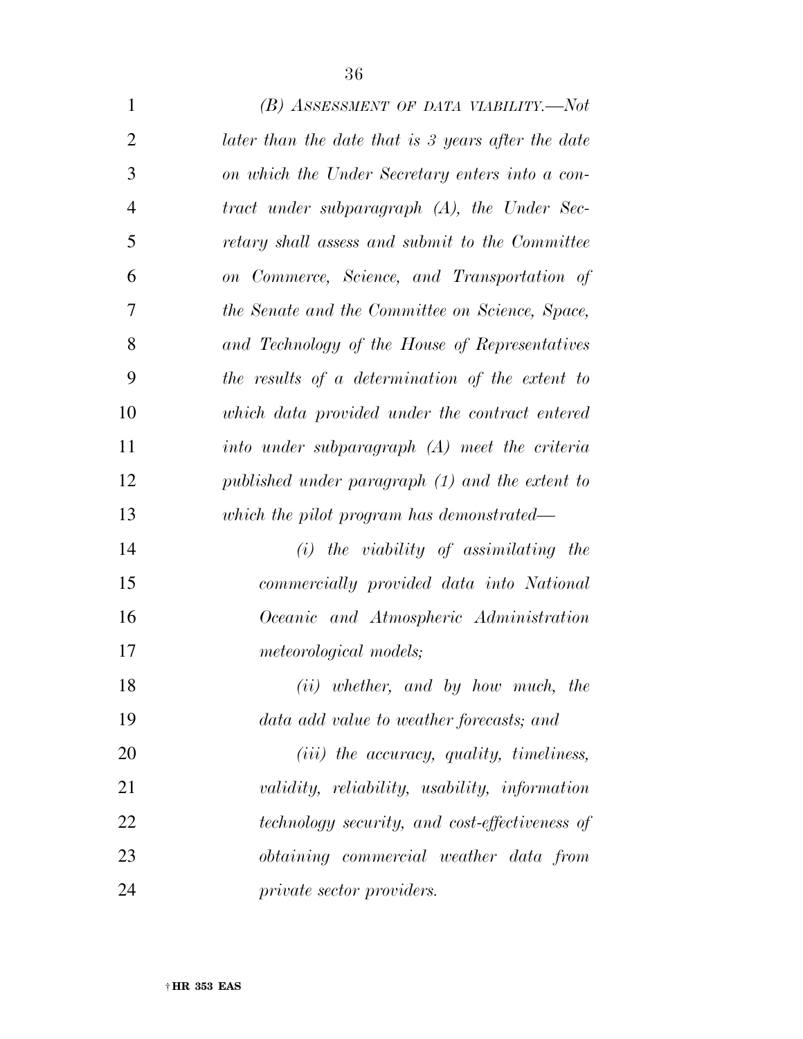*(B) ASSESSMENT OF DATA VIABILITY.—Not later than the date that is 3 years after the date on which the Under Secretary enters into a contract under subparagraph (A), the Under Secretary shall assess and submit to the Committee on Commerce, Science, and Transportation of the Senate and the Committee on Science, Space, and Technology of the House of Representatives the results of a determination of the extent to which data provided under the contract entered into under subparagraph (A) meet the criteria published under paragraph (1) and the extent to which the pilot program has demonstrated—*

*(i) the viability of assimilating the commercially provided data into National Oceanic and Atmospheric Administration meteorological models;*

*(ii) whether, and by how much, the data add value to weather forecasts; and*

*(iii) the accuracy, quality, timeliness, validity, reliability, usability, information technology security, and cost-effectiveness of obtaining commercial weather data from private sector providers.*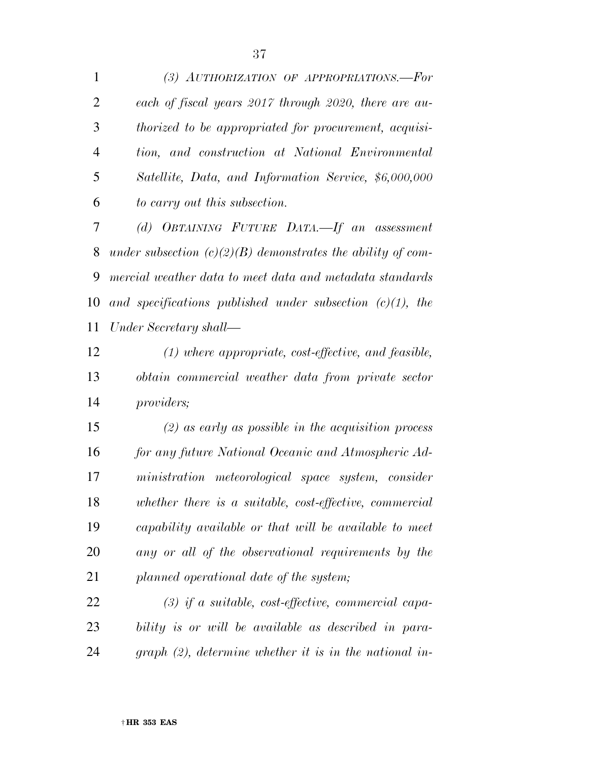*(3) AUTHORIZATION OF APPROPRIATIONS.—For each of fiscal years 2017 through 2020, there are authorized to be appropriated for procurement, acquisition, and construction at National Environmental Satellite, Data, and Information Service, $6,000,000 to carry out this subsection.*

*(d) OBTAINING FUTURE DATA.—If an assessment under subsection (c)(2)(B) demonstrates the ability of commercial weather data to meet data and metadata standards and specifications published under subsection (c)(1), the Under Secretary shall—*

*(1) where appropriate, cost-effective, and feasible, obtain commercial weather data from private sector providers;*

*(2) as early as possible in the acquisition process for any future National Oceanic and Atmospheric Administration meteorological space system, consider whether there is a suitable, cost-effective, commercial capability available or that will be available to meet any or all of the observational requirements by the planned operational date of the system;*

*(3) if a suitable, cost-effective, commercial capability is or will be available as described in paragraph (2), determine whether it is in the national in-*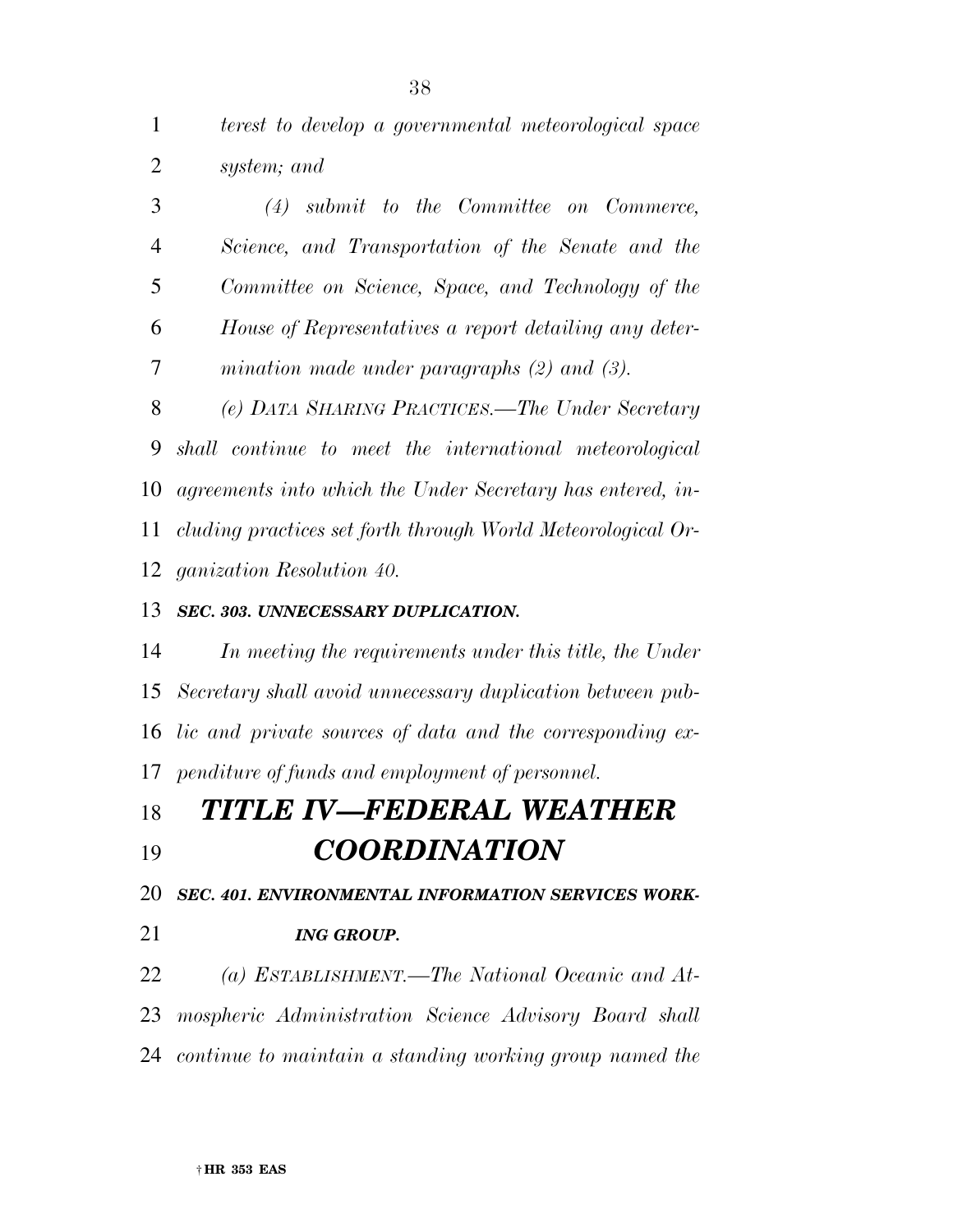*terest to develop a governmental meteorological space system; and*

*(4) submit to the Committee on Commerce, Science, and Transportation of the Senate and the Committee on Science, Space, and Technology of the House of Representatives a report detailing any determination made under paragraphs (2) and (3).*

*(e) DATA SHARING PRACTICES.—The Under Secretary shall continue to meet the international meteorological agreements into which the Under Secretary has entered, including practices set forth through World Meteorological Organization Resolution 40.*

***SEC. 303. UNNECESSARY DUPLICATION.***

*In meeting the requirements under this title, the Under Secretary shall avoid unnecessary duplication between public and private sources of data and the corresponding expenditure of funds and employment of personnel.*

# *TITLE IV—FEDERAL WEATHER COORDINATION*

***SEC. 401. ENVIRONMENTAL INFORMATION SERVICES WORKING GROUP.***

*(a) ESTABLISHMENT.—The National Oceanic and Atmospheric Administration Science Advisory Board shall continue to maintain a standing working group named the*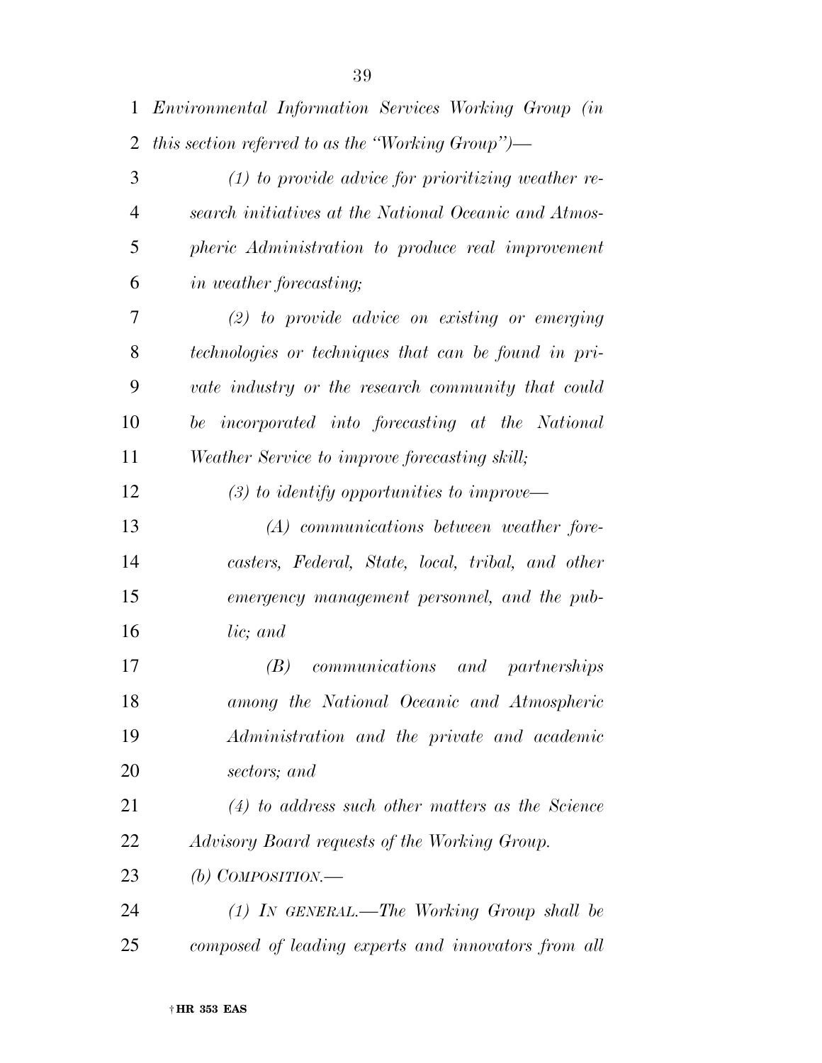*Environmental Information Services Working Group (in this section referred to as the "Working Group")—*

*(1) to provide advice for prioritizing weather research initiatives at the National Oceanic and Atmospheric Administration to produce real improvement in weather forecasting;*

*(2) to provide advice on existing or emerging technologies or techniques that can be found in private industry or the research community that could be incorporated into forecasting at the National Weather Service to improve forecasting skill;*

*(3) to identify opportunities to improve—*

*(A) communications between weather forecasters, Federal, State, local, tribal, and other emergency management personnel, and the public; and*

*(B) communications and partnerships among the National Oceanic and Atmospheric Administration and the private and academic sectors; and*

*(4) to address such other matters as the Science Advisory Board requests of the Working Group.*

*(b) COMPOSITION.—*

*(1) IN GENERAL.—The Working Group shall be composed of leading experts and innovators from all*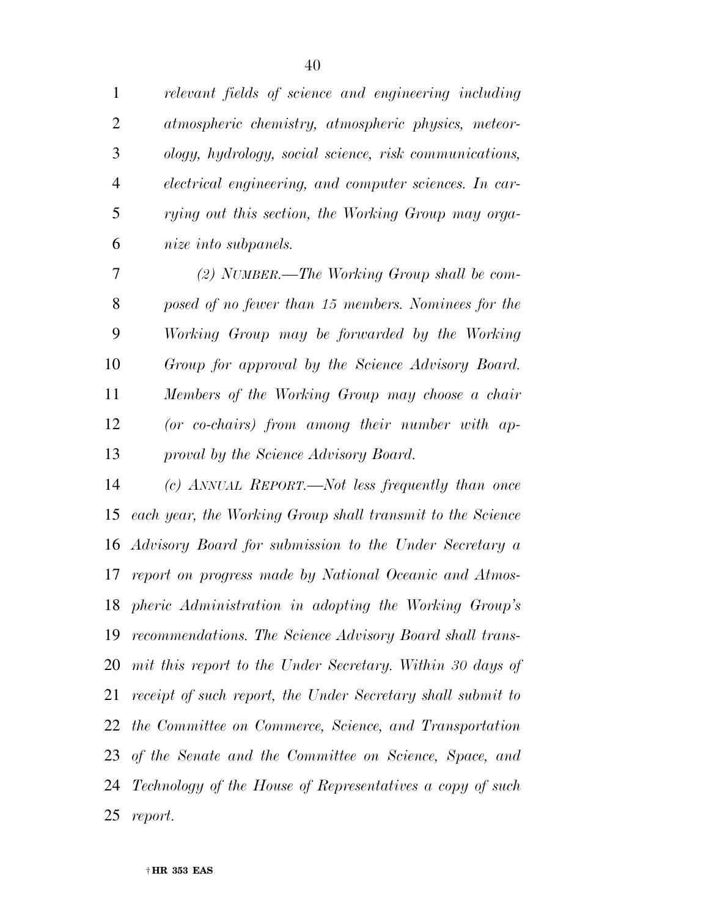*relevant fields of science and engineering including atmospheric chemistry, atmospheric physics, meteorology, hydrology, social science, risk communications, electrical engineering, and computer sciences. In carrying out this section, the Working Group may organize into subpanels.*

*(2) NUMBER.—The Working Group shall be composed of no fewer than 15 members. Nominees for the Working Group may be forwarded by the Working Group for approval by the Science Advisory Board. Members of the Working Group may choose a chair (or co-chairs) from among their number with approval by the Science Advisory Board.*

*(c) ANNUAL REPORT.—Not less frequently than once each year, the Working Group shall transmit to the Science Advisory Board for submission to the Under Secretary a report on progress made by National Oceanic and Atmospheric Administration in adopting the Working Group's recommendations. The Science Advisory Board shall transmit this report to the Under Secretary. Within 30 days of receipt of such report, the Under Secretary shall submit to the Committee on Commerce, Science, and Transportation of the Senate and the Committee on Science, Space, and Technology of the House of Representatives a copy of such report.*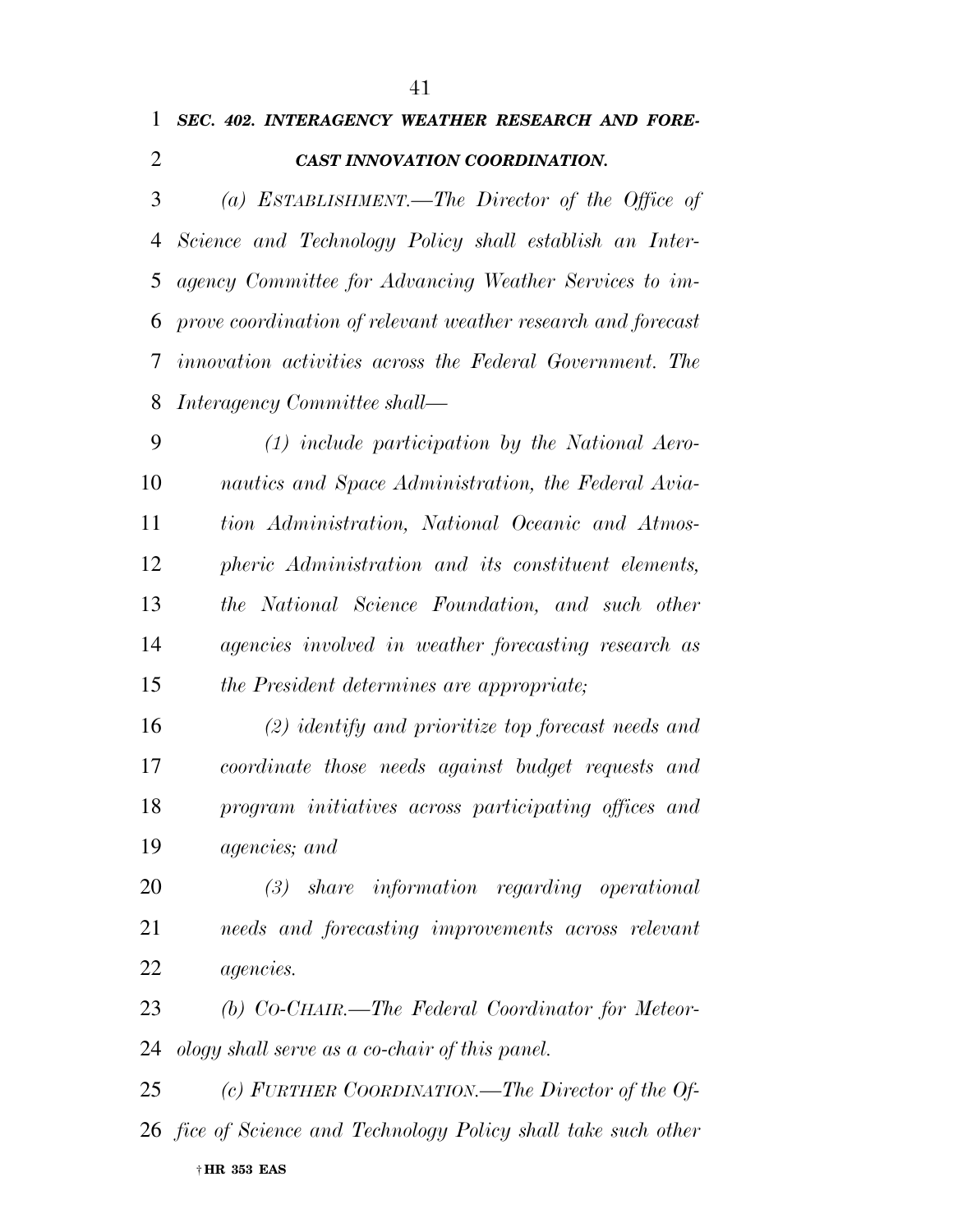### *SEC. 402. INTERAGENCY WEATHER RESEARCH AND FORECAST INNOVATION COORDINATION.*

*(a) ESTABLISHMENT.—The Director of the Office of Science and Technology Policy shall establish an Interagency Committee for Advancing Weather Services to improve coordination of relevant weather research and forecast innovation activities across the Federal Government. The Interagency Committee shall—*

*(1) include participation by the National Aeronautics and Space Administration, the Federal Aviation Administration, National Oceanic and Atmospheric Administration and its constituent elements, the National Science Foundation, and such other agencies involved in weather forecasting research as the President determines are appropriate;*

*(2) identify and prioritize top forecast needs and coordinate those needs against budget requests and program initiatives across participating offices and agencies; and*

*(3) share information regarding operational needs and forecasting improvements across relevant agencies.*

*(b) CO-CHAIR.—The Federal Coordinator for Meteorology shall serve as a co-chair of this panel.*

*(c) FURTHER COORDINATION.—The Director of the Office of Science and Technology Policy shall take such other*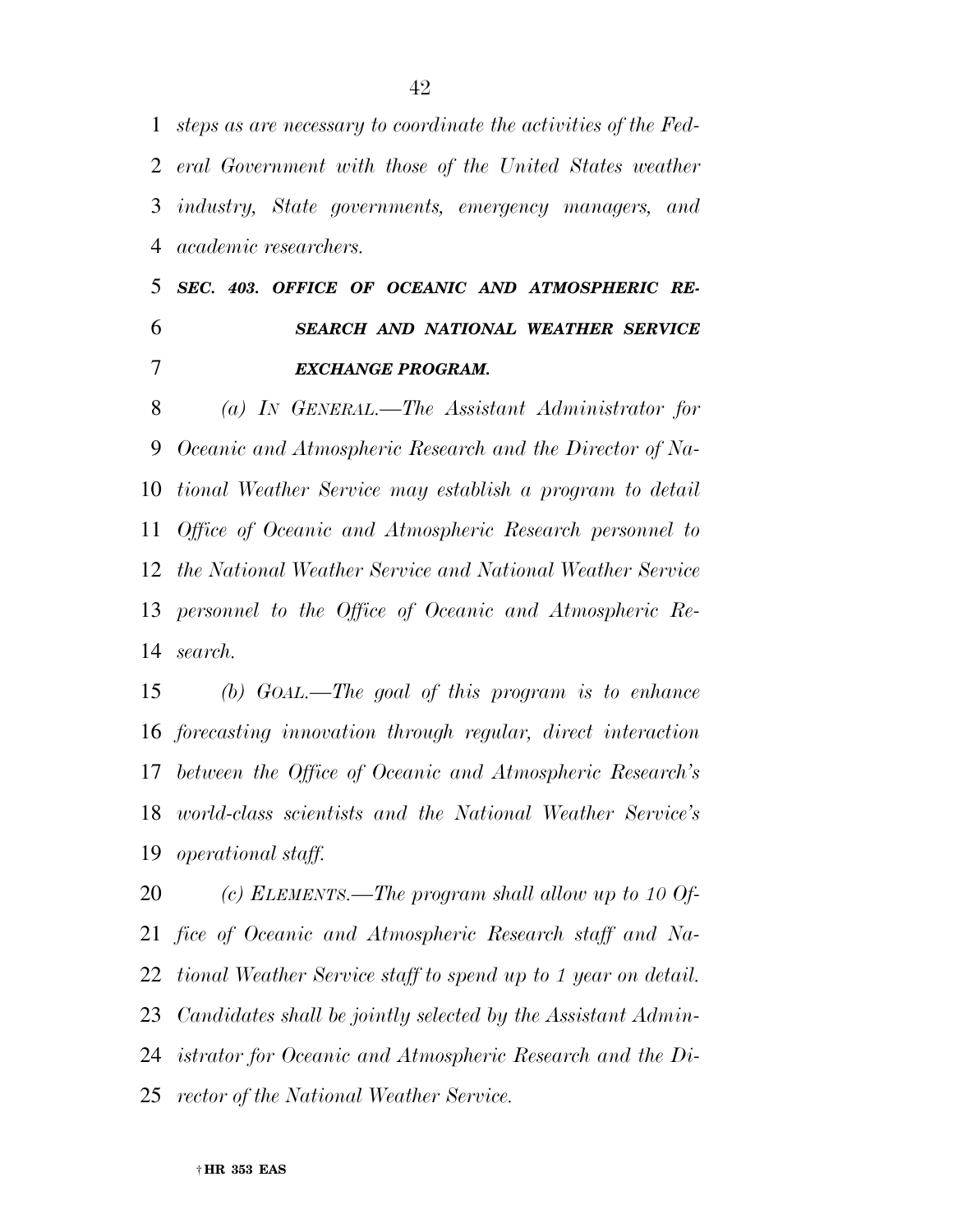*steps as are necessary to coordinate the activities of the Federal Government with those of the United States weather industry, State governments, emergency managers, and academic researchers.*

### ***SEC. 403. OFFICE OF OCEANIC AND ATMOSPHERIC RESEARCH AND NATIONAL WEATHER SERVICE EXCHANGE PROGRAM.***

*(a) IN GENERAL.—The Assistant Administrator for Oceanic and Atmospheric Research and the Director of National Weather Service may establish a program to detail Office of Oceanic and Atmospheric Research personnel to the National Weather Service and National Weather Service personnel to the Office of Oceanic and Atmospheric Research.*

*(b) GOAL.—The goal of this program is to enhance forecasting innovation through regular, direct interaction between the Office of Oceanic and Atmospheric Research's world-class scientists and the National Weather Service's operational staff.*

*(c) ELEMENTS.—The program shall allow up to 10 Office of Oceanic and Atmospheric Research staff and National Weather Service staff to spend up to 1 year on detail. Candidates shall be jointly selected by the Assistant Administrator for Oceanic and Atmospheric Research and the Director of the National Weather Service.*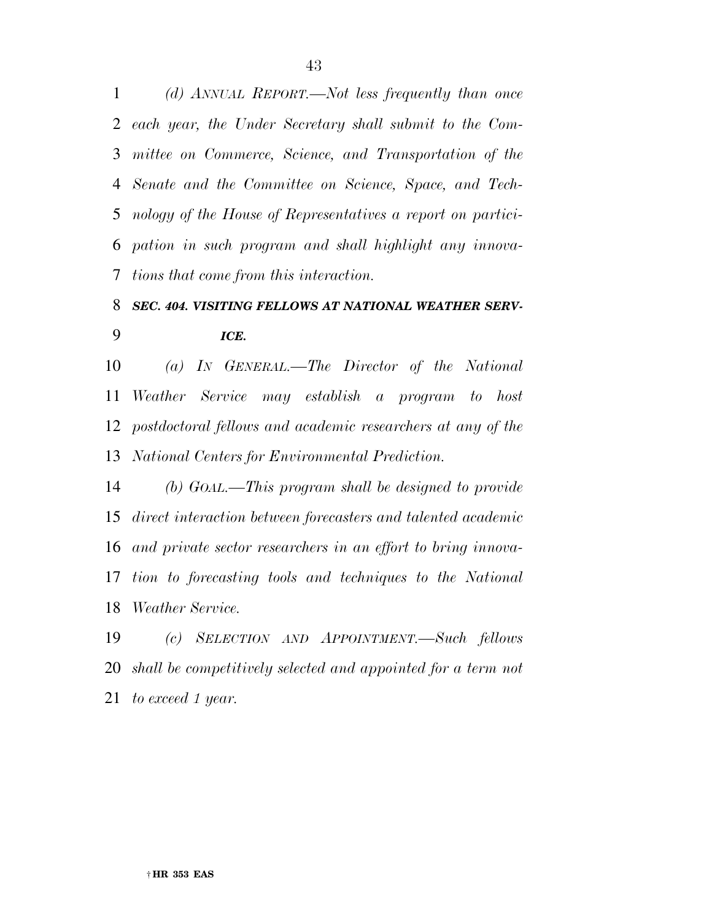*(d) ANNUAL REPORT.—Not less frequently than once each year, the Under Secretary shall submit to the Committee on Commerce, Science, and Transportation of the Senate and the Committee on Science, Space, and Technology of the House of Representatives a report on participation in such program and shall highlight any innovations that come from this interaction.*

***SEC. 404. VISITING FELLOWS AT NATIONAL WEATHER SERVICE.***

*(a) IN GENERAL.—The Director of the National Weather Service may establish a program to host postdoctoral fellows and academic researchers at any of the National Centers for Environmental Prediction.*

*(b) GOAL.—This program shall be designed to provide direct interaction between forecasters and talented academic and private sector researchers in an effort to bring innovation to forecasting tools and techniques to the National Weather Service.*

*(c) SELECTION AND APPOINTMENT.—Such fellows shall be competitively selected and appointed for a term not to exceed 1 year.*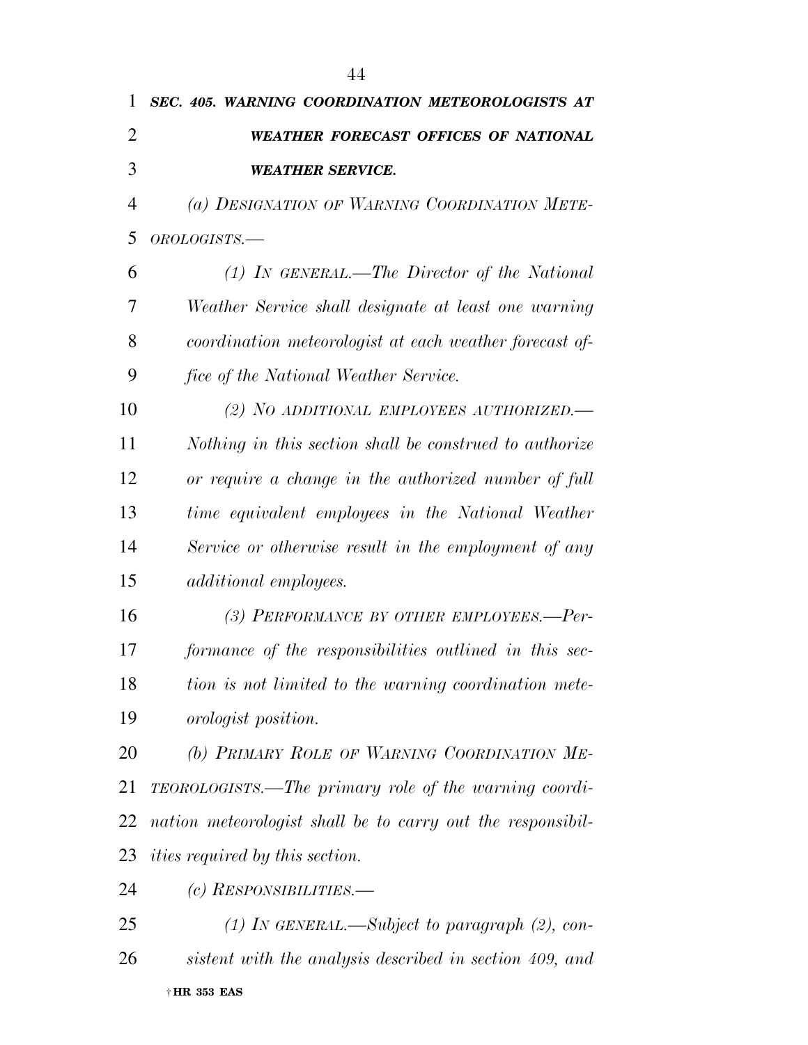***SEC. 405. WARNING COORDINATION METEOROLOGISTS AT WEATHER FORECAST OFFICES OF NATIONAL WEATHER SERVICE.***

*(a) DESIGNATION OF WARNING COORDINATION METEOROLOGISTS.—*

*(1) IN GENERAL.—The Director of the National Weather Service shall designate at least one warning coordination meteorologist at each weather forecast office of the National Weather Service.*

*(2) NO ADDITIONAL EMPLOYEES AUTHORIZED.—Nothing in this section shall be construed to authorize or require a change in the authorized number of full time equivalent employees in the National Weather Service or otherwise result in the employment of any additional employees.*

*(3) PERFORMANCE BY OTHER EMPLOYEES.—Performance of the responsibilities outlined in this section is not limited to the warning coordination meteorologist position.*

*(b) PRIMARY ROLE OF WARNING COORDINATION METEOROLOGISTS.—The primary role of the warning coordination meteorologist shall be to carry out the responsibilities required by this section.*

*(c) RESPONSIBILITIES.—*

*(1) IN GENERAL.—Subject to paragraph (2), consistent with the analysis described in section 409, and*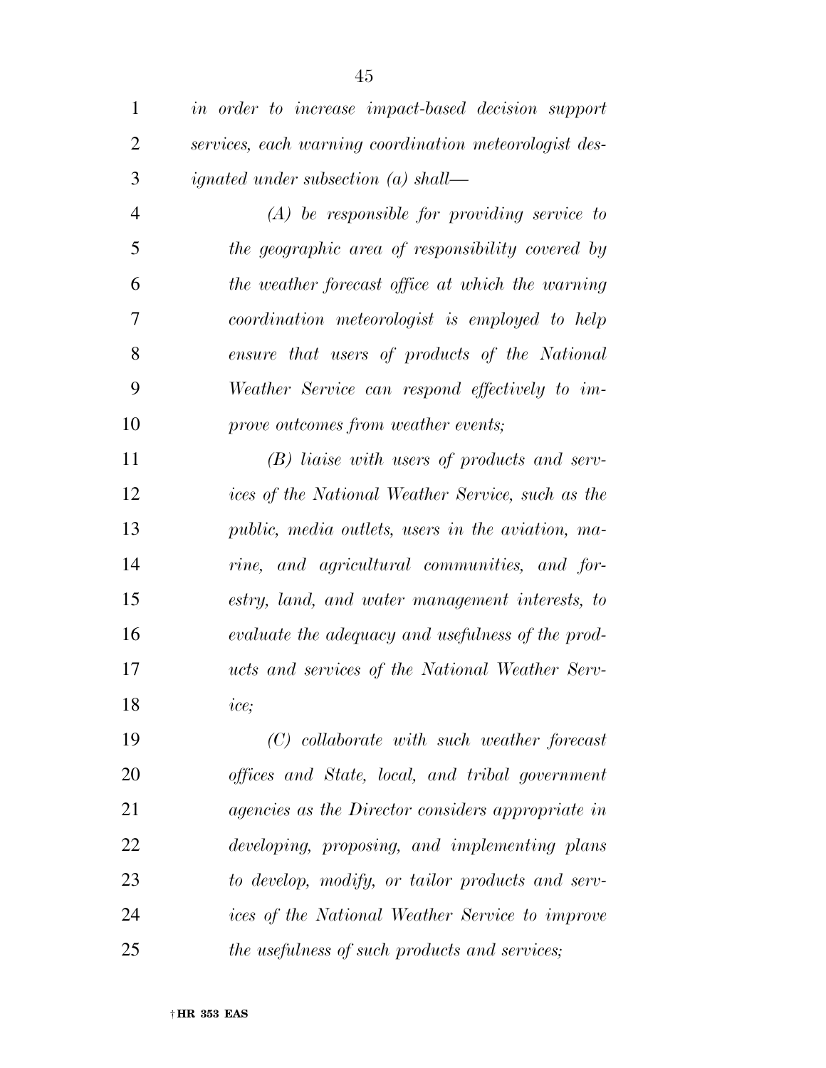*in order to increase impact-based decision support services, each warning coordination meteorologist designated under subsection (a) shall—*

*(A) be responsible for providing service to the geographic area of responsibility covered by the weather forecast office at which the warning coordination meteorologist is employed to help ensure that users of products of the National Weather Service can respond effectively to improve outcomes from weather events;*

*(B) liaise with users of products and services of the National Weather Service, such as the public, media outlets, users in the aviation, marine, and agricultural communities, and forestry, land, and water management interests, to evaluate the adequacy and usefulness of the products and services of the National Weather Service;*

*(C) collaborate with such weather forecast offices and State, local, and tribal government agencies as the Director considers appropriate in developing, proposing, and implementing plans to develop, modify, or tailor products and services of the National Weather Service to improve the usefulness of such products and services;*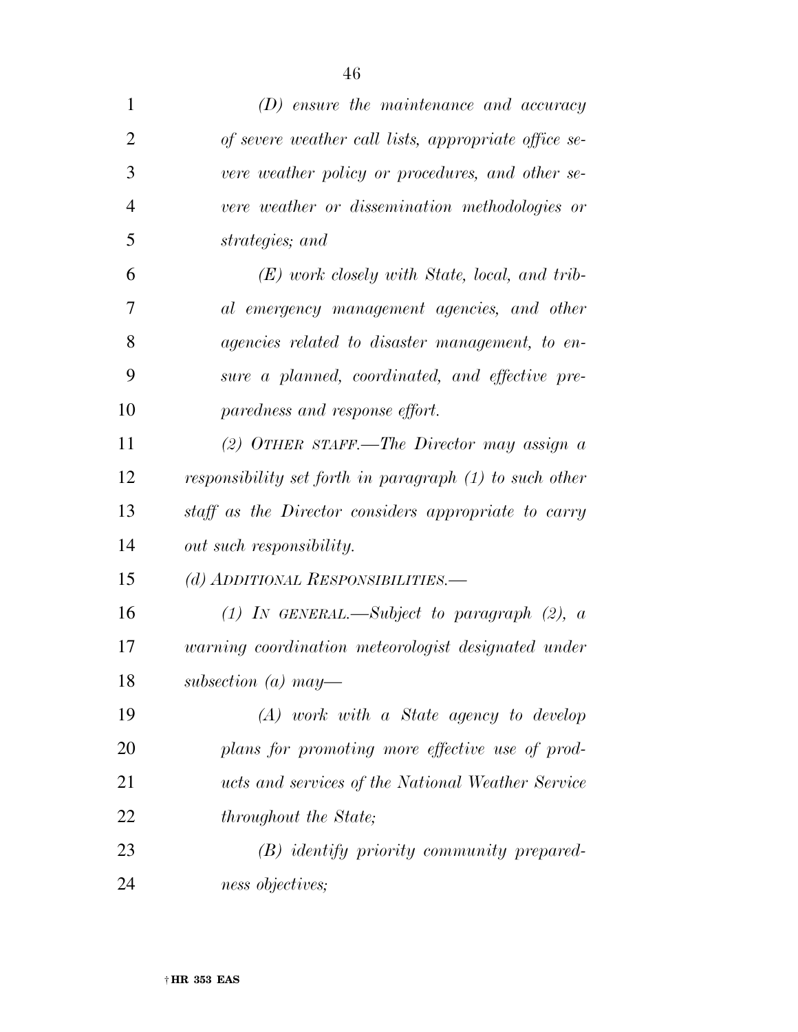*(D) ensure the maintenance and accuracy of severe weather call lists, appropriate office severe weather policy or procedures, and other severe weather or dissemination methodologies or strategies; and*

*(E) work closely with State, local, and tribal emergency management agencies, and other agencies related to disaster management, to ensure a planned, coordinated, and effective preparedness and response effort.*

*(2) OTHER STAFF.—The Director may assign a responsibility set forth in paragraph (1) to such other staff as the Director considers appropriate to carry out such responsibility.*

*(d) ADDITIONAL RESPONSIBILITIES.—*

*(1) IN GENERAL.—Subject to paragraph (2), a warning coordination meteorologist designated under subsection (a) may—*

*(A) work with a State agency to develop plans for promoting more effective use of products and services of the National Weather Service throughout the State;*

*(B) identify priority community preparedness objectives;*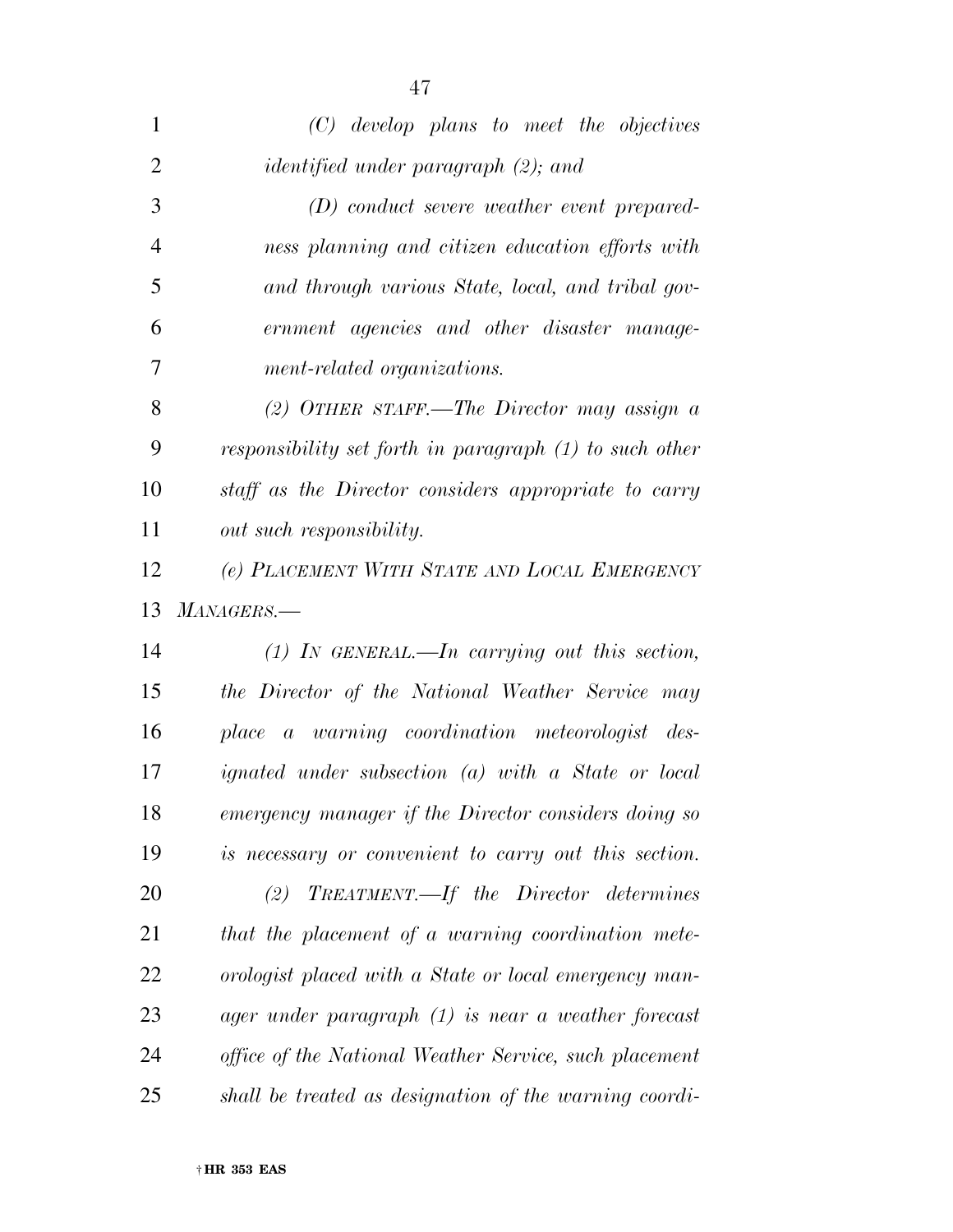*(C) develop plans to meet the objectives identified under paragraph (2); and*

*(D) conduct severe weather event preparedness planning and citizen education efforts with and through various State, local, and tribal government agencies and other disaster management-related organizations.*

*(2) OTHER STAFF.—The Director may assign a responsibility set forth in paragraph (1) to such other staff as the Director considers appropriate to carry out such responsibility.*

*(e) PLACEMENT WITH STATE AND LOCAL EMERGENCY MANAGERS.—*

*(1) IN GENERAL.—In carrying out this section, the Director of the National Weather Service may place a warning coordination meteorologist designated under subsection (a) with a State or local emergency manager if the Director considers doing so is necessary or convenient to carry out this section.*

*(2) TREATMENT.—If the Director determines that the placement of a warning coordination meteorologist placed with a State or local emergency manager under paragraph (1) is near a weather forecast office of the National Weather Service, such placement shall be treated as designation of the warning coordi-*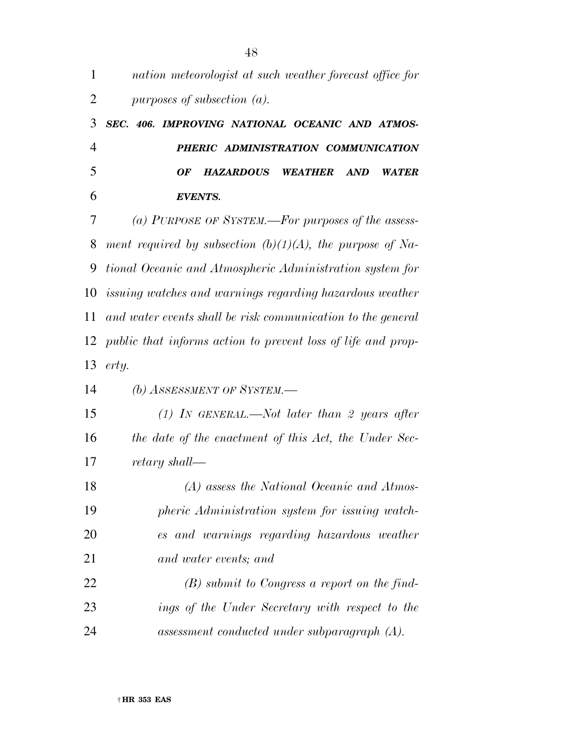*nation meteorologist at such weather forecast office for purposes of subsection (a).*

***SEC. 406. IMPROVING NATIONAL OCEANIC AND ATMOSPHERIC ADMINISTRATION COMMUNICATION OF HAZARDOUS WEATHER AND WATER EVENTS.***

*(a) PURPOSE OF SYSTEM.—For purposes of the assessment required by subsection (b)(1)(A), the purpose of National Oceanic and Atmospheric Administration system for issuing watches and warnings regarding hazardous weather and water events shall be risk communication to the general public that informs action to prevent loss of life and property.*

*(b) ASSESSMENT OF SYSTEM.—*

*(1) IN GENERAL.—Not later than 2 years after the date of the enactment of this Act, the Under Secretary shall—*

*(A) assess the National Oceanic and Atmospheric Administration system for issuing watches and warnings regarding hazardous weather and water events; and*

*(B) submit to Congress a report on the findings of the Under Secretary with respect to the assessment conducted under subparagraph (A).*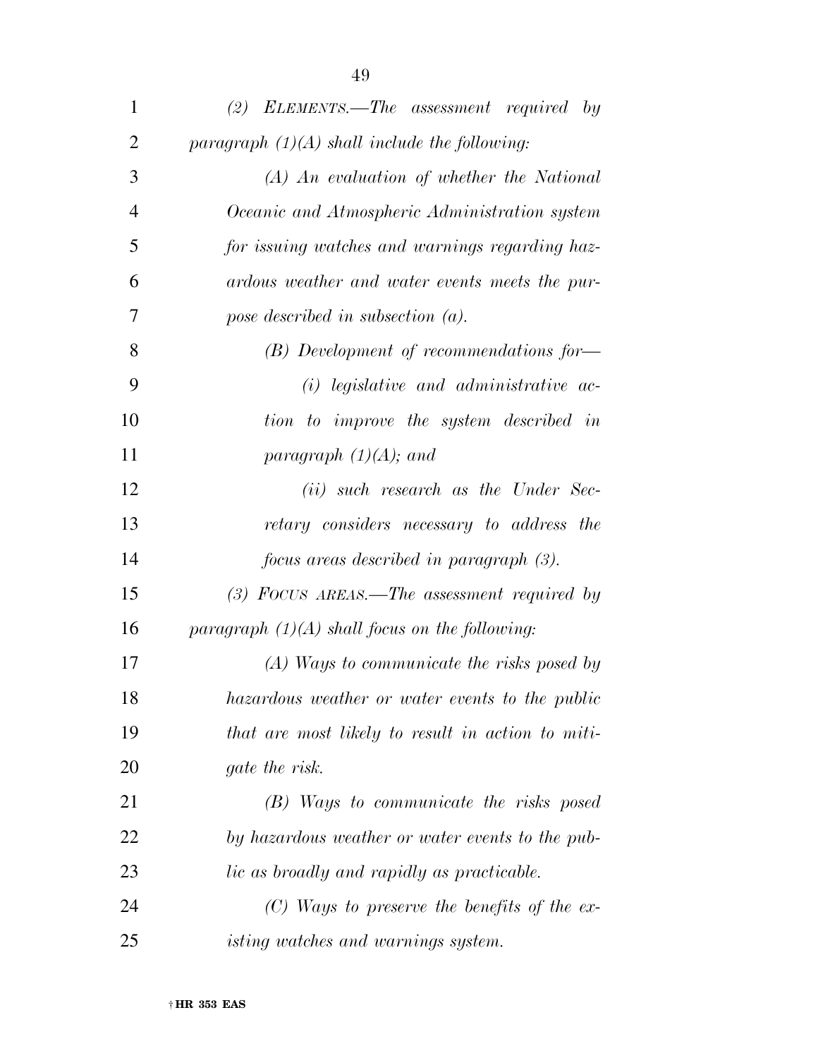*(2) ELEMENTS.—The assessment required by paragraph (1)(A) shall include the following:*

*(A) An evaluation of whether the National Oceanic and Atmospheric Administration system for issuing watches and warnings regarding hazardous weather and water events meets the purpose described in subsection (a).*

*(B) Development of recommendations for—*

*(i) legislative and administrative action to improve the system described in paragraph (1)(A); and*

*(ii) such research as the Under Secretary considers necessary to address the focus areas described in paragraph (3).*

*(3) FOCUS AREAS.—The assessment required by paragraph (1)(A) shall focus on the following:*

*(A) Ways to communicate the risks posed by hazardous weather or water events to the public that are most likely to result in action to mitigate the risk.*

*(B) Ways to communicate the risks posed by hazardous weather or water events to the public as broadly and rapidly as practicable.*

*(C) Ways to preserve the benefits of the existing watches and warnings system.*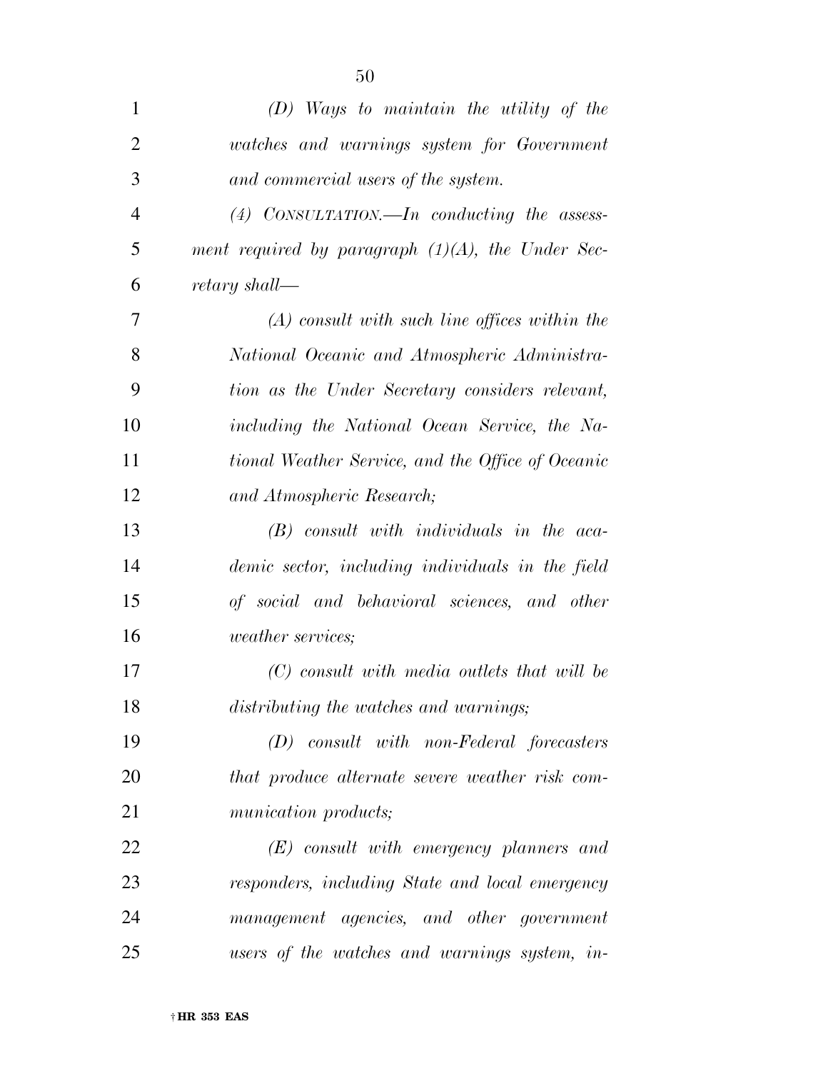*(D) Ways to maintain the utility of the watches and warnings system for Government and commercial users of the system.*

*(4) CONSULTATION.—In conducting the assessment required by paragraph (1)(A), the Under Secretary shall—*

*(A) consult with such line offices within the National Oceanic and Atmospheric Administration as the Under Secretary considers relevant, including the National Ocean Service, the National Weather Service, and the Office of Oceanic and Atmospheric Research;*

*(B) consult with individuals in the academic sector, including individuals in the field of social and behavioral sciences, and other weather services;*

*(C) consult with media outlets that will be distributing the watches and warnings;*

*(D) consult with non-Federal forecasters that produce alternate severe weather risk communication products;*

*(E) consult with emergency planners and responders, including State and local emergency management agencies, and other government users of the watches and warnings system, in-*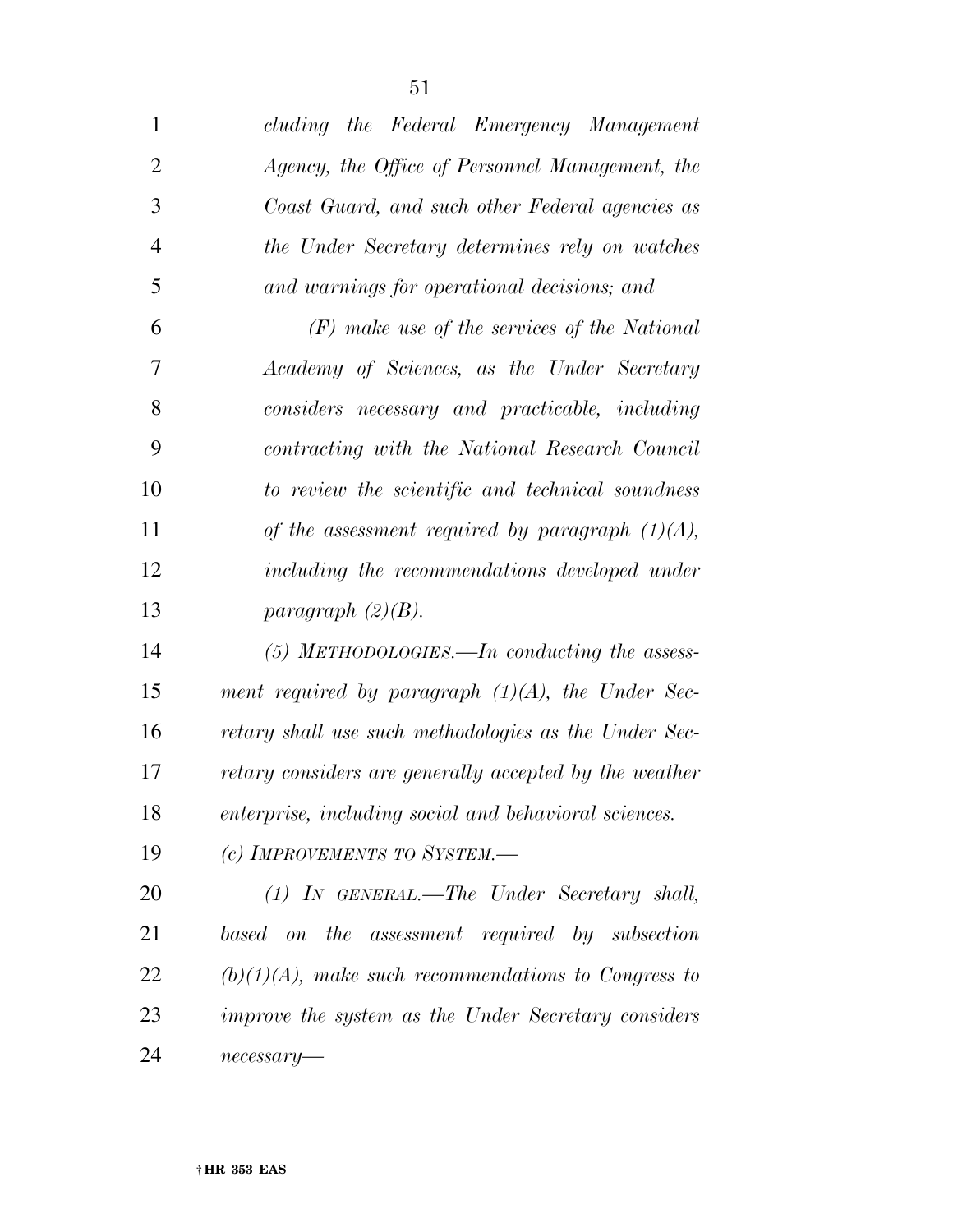*cluding the Federal Emergency Management Agency, the Office of Personnel Management, the Coast Guard, and such other Federal agencies as the Under Secretary determines rely on watches and warnings for operational decisions; and*

*(F) make use of the services of the National Academy of Sciences, as the Under Secretary considers necessary and practicable, including contracting with the National Research Council to review the scientific and technical soundness of the assessment required by paragraph (1)(A), including the recommendations developed under paragraph (2)(B).*

*(5) METHODOLOGIES.—In conducting the assessment required by paragraph (1)(A), the Under Secretary shall use such methodologies as the Under Secretary considers are generally accepted by the weather enterprise, including social and behavioral sciences.*

*(c) IMPROVEMENTS TO SYSTEM.—*

*(1) IN GENERAL.—The Under Secretary shall, based on the assessment required by subsection (b)(1)(A), make such recommendations to Congress to improve the system as the Under Secretary considers necessary—*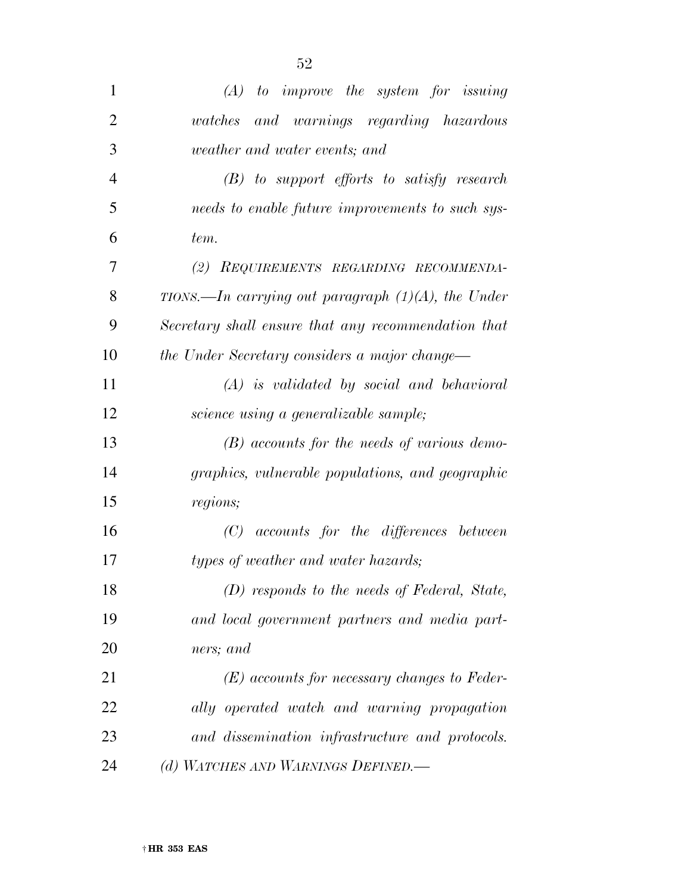*(A) to improve the system for issuing watches and warnings regarding hazardous weather and water events; and*

*(B) to support efforts to satisfy research needs to enable future improvements to such system.*

*(2) REQUIREMENTS REGARDING RECOMMENDATIONS.—In carrying out paragraph (1)(A), the Under Secretary shall ensure that any recommendation that the Under Secretary considers a major change—*

*(A) is validated by social and behavioral science using a generalizable sample;*

*(B) accounts for the needs of various demographics, vulnerable populations, and geographic regions;*

*(C) accounts for the differences between types of weather and water hazards;*

*(D) responds to the needs of Federal, State, and local government partners and media partners; and*

*(E) accounts for necessary changes to Federally operated watch and warning propagation and dissemination infrastructure and protocols.*

*(d) WATCHES AND WARNINGS DEFINED.—*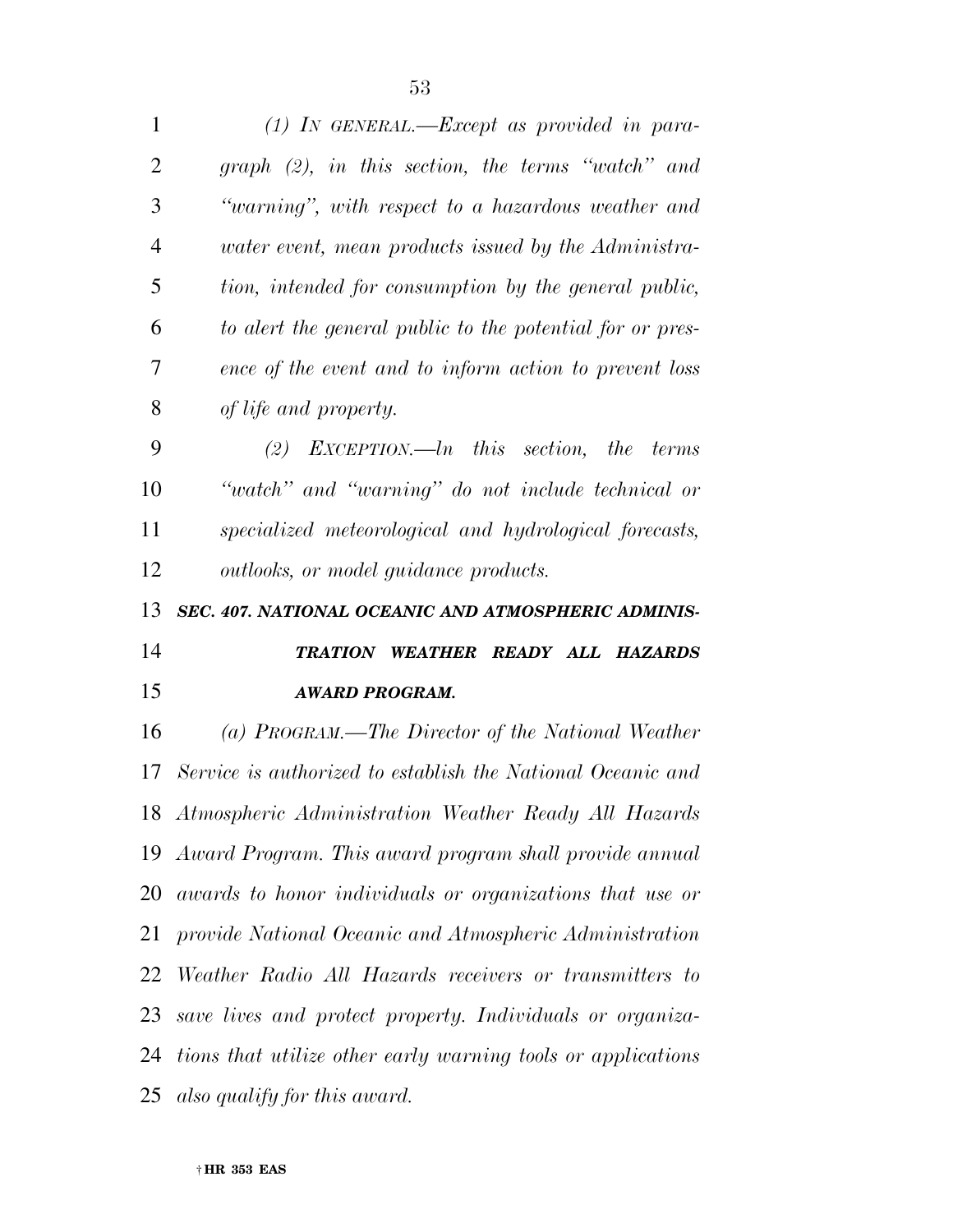*(1) IN GENERAL.—Except as provided in paragraph (2), in this section, the terms "watch" and "warning", with respect to a hazardous weather and water event, mean products issued by the Administration, intended for consumption by the general public, to alert the general public to the potential for or presence of the event and to inform action to prevent loss of life and property.*

*(2) EXCEPTION.—In this section, the terms "watch" and "warning" do not include technical or specialized meteorological and hydrological forecasts, outlooks, or model guidance products.*

***SEC. 407. NATIONAL OCEANIC AND ATMOSPHERIC ADMINISTRATION WEATHER READY ALL HAZARDS AWARD PROGRAM.***

*(a) PROGRAM.—The Director of the National Weather Service is authorized to establish the National Oceanic and Atmospheric Administration Weather Ready All Hazards Award Program. This award program shall provide annual awards to honor individuals or organizations that use or provide National Oceanic and Atmospheric Administration Weather Radio All Hazards receivers or transmitters to save lives and protect property. Individuals or organizations that utilize other early warning tools or applications also qualify for this award.*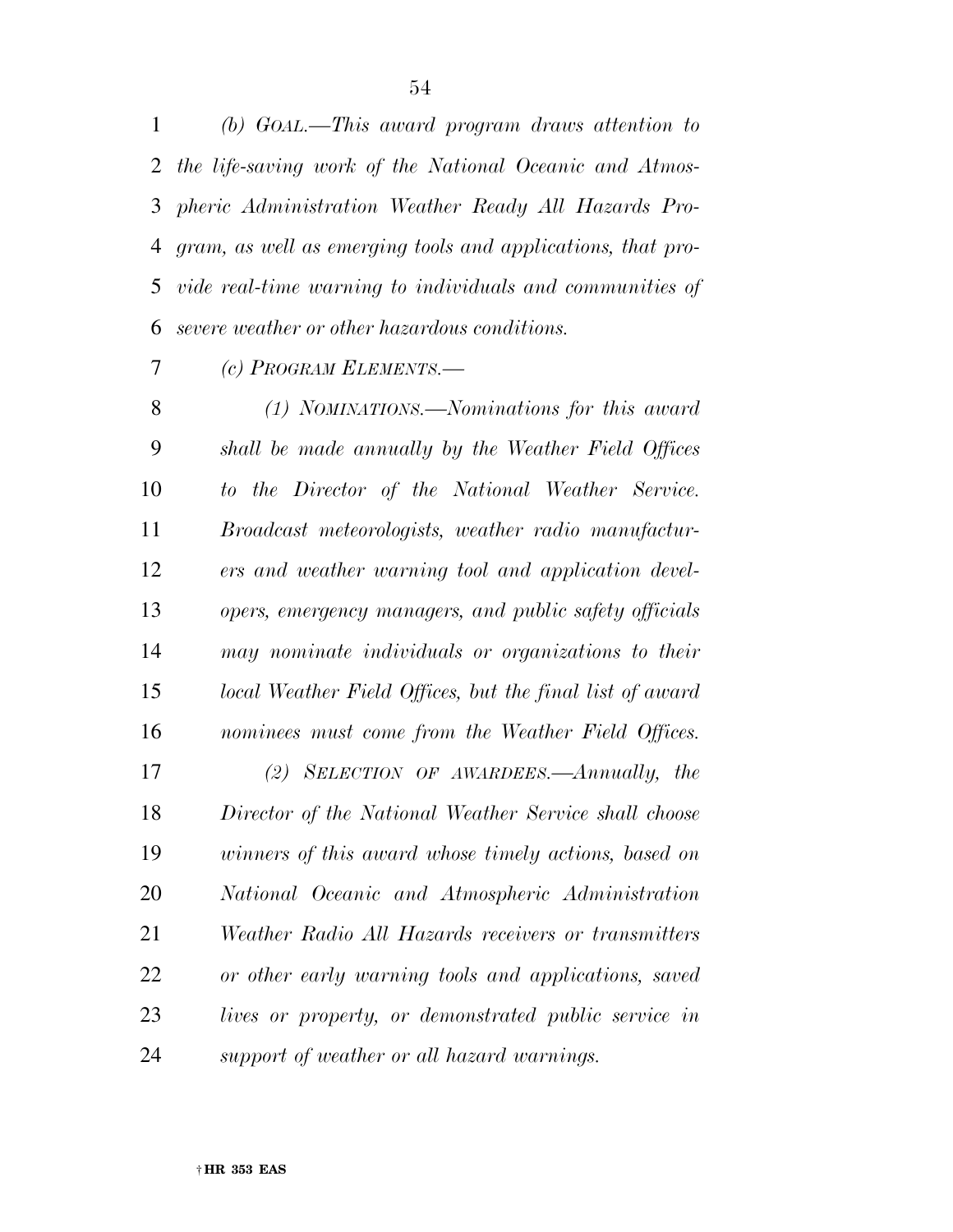*(b) GOAL.—This award program draws attention to the life-saving work of the National Oceanic and Atmospheric Administration Weather Ready All Hazards Program, as well as emerging tools and applications, that provide real-time warning to individuals and communities of severe weather or other hazardous conditions.*

*(c) PROGRAM ELEMENTS.—*

*(1) NOMINATIONS.—Nominations for this award shall be made annually by the Weather Field Offices to the Director of the National Weather Service. Broadcast meteorologists, weather radio manufacturers and weather warning tool and application developers, emergency managers, and public safety officials may nominate individuals or organizations to their local Weather Field Offices, but the final list of award nominees must come from the Weather Field Offices.*

*(2) SELECTION OF AWARDEES.—Annually, the Director of the National Weather Service shall choose winners of this award whose timely actions, based on National Oceanic and Atmospheric Administration Weather Radio All Hazards receivers or transmitters or other early warning tools and applications, saved lives or property, or demonstrated public service in support of weather or all hazard warnings.*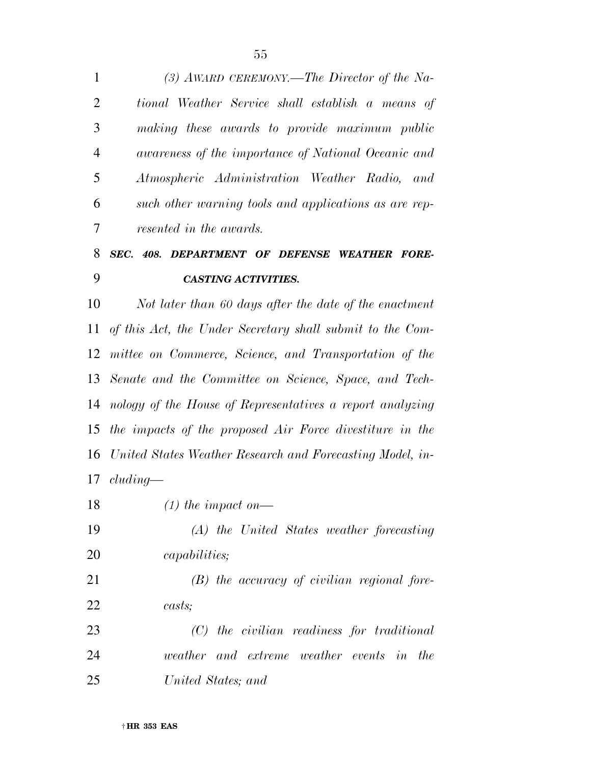*(3) AWARD CEREMONY.—The Director of the National Weather Service shall establish a means of making these awards to provide maximum public awareness of the importance of National Oceanic and Atmospheric Administration Weather Radio, and such other warning tools and applications as are represented in the awards.*

***SEC. 408. DEPARTMENT OF DEFENSE WEATHER FORECASTING ACTIVITIES.***

*Not later than 60 days after the date of the enactment of this Act, the Under Secretary shall submit to the Committee on Commerce, Science, and Transportation of the Senate and the Committee on Science, Space, and Technology of the House of Representatives a report analyzing the impacts of the proposed Air Force divestiture in the United States Weather Research and Forecasting Model, including—*

*(1) the impact on—*

*(A) the United States weather forecasting capabilities;*

*(B) the accuracy of civilian regional forecasts;*

*(C) the civilian readiness for traditional weather and extreme weather events in the United States; and*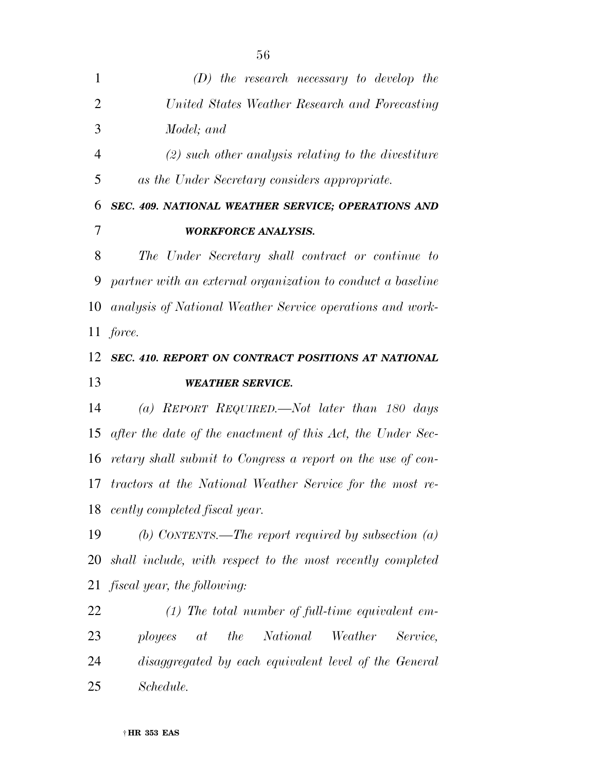*(D) the research necessary to develop the United States Weather Research and Forecasting Model; and*

*(2) such other analysis relating to the divestiture as the Under Secretary considers appropriate.*

***SEC. 409. NATIONAL WEATHER SERVICE; OPERATIONS AND WORKFORCE ANALYSIS.***

*The Under Secretary shall contract or continue to partner with an external organization to conduct a baseline analysis of National Weather Service operations and workforce.*

***SEC. 410. REPORT ON CONTRACT POSITIONS AT NATIONAL WEATHER SERVICE.***

*(a) REPORT REQUIRED.—Not later than 180 days after the date of the enactment of this Act, the Under Secretary shall submit to Congress a report on the use of contractors at the National Weather Service for the most recently completed fiscal year.*

*(b) CONTENTS.—The report required by subsection (a) shall include, with respect to the most recently completed fiscal year, the following:*

*(1) The total number of full-time equivalent employees at the National Weather Service, disaggregated by each equivalent level of the General Schedule.*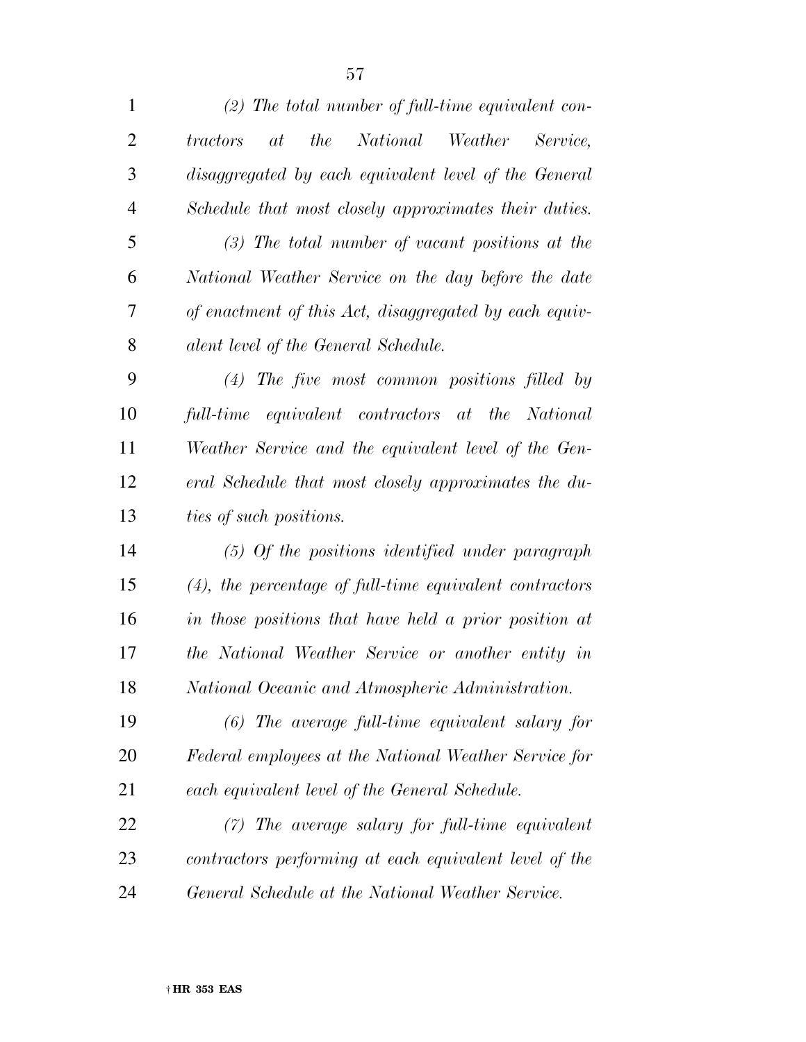*(2) The total number of full-time equivalent contractors at the National Weather Service, disaggregated by each equivalent level of the General Schedule that most closely approximates their duties.*

*(3) The total number of vacant positions at the National Weather Service on the day before the date of enactment of this Act, disaggregated by each equivalent level of the General Schedule.*

*(4) The five most common positions filled by full-time equivalent contractors at the National Weather Service and the equivalent level of the General Schedule that most closely approximates the duties of such positions.*

*(5) Of the positions identified under paragraph (4), the percentage of full-time equivalent contractors in those positions that have held a prior position at the National Weather Service or another entity in National Oceanic and Atmospheric Administration.*

*(6) The average full-time equivalent salary for Federal employees at the National Weather Service for each equivalent level of the General Schedule.*

*(7) The average salary for full-time equivalent contractors performing at each equivalent level of the General Schedule at the National Weather Service.*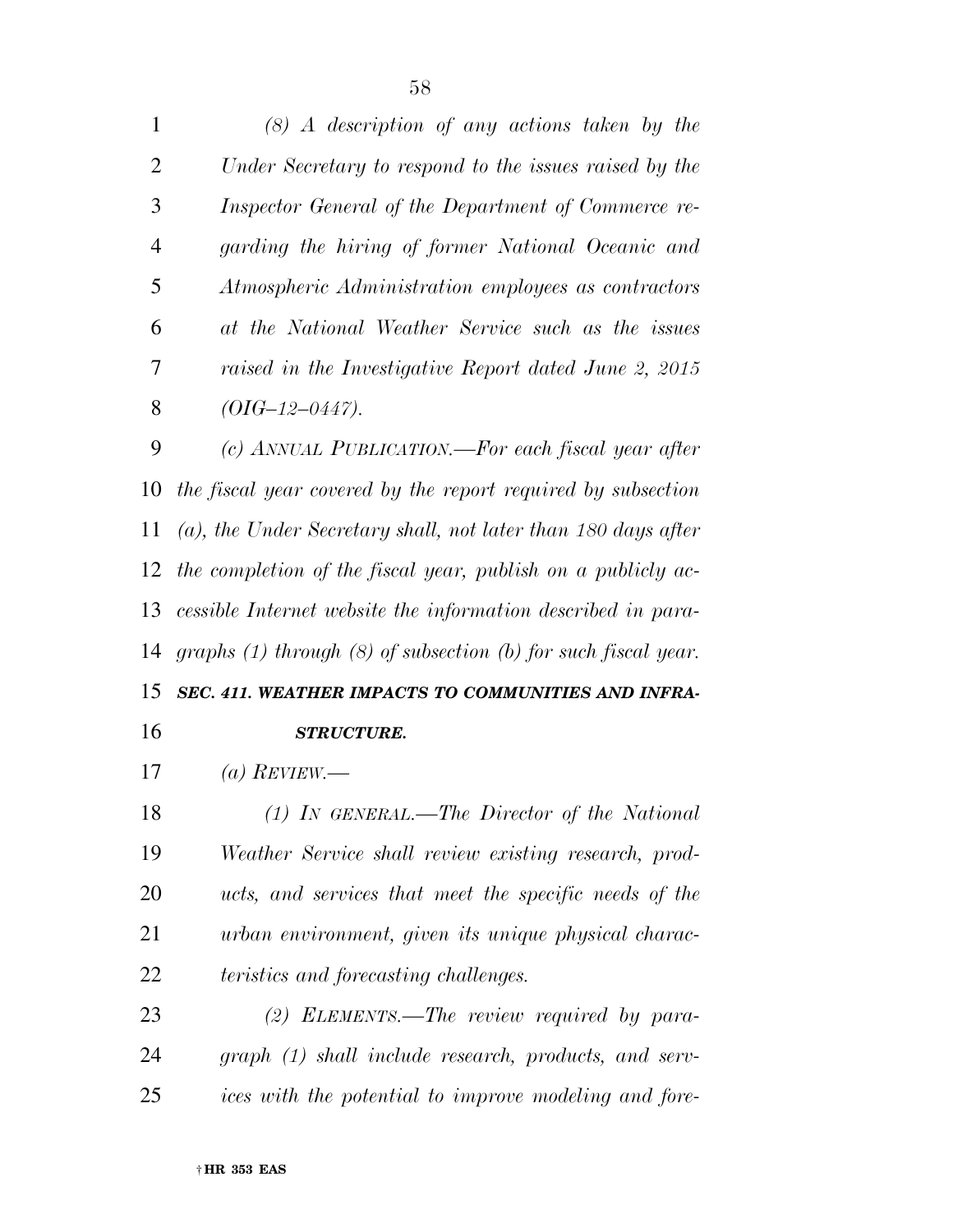*(8) A description of any actions taken by the Under Secretary to respond to the issues raised by the Inspector General of the Department of Commerce regarding the hiring of former National Oceanic and Atmospheric Administration employees as contractors at the National Weather Service such as the issues raised in the Investigative Report dated June 2, 2015 (OIG–12–0447).*

*(c) ANNUAL PUBLICATION.—For each fiscal year after the fiscal year covered by the report required by subsection (a), the Under Secretary shall, not later than 180 days after the completion of the fiscal year, publish on a publicly accessible Internet website the information described in paragraphs (1) through (8) of subsection (b) for such fiscal year.*

***SEC. 411. WEATHER IMPACTS TO COMMUNITIES AND INFRASTRUCTURE.***

*(a) REVIEW.—*

*(1) IN GENERAL.—The Director of the National Weather Service shall review existing research, products, and services that meet the specific needs of the urban environment, given its unique physical characteristics and forecasting challenges.*

*(2) ELEMENTS.—The review required by paragraph (1) shall include research, products, and services with the potential to improve modeling and fore-*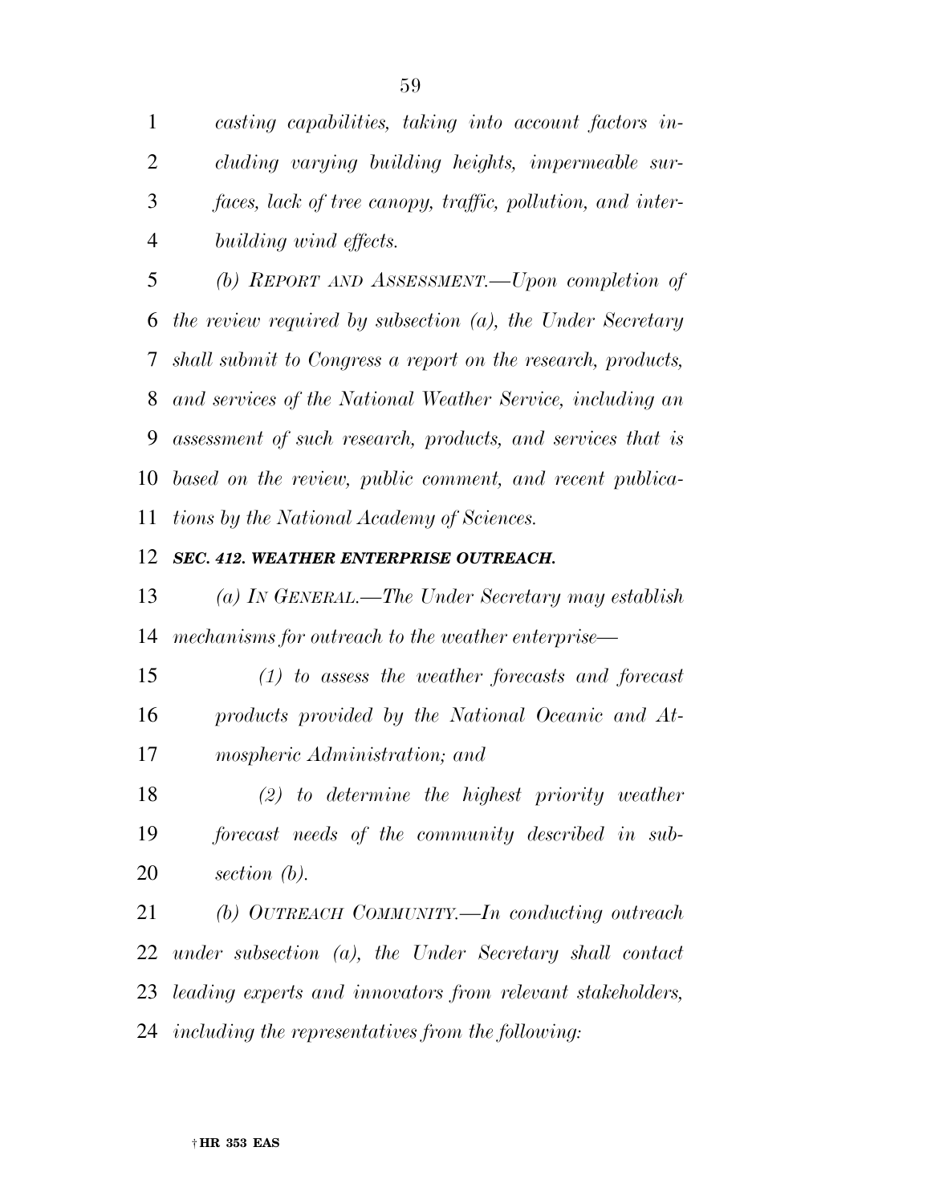*casting capabilities, taking into account factors including varying building heights, impermeable surfaces, lack of tree canopy, traffic, pollution, and interbuilding wind effects.*

*(b) REPORT AND ASSESSMENT.—Upon completion of the review required by subsection (a), the Under Secretary shall submit to Congress a report on the research, products, and services of the National Weather Service, including an assessment of such research, products, and services that is based on the review, public comment, and recent publications by the National Academy of Sciences.*

***SEC. 412. WEATHER ENTERPRISE OUTREACH.***

*(a) IN GENERAL.—The Under Secretary may establish mechanisms for outreach to the weather enterprise—*

*(1) to assess the weather forecasts and forecast products provided by the National Oceanic and Atmospheric Administration; and*

*(2) to determine the highest priority weather forecast needs of the community described in subsection (b).*

*(b) OUTREACH COMMUNITY.—In conducting outreach under subsection (a), the Under Secretary shall contact leading experts and innovators from relevant stakeholders, including the representatives from the following:*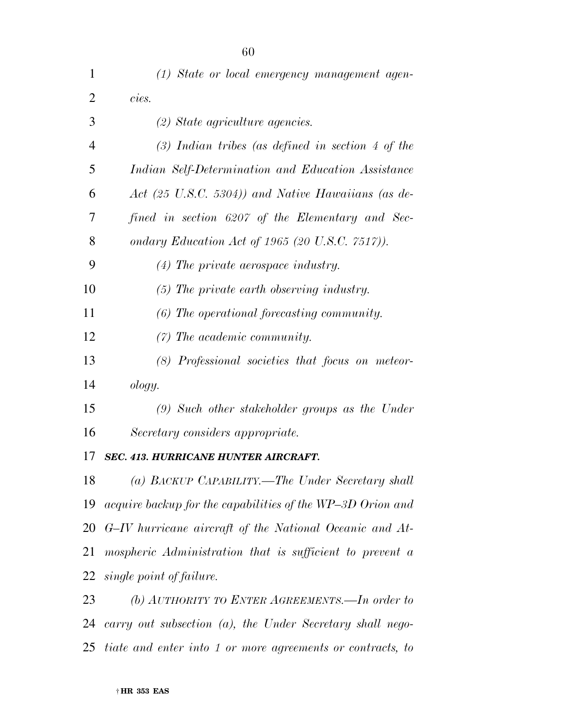*(1) State or local emergency management agencies.*

*(2) State agriculture agencies.*

*(3) Indian tribes (as defined in section 4 of the Indian Self-Determination and Education Assistance Act (25 U.S.C. 5304)) and Native Hawaiians (as defined in section 6207 of the Elementary and Secondary Education Act of 1965 (20 U.S.C. 7517)).*

*(4) The private aerospace industry.*

*(5) The private earth observing industry.*

*(6) The operational forecasting community.*

*(7) The academic community.*

*(8) Professional societies that focus on meteorology.*

*(9) Such other stakeholder groups as the Under Secretary considers appropriate.*

***SEC. 413. HURRICANE HUNTER AIRCRAFT.***

*(a) BACKUP CAPABILITY.—The Under Secretary shall acquire backup for the capabilities of the WP–3D Orion and G–IV hurricane aircraft of the National Oceanic and Atmospheric Administration that is sufficient to prevent a single point of failure.*

*(b) AUTHORITY TO ENTER AGREEMENTS.—In order to carry out subsection (a), the Under Secretary shall negotiate and enter into 1 or more agreements or contracts, to*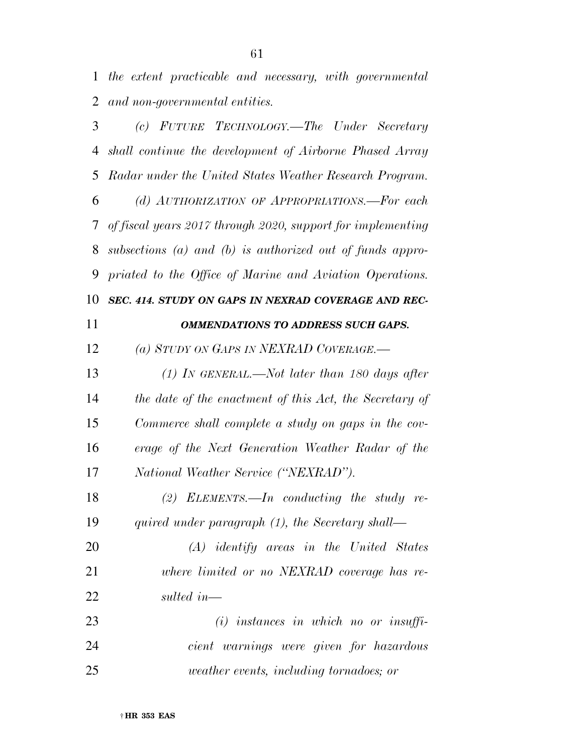*the extent practicable and necessary, with governmental and non-governmental entities.*

*(c) FUTURE TECHNOLOGY.—The Under Secretary shall continue the development of Airborne Phased Array Radar under the United States Weather Research Program.*

*(d) AUTHORIZATION OF APPROPRIATIONS.—For each of fiscal years 2017 through 2020, support for implementing subsections (a) and (b) is authorized out of funds appropriated to the Office of Marine and Aviation Operations.*

### *SEC. 414. STUDY ON GAPS IN NEXRAD COVERAGE AND RECOMMENDATIONS TO ADDRESS SUCH GAPS.*

*(a) STUDY ON GAPS IN NEXRAD COVERAGE.—*

*(1) IN GENERAL.—Not later than 180 days after the date of the enactment of this Act, the Secretary of Commerce shall complete a study on gaps in the coverage of the Next Generation Weather Radar of the National Weather Service ("NEXRAD").*

*(2) ELEMENTS.—In conducting the study required under paragraph (1), the Secretary shall—*

*(A) identify areas in the United States where limited or no NEXRAD coverage has resulted in—*

*(i) instances in which no or insufficient warnings were given for hazardous weather events, including tornadoes; or*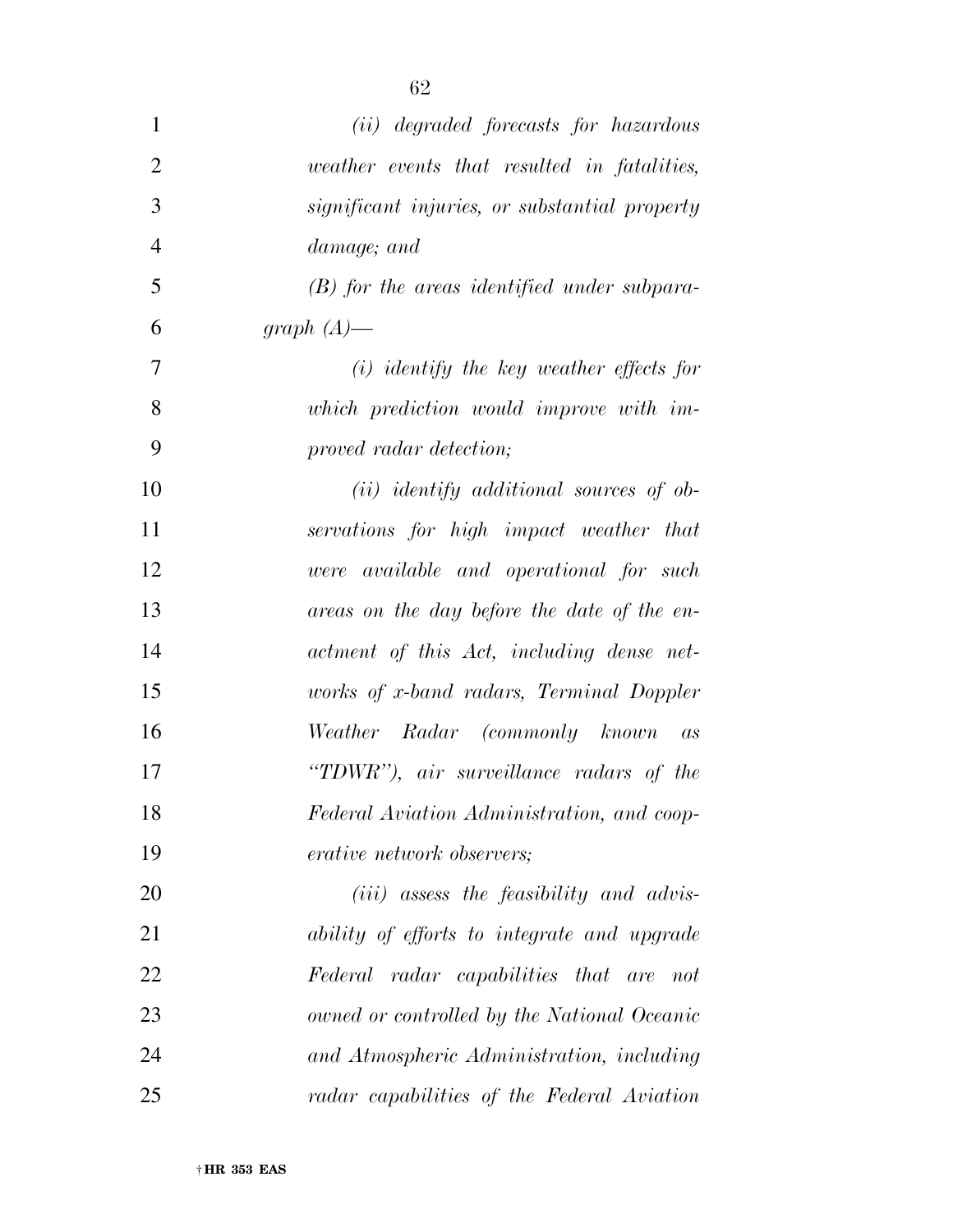*(ii) degraded forecasts for hazardous weather events that resulted in fatalities, significant injuries, or substantial property damage; and*

*(B) for the areas identified under subparagraph (A)—*

*(i) identify the key weather effects for which prediction would improve with improved radar detection;*

*(ii) identify additional sources of observations for high impact weather that were available and operational for such areas on the day before the date of the enactment of this Act, including dense networks of x-band radars, Terminal Doppler Weather Radar (commonly known as "TDWR"), air surveillance radars of the Federal Aviation Administration, and cooperative network observers;*

*(iii) assess the feasibility and advisability of efforts to integrate and upgrade Federal radar capabilities that are not owned or controlled by the National Oceanic and Atmospheric Administration, including radar capabilities of the Federal Aviation*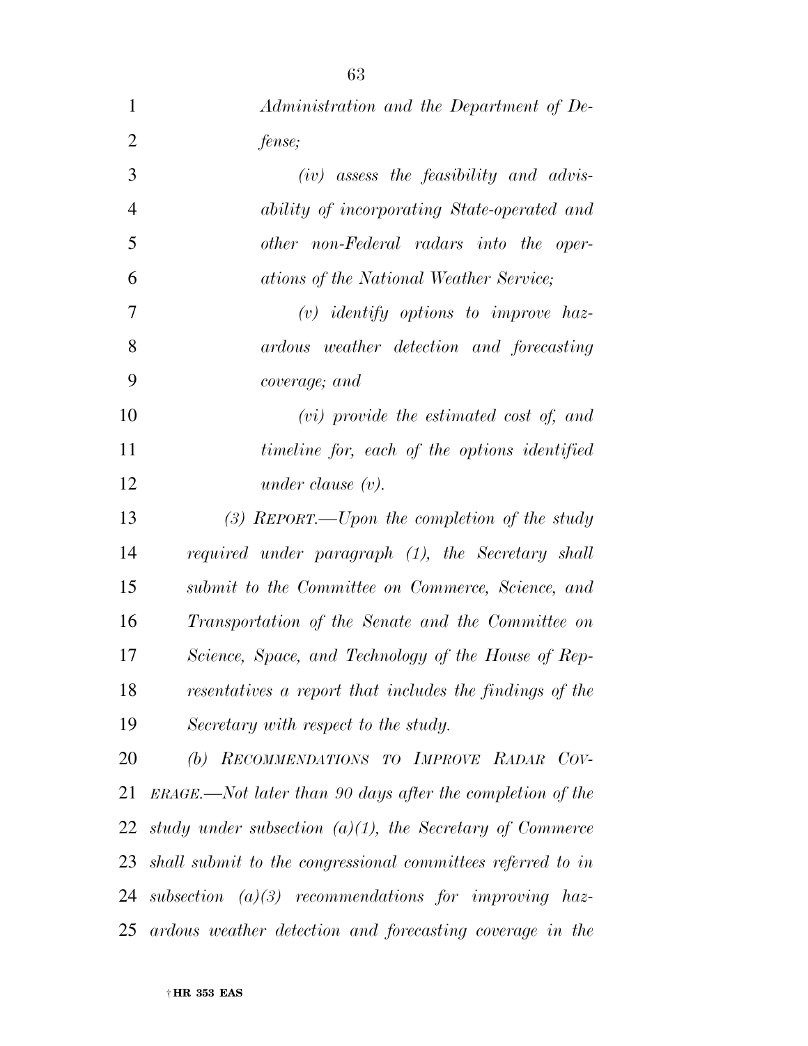*Administration and the Department of Defense;*

*(iv) assess the feasibility and advisability of incorporating State-operated and other non-Federal radars into the operations of the National Weather Service;*

*(v) identify options to improve hazardous weather detection and forecasting coverage; and*

*(vi) provide the estimated cost of, and timeline for, each of the options identified under clause (v).*

*(3) REPORT.—Upon the completion of the study required under paragraph (1), the Secretary shall submit to the Committee on Commerce, Science, and Transportation of the Senate and the Committee on Science, Space, and Technology of the House of Representatives a report that includes the findings of the Secretary with respect to the study.*

*(b) RECOMMENDATIONS TO IMPROVE RADAR COVERAGE.—Not later than 90 days after the completion of the study under subsection (a)(1), the Secretary of Commerce shall submit to the congressional committees referred to in subsection (a)(3) recommendations for improving hazardous weather detection and forecasting coverage in the*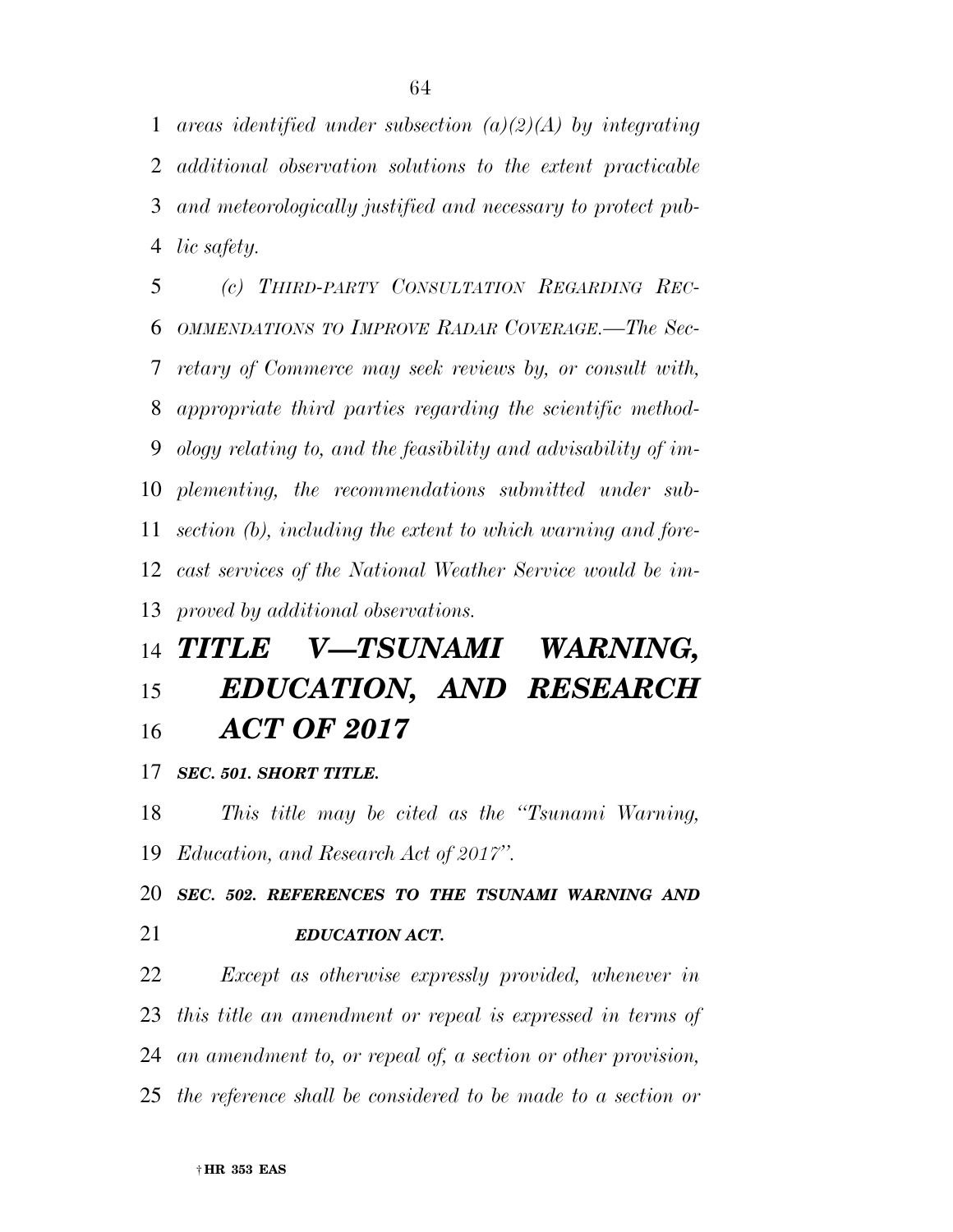*areas identified under subsection (a)(2)(A) by integrating additional observation solutions to the extent practicable and meteorologically justified and necessary to protect public safety.*

*(c) THIRD-PARTY CONSULTATION REGARDING RECOMMENDATIONS TO IMPROVE RADAR COVERAGE.—The Secretary of Commerce may seek reviews by, or consult with, appropriate third parties regarding the scientific methodology relating to, and the feasibility and advisability of implementing, the recommendations submitted under subsection (b), including the extent to which warning and forecast services of the National Weather Service would be improved by additional observations.*

# *TITLE V—TSUNAMI WARNING, EDUCATION, AND RESEARCH ACT OF 2017*

### *SEC. 501. SHORT TITLE.*

*This title may be cited as the "Tsunami Warning, Education, and Research Act of 2017".*

### *SEC. 502. REFERENCES TO THE TSUNAMI WARNING AND EDUCATION ACT.*

*Except as otherwise expressly provided, whenever in this title an amendment or repeal is expressed in terms of an amendment to, or repeal of, a section or other provision, the reference shall be considered to be made to a section or*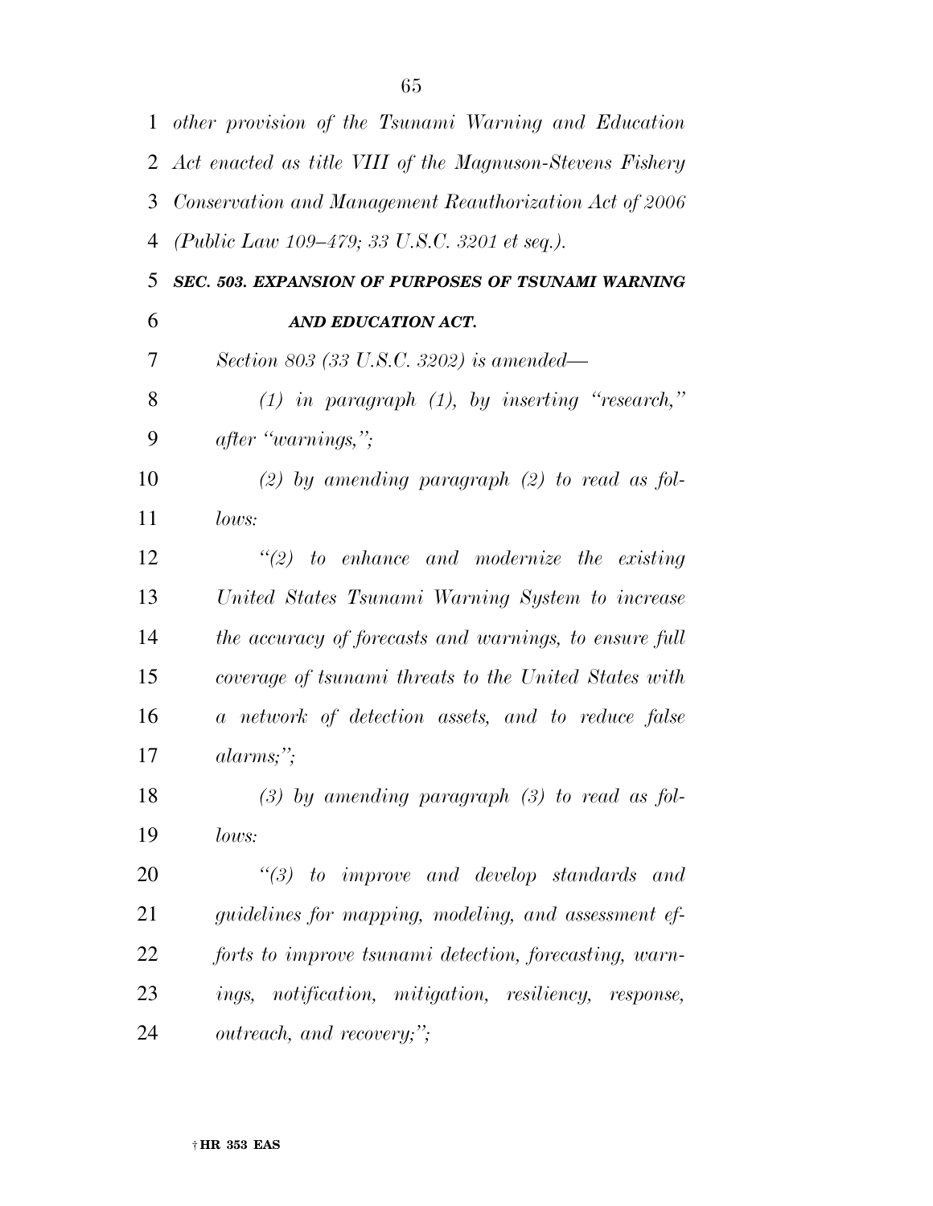*other provision of the Tsunami Warning and Education Act enacted as title VIII of the Magnuson-Stevens Fishery Conservation and Management Reauthorization Act of 2006 (Public Law 109–479; 33 U.S.C. 3201 et seq.).*

***SEC. 503. EXPANSION OF PURPOSES OF TSUNAMI WARNING AND EDUCATION ACT.***

*Section 803 (33 U.S.C. 3202) is amended—*

*(1) in paragraph (1), by inserting "research," after "warnings,";*

*(2) by amending paragraph (2) to read as follows:*

*"(2) to enhance and modernize the existing United States Tsunami Warning System to increase the accuracy of forecasts and warnings, to ensure full coverage of tsunami threats to the United States with a network of detection assets, and to reduce false alarms;";*

*(3) by amending paragraph (3) to read as follows:*

*"(3) to improve and develop standards and guidelines for mapping, modeling, and assessment efforts to improve tsunami detection, forecasting, warnings, notification, mitigation, resiliency, response, outreach, and recovery;";*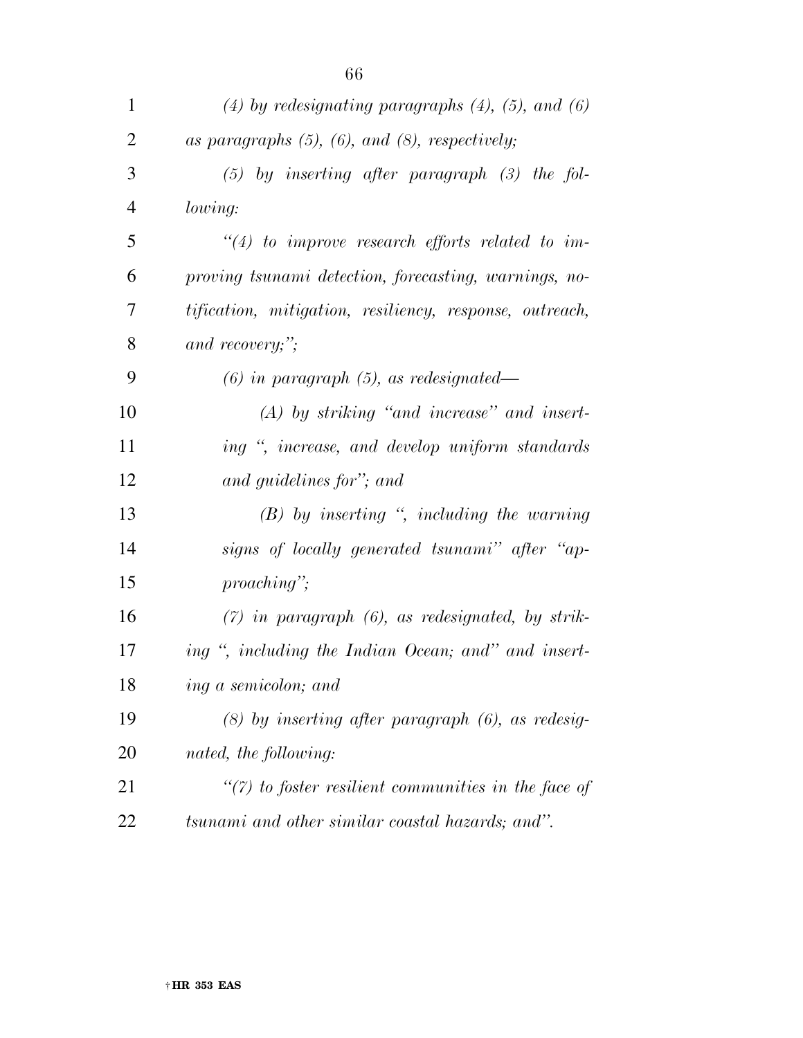*(4) by redesignating paragraphs (4), (5), and (6) as paragraphs (5), (6), and (8), respectively;*

*(5) by inserting after paragraph (3) the following:*

*"(4) to improve research efforts related to improving tsunami detection, forecasting, warnings, notification, mitigation, resiliency, response, outreach, and recovery;";*

*(6) in paragraph (5), as redesignated—*

*(A) by striking "and increase" and inserting ", increase, and develop uniform standards and guidelines for"; and*

*(B) by inserting ", including the warning signs of locally generated tsunami" after "approaching";*

*(7) in paragraph (6), as redesignated, by striking ", including the Indian Ocean; and" and inserting a semicolon; and*

*(8) by inserting after paragraph (6), as redesignated, the following:*

*"(7) to foster resilient communities in the face of tsunami and other similar coastal hazards; and".*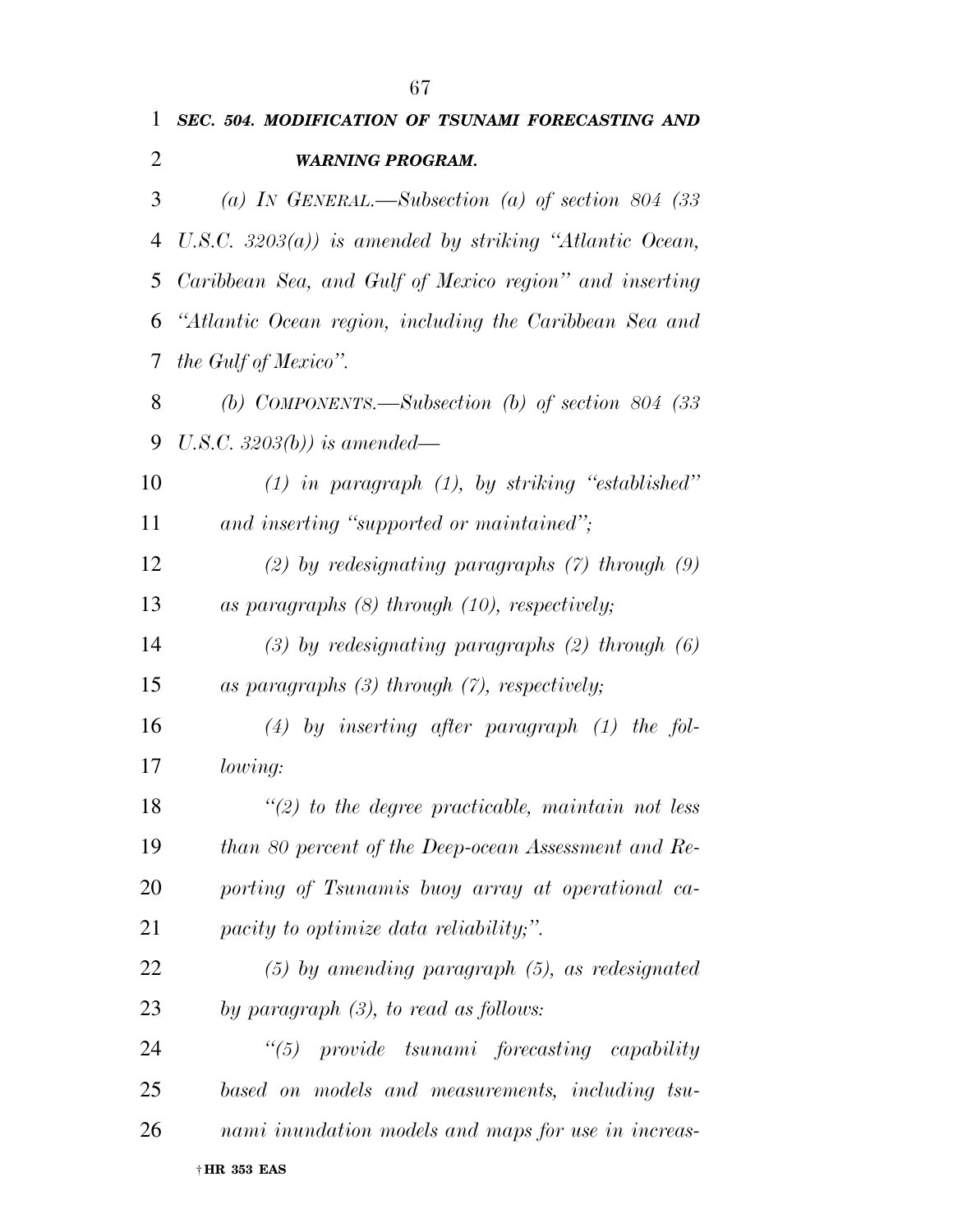***SEC. 504. MODIFICATION OF TSUNAMI FORECASTING AND WARNING PROGRAM.***

*(a) IN GENERAL.—Subsection (a) of section 804 (33 U.S.C. 3203(a)) is amended by striking "Atlantic Ocean, Caribbean Sea, and Gulf of Mexico region" and inserting "Atlantic Ocean region, including the Caribbean Sea and the Gulf of Mexico".*

*(b) COMPONENTS.—Subsection (b) of section 804 (33 U.S.C. 3203(b)) is amended—*

*(1) in paragraph (1), by striking "established" and inserting "supported or maintained";*

*(2) by redesignating paragraphs (7) through (9) as paragraphs (8) through (10), respectively;*

*(3) by redesignating paragraphs (2) through (6) as paragraphs (3) through (7), respectively;*

*(4) by inserting after paragraph (1) the following:*

*"(2) to the degree practicable, maintain not less than 80 percent of the Deep-ocean Assessment and Reporting of Tsunamis buoy array at operational capacity to optimize data reliability;".*

*(5) by amending paragraph (5), as redesignated by paragraph (3), to read as follows:*

*"(5) provide tsunami forecasting capability based on models and measurements, including tsunami inundation models and maps for use in increas-*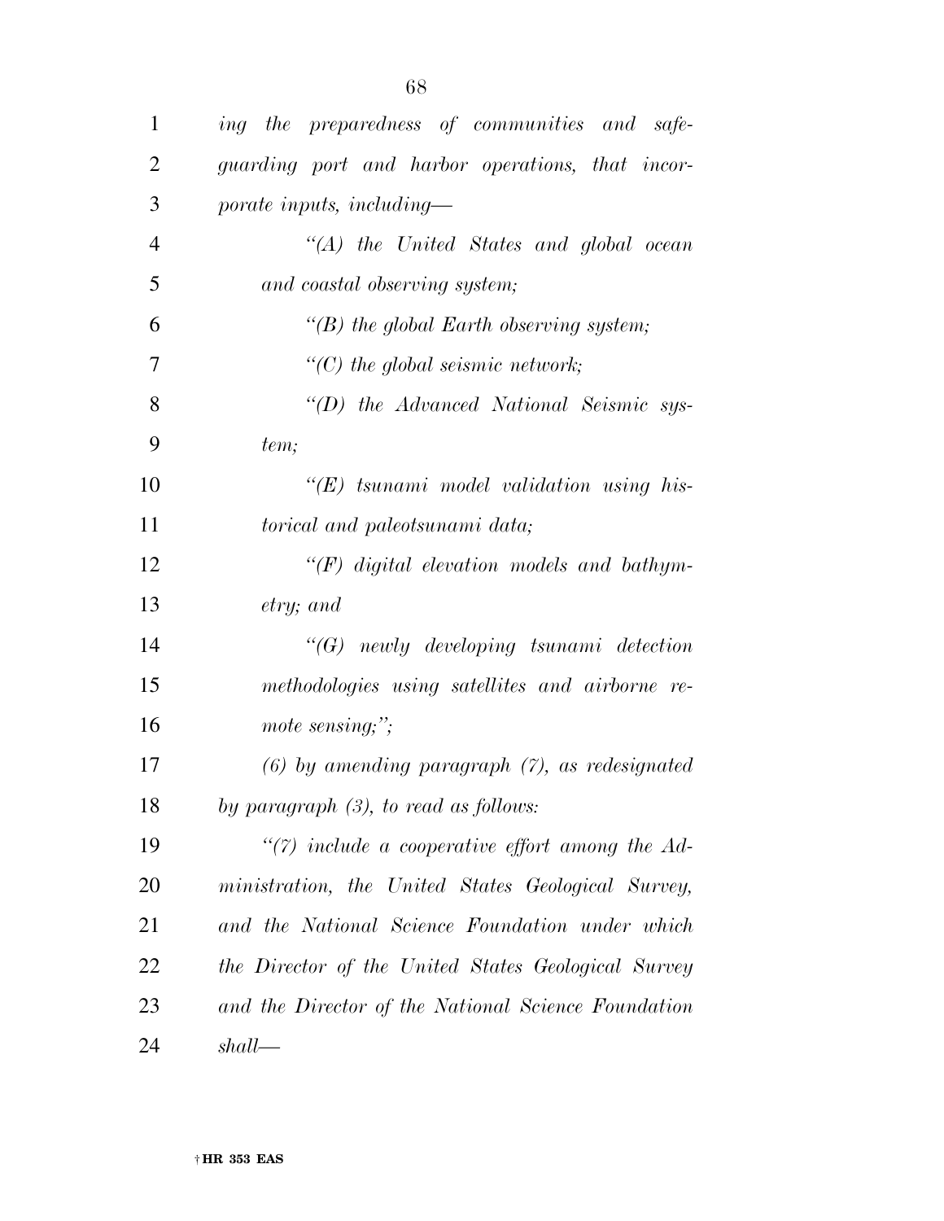*ing the preparedness of communities and safeguarding port and harbor operations, that incorporate inputs, including—*

*''(A) the United States and global ocean and coastal observing system;*

*''(B) the global Earth observing system;*

*''(C) the global seismic network;*

*''(D) the Advanced National Seismic system;*

*''(E) tsunami model validation using historical and paleotsunami data;*

*''(F) digital elevation models and bathymetry; and*

*''(G) newly developing tsunami detection methodologies using satellites and airborne remote sensing;'';*

*(6) by amending paragraph (7), as redesignated by paragraph (3), to read as follows:*

*''(7) include a cooperative effort among the Administration, the United States Geological Survey, and the National Science Foundation under which the Director of the United States Geological Survey and the Director of the National Science Foundation shall—*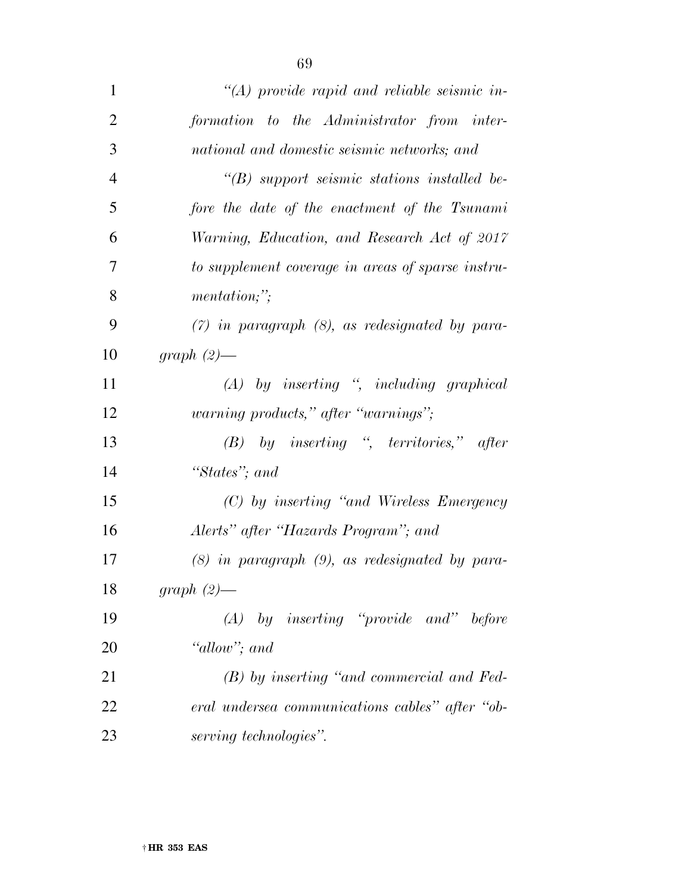*"(A) provide rapid and reliable seismic information to the Administrator from international and domestic seismic networks; and*

*"(B) support seismic stations installed before the date of the enactment of the Tsunami Warning, Education, and Research Act of 2017 to supplement coverage in areas of sparse instrumentation;";*

*(7) in paragraph (8), as redesignated by paragraph (2)—*

*(A) by inserting ", including graphical warning products," after "warnings";*

*(B) by inserting ", territories," after "States"; and*

*(C) by inserting "and Wireless Emergency Alerts" after "Hazards Program"; and*

*(8) in paragraph (9), as redesignated by paragraph (2)—*

*(A) by inserting "provide and" before "allow"; and*

*(B) by inserting "and commercial and Federal undersea communications cables" after "observing technologies".*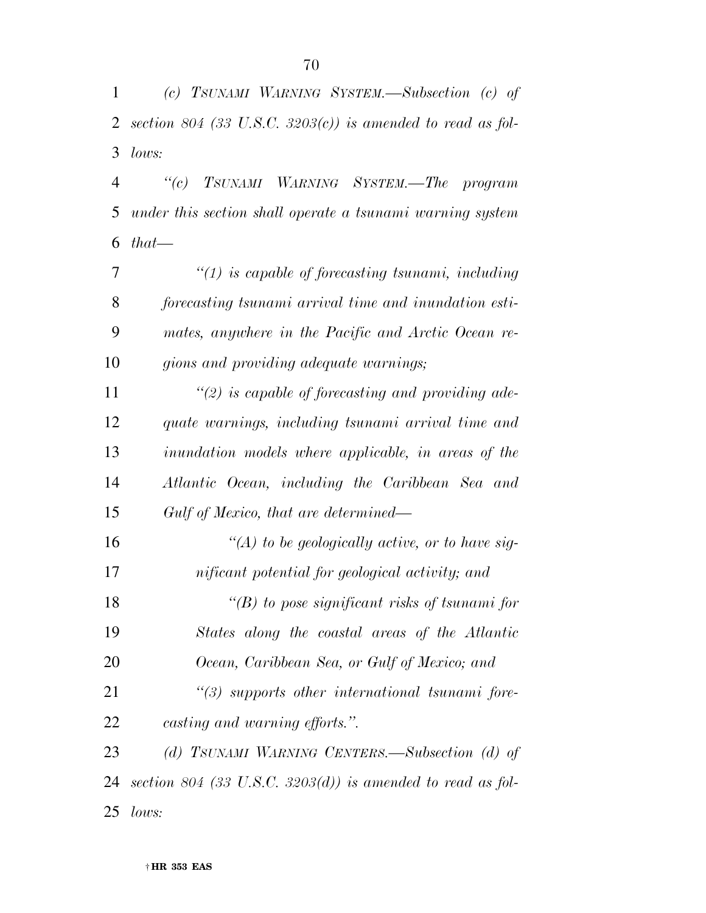*(c) TSUNAMI WARNING SYSTEM.—Subsection (c) of section 804 (33 U.S.C. 3203(c)) is amended to read as follows:*

*"(c) TSUNAMI WARNING SYSTEM.—The program under this section shall operate a tsunami warning system that—*

*"(1) is capable of forecasting tsunami, including forecasting tsunami arrival time and inundation estimates, anywhere in the Pacific and Arctic Ocean regions and providing adequate warnings;*

*"(2) is capable of forecasting and providing adequate warnings, including tsunami arrival time and inundation models where applicable, in areas of the Atlantic Ocean, including the Caribbean Sea and Gulf of Mexico, that are determined—*

*"(A) to be geologically active, or to have significant potential for geological activity; and*

*"(B) to pose significant risks of tsunami for States along the coastal areas of the Atlantic Ocean, Caribbean Sea, or Gulf of Mexico; and*

*"(3) supports other international tsunami forecasting and warning efforts.".*

*(d) TSUNAMI WARNING CENTERS.—Subsection (d) of section 804 (33 U.S.C. 3203(d)) is amended to read as follows:*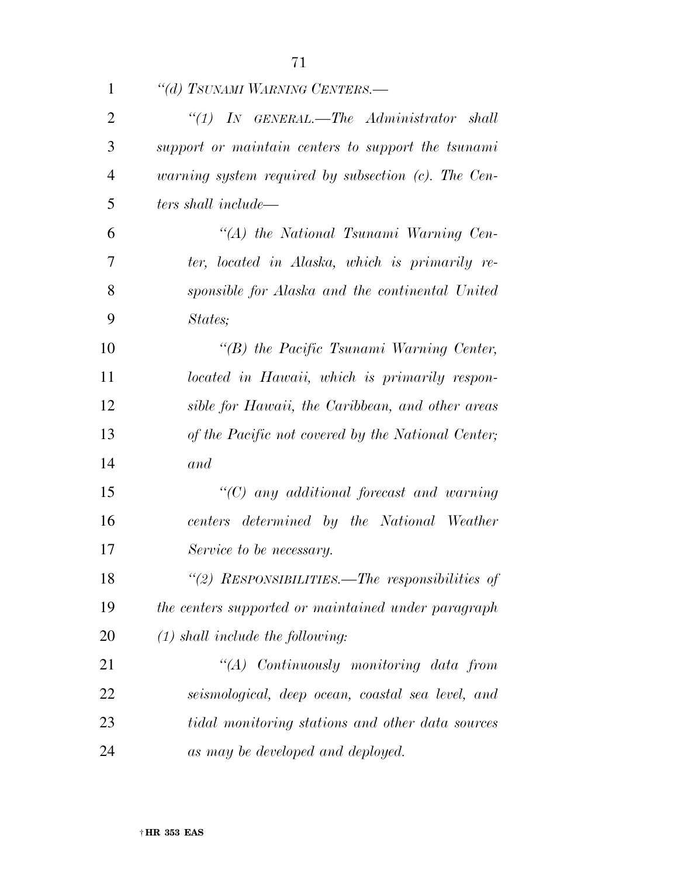*"(d) TSUNAMI WARNING CENTERS.—*

*"(1) IN GENERAL.—The Administrator shall support or maintain centers to support the tsunami warning system required by subsection (c). The Centers shall include—*

*"(A) the National Tsunami Warning Center, located in Alaska, which is primarily responsible for Alaska and the continental United States;*

*"(B) the Pacific Tsunami Warning Center, located in Hawaii, which is primarily responsible for Hawaii, the Caribbean, and other areas of the Pacific not covered by the National Center; and*

*"(C) any additional forecast and warning centers determined by the National Weather Service to be necessary.*

*"(2) RESPONSIBILITIES.—The responsibilities of the centers supported or maintained under paragraph (1) shall include the following:*

*"(A) Continuously monitoring data from seismological, deep ocean, coastal sea level, and tidal monitoring stations and other data sources as may be developed and deployed.*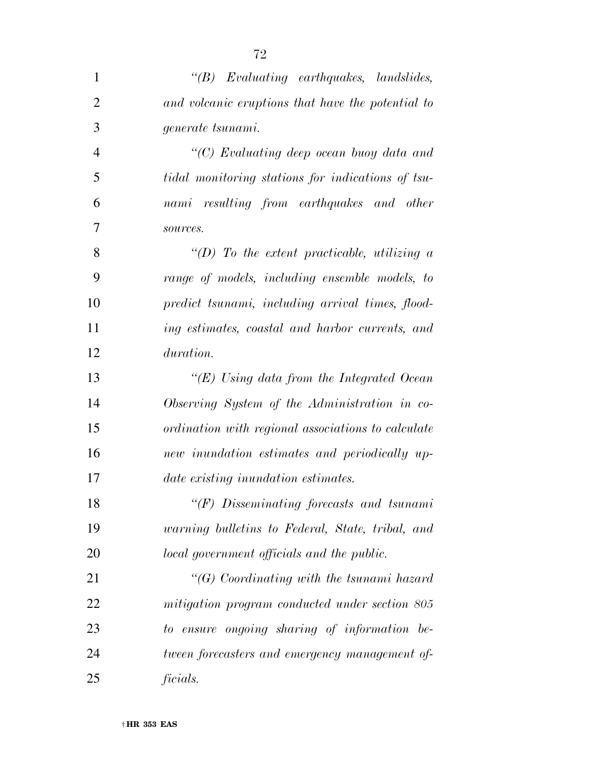*"(B) Evaluating earthquakes, landslides, and volcanic eruptions that have the potential to generate tsunami.*

*"(C) Evaluating deep ocean buoy data and tidal monitoring stations for indications of tsunami resulting from earthquakes and other sources.*

*"(D) To the extent practicable, utilizing a range of models, including ensemble models, to predict tsunami, including arrival times, flooding estimates, coastal and harbor currents, and duration.*

*"(E) Using data from the Integrated Ocean Observing System of the Administration in coordination with regional associations to calculate new inundation estimates and periodically update existing inundation estimates.*

*"(F) Disseminating forecasts and tsunami warning bulletins to Federal, State, tribal, and local government officials and the public.*

*"(G) Coordinating with the tsunami hazard mitigation program conducted under section 805 to ensure ongoing sharing of information between forecasters and emergency management officials.*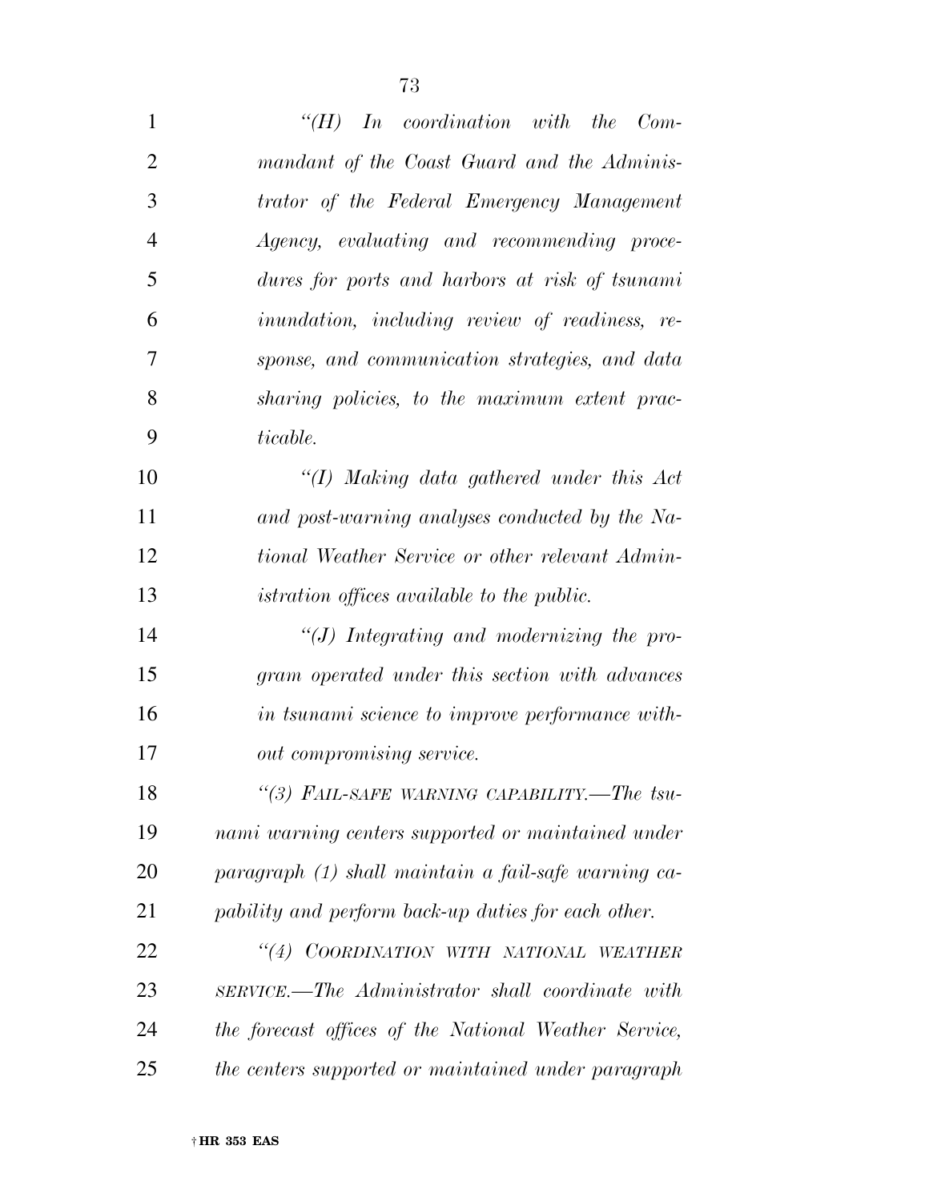*"(H) In coordination with the Commandant of the Coast Guard and the Administrator of the Federal Emergency Management Agency, evaluating and recommending procedures for ports and harbors at risk of tsunami inundation, including review of readiness, response, and communication strategies, and data sharing policies, to the maximum extent practicable.*

*"(I) Making data gathered under this Act and post-warning analyses conducted by the National Weather Service or other relevant Administration offices available to the public.*

*"(J) Integrating and modernizing the program operated under this section with advances in tsunami science to improve performance without compromising service.*

*"(3) FAIL-SAFE WARNING CAPABILITY.—The tsunami warning centers supported or maintained under paragraph (1) shall maintain a fail-safe warning capability and perform back-up duties for each other.*

*"(4) COORDINATION WITH NATIONAL WEATHER SERVICE.—The Administrator shall coordinate with the forecast offices of the National Weather Service, the centers supported or maintained under paragraph*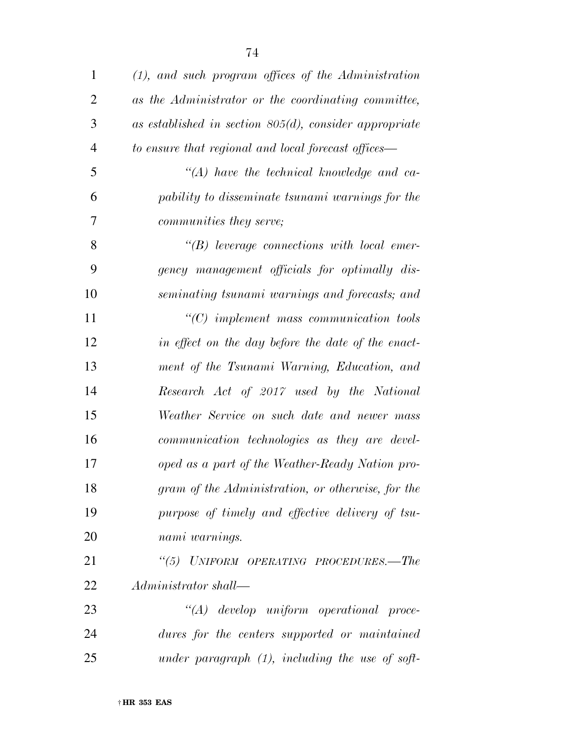*(1), and such program offices of the Administration as the Administrator or the coordinating committee, as established in section 805(d), consider appropriate to ensure that regional and local forecast offices—*

*"(A) have the technical knowledge and capability to disseminate tsunami warnings for the communities they serve;*

*"(B) leverage connections with local emergency management officials for optimally disseminating tsunami warnings and forecasts; and*

*"(C) implement mass communication tools in effect on the day before the date of the enactment of the Tsunami Warning, Education, and Research Act of 2017 used by the National Weather Service on such date and newer mass communication technologies as they are developed as a part of the Weather-Ready Nation program of the Administration, or otherwise, for the purpose of timely and effective delivery of tsunami warnings.*

*"(5) UNIFORM OPERATING PROCEDURES.—The Administrator shall—*

*"(A) develop uniform operational procedures for the centers supported or maintained under paragraph (1), including the use of soft-*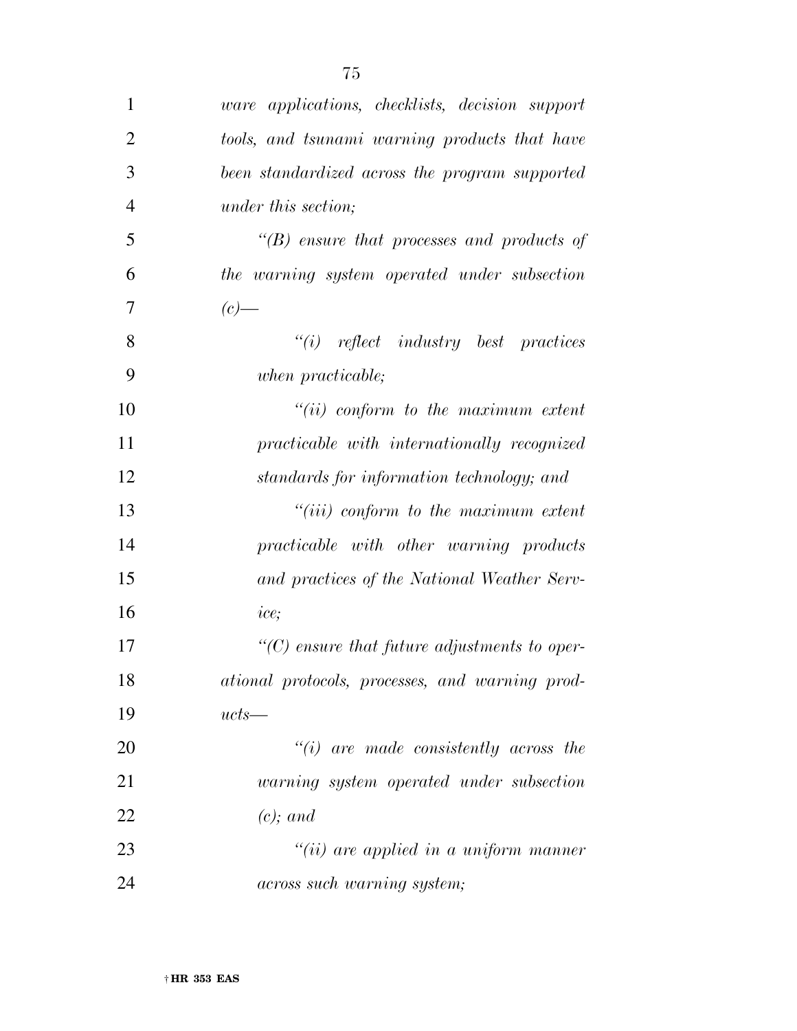*ware applications, checklists, decision support tools, and tsunami warning products that have been standardized across the program supported under this section;*

*"(B) ensure that processes and products of the warning system operated under subsection (c)—*

*"(i) reflect industry best practices when practicable;*

*"(ii) conform to the maximum extent practicable with internationally recognized standards for information technology; and*

*"(iii) conform to the maximum extent practicable with other warning products and practices of the National Weather Service;*

*"(C) ensure that future adjustments to operational protocols, processes, and warning products—*

*"(i) are made consistently across the warning system operated under subsection (c); and*

*"(ii) are applied in a uniform manner across such warning system;*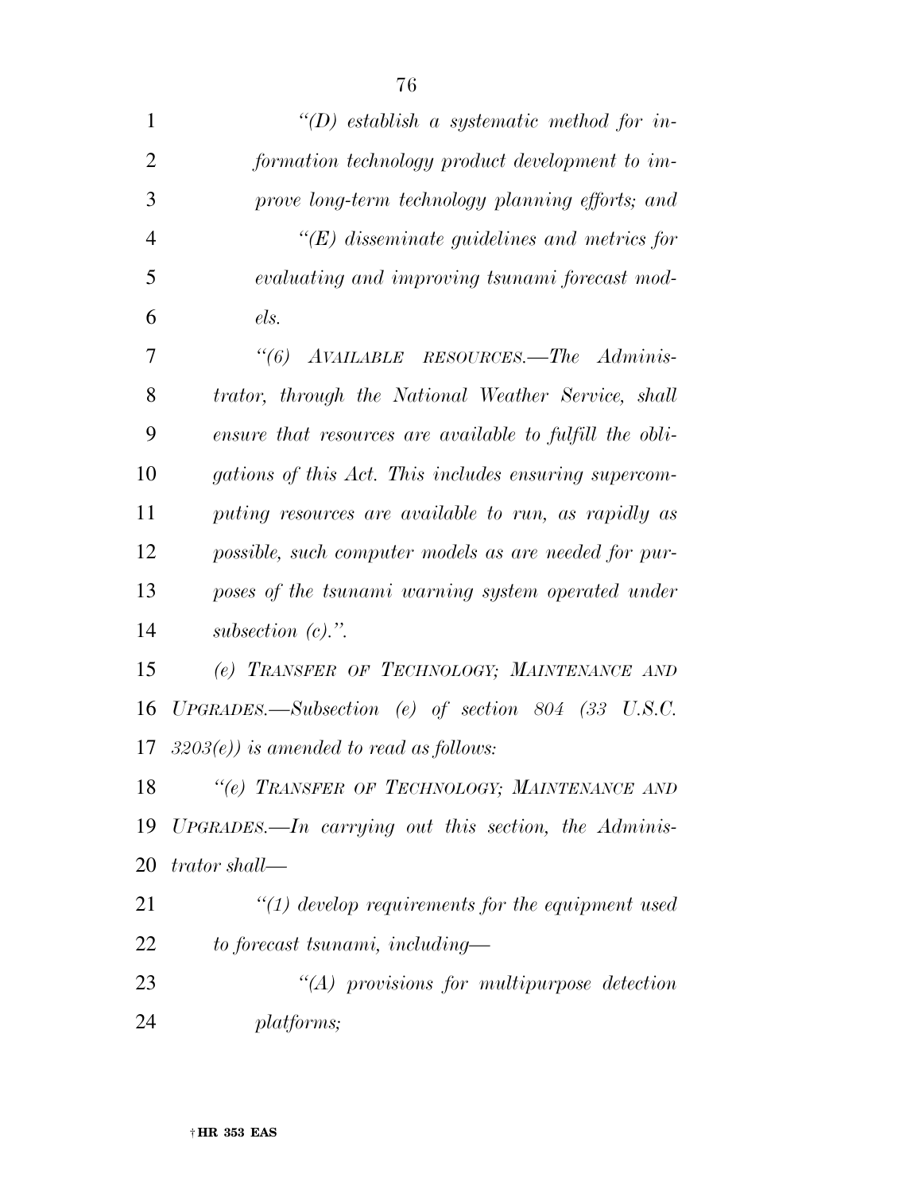*"(D) establish a systematic method for information technology product development to improve long-term technology planning efforts; and*

*"(E) disseminate guidelines and metrics for evaluating and improving tsunami forecast models.*

*"(6) AVAILABLE RESOURCES.—The Administrator, through the National Weather Service, shall ensure that resources are available to fulfill the obligations of this Act. This includes ensuring supercomputing resources are available to run, as rapidly as possible, such computer models as are needed for purposes of the tsunami warning system operated under subsection (c).".*

*(e) TRANSFER OF TECHNOLOGY; MAINTENANCE AND UPGRADES.—Subsection (e) of section 804 (33 U.S.C. 3203(e)) is amended to read as follows:*

*"(e) TRANSFER OF TECHNOLOGY; MAINTENANCE AND UPGRADES.—In carrying out this section, the Administrator shall—*

*"(1) develop requirements for the equipment used to forecast tsunami, including—*

*"(A) provisions for multipurpose detection platforms;*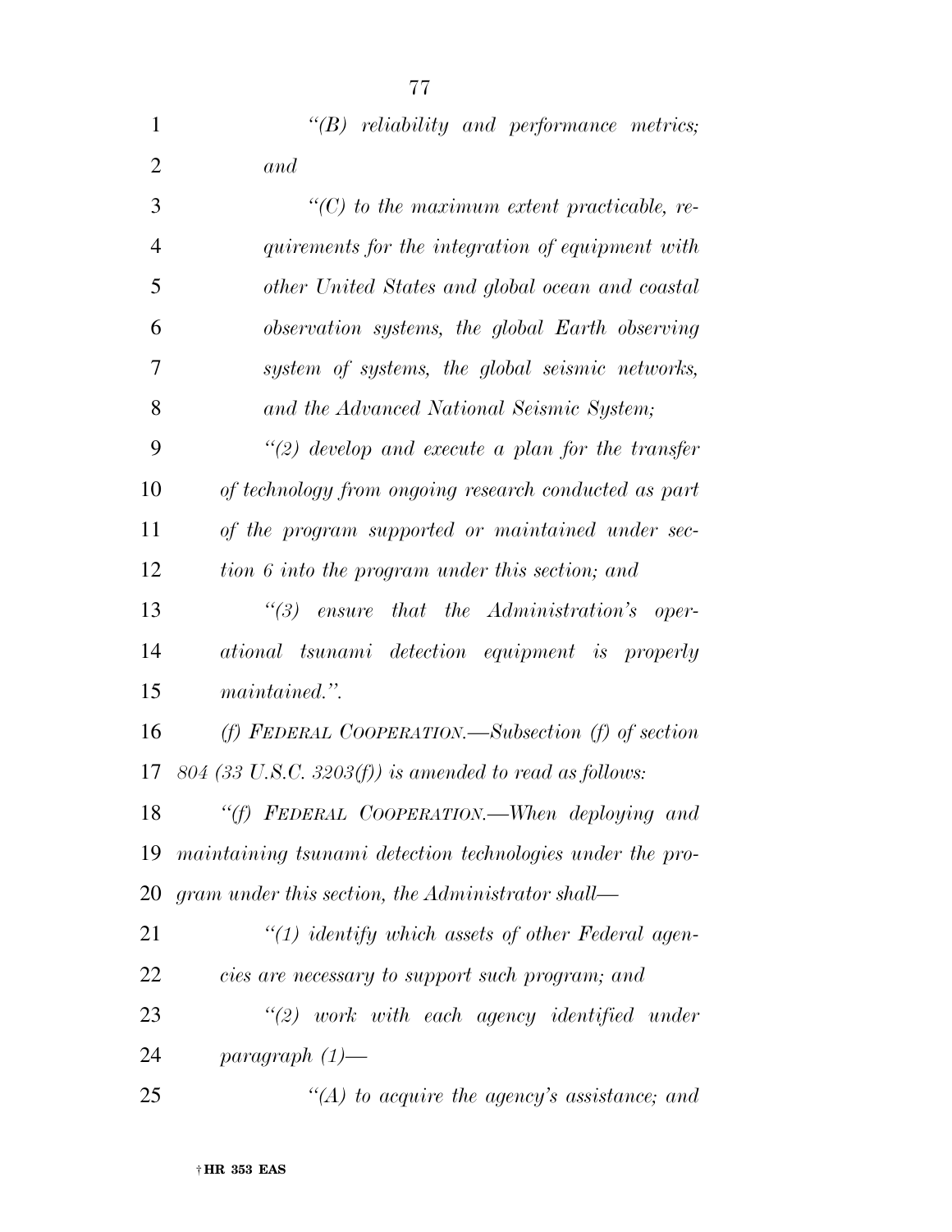*"(B) reliability and performance metrics; and*

*"(C) to the maximum extent practicable, requirements for the integration of equipment with other United States and global ocean and coastal observation systems, the global Earth observing system of systems, the global seismic networks, and the Advanced National Seismic System;*

*"(2) develop and execute a plan for the transfer of technology from ongoing research conducted as part of the program supported or maintained under section 6 into the program under this section; and*

*"(3) ensure that the Administration's operational tsunami detection equipment is properly maintained.".*

*(f) FEDERAL COOPERATION.—Subsection (f) of section 804 (33 U.S.C. 3203(f)) is amended to read as follows:*

*"(f) FEDERAL COOPERATION.—When deploying and maintaining tsunami detection technologies under the program under this section, the Administrator shall—*

*"(1) identify which assets of other Federal agencies are necessary to support such program; and*

*"(2) work with each agency identified under paragraph (1)—*

*"(A) to acquire the agency's assistance; and*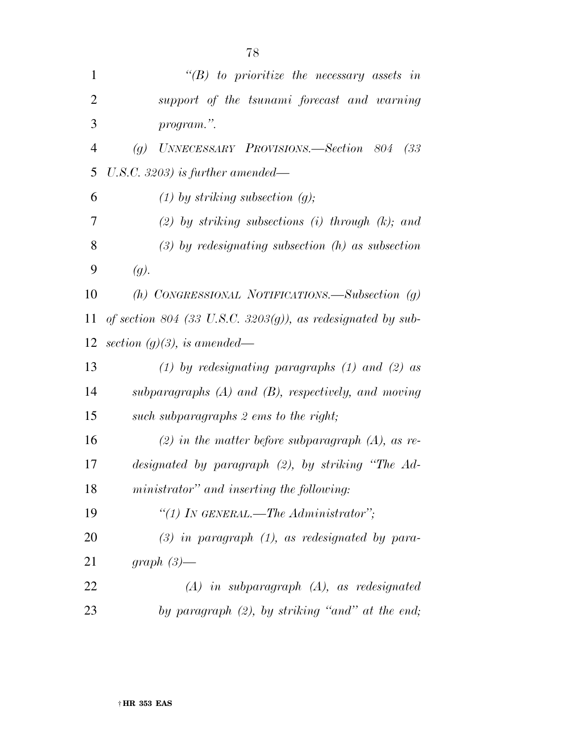*"(B) to prioritize the necessary assets in support of the tsunami forecast and warning program.".*

*(g) UNNECESSARY PROVISIONS.—Section 804 (33 U.S.C. 3203) is further amended—*

*(1) by striking subsection (g);*

*(2) by striking subsections (i) through (k); and*

*(3) by redesignating subsection (h) as subsection (g).*

*(h) CONGRESSIONAL NOTIFICATIONS.—Subsection (g) of section 804 (33 U.S.C. 3203(g)), as redesignated by subsection (g)(3), is amended—*

*(1) by redesignating paragraphs (1) and (2) as subparagraphs (A) and (B), respectively, and moving such subparagraphs 2 ems to the right;*

*(2) in the matter before subparagraph (A), as redesignated by paragraph (2), by striking "The Administrator" and inserting the following:*

*"(1) IN GENERAL.—The Administrator";*

*(3) in paragraph (1), as redesignated by paragraph (3)—*

*(A) in subparagraph (A), as redesignated by paragraph (2), by striking "and" at the end;*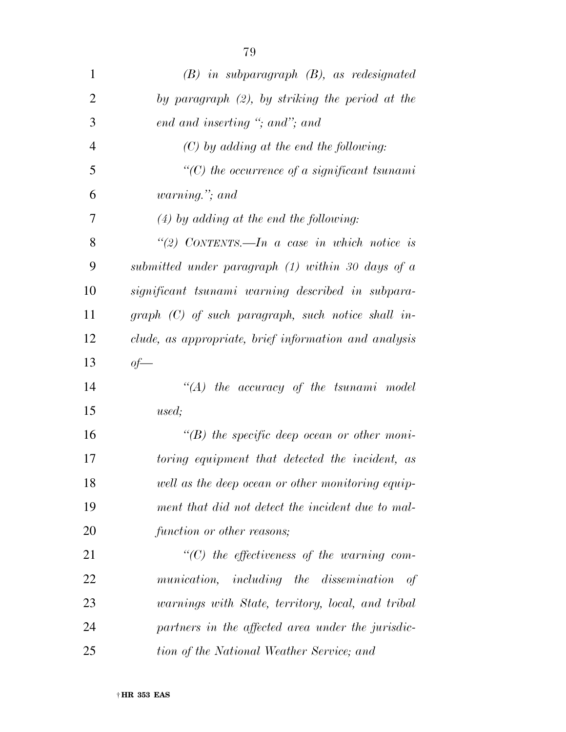*(B) in subparagraph (B), as redesignated by paragraph (2), by striking the period at the end and inserting "; and"; and*

*(C) by adding at the end the following:*

*"(C) the occurrence of a significant tsunami warning."; and*

*(4) by adding at the end the following:*

*"(2) CONTENTS.—In a case in which notice is submitted under paragraph (1) within 30 days of a significant tsunami warning described in subparagraph (C) of such paragraph, such notice shall include, as appropriate, brief information and analysis of—*

*"(A) the accuracy of the tsunami model used;*

*"(B) the specific deep ocean or other monitoring equipment that detected the incident, as well as the deep ocean or other monitoring equipment that did not detect the incident due to malfunction or other reasons;*

*"(C) the effectiveness of the warning communication, including the dissemination of warnings with State, territory, local, and tribal partners in the affected area under the jurisdiction of the National Weather Service; and*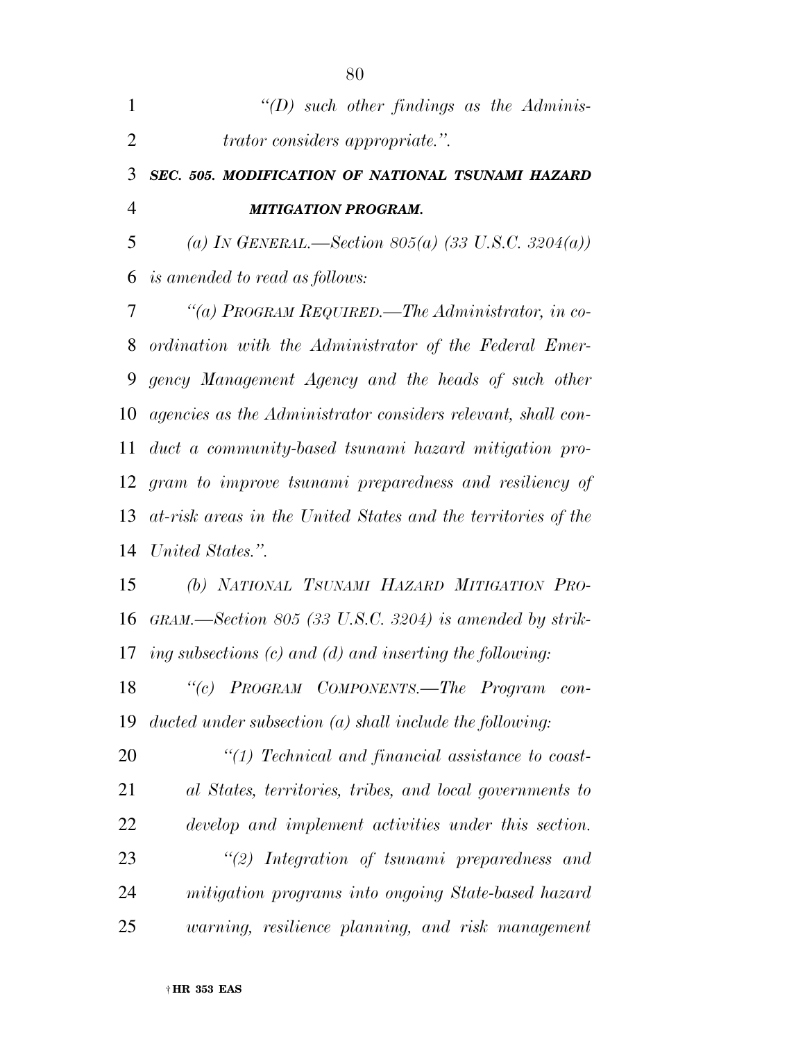*"(D) such other findings as the Administrator considers appropriate.".*

***SEC. 505. MODIFICATION OF NATIONAL TSUNAMI HAZARD MITIGATION PROGRAM.***

*(a) IN GENERAL.—Section 805(a) (33 U.S.C. 3204(a)) is amended to read as follows:*

*"(a) PROGRAM REQUIRED.—The Administrator, in coordination with the Administrator of the Federal Emergency Management Agency and the heads of such other agencies as the Administrator considers relevant, shall conduct a community-based tsunami hazard mitigation program to improve tsunami preparedness and resiliency of at-risk areas in the United States and the territories of the United States.".*

*(b) NATIONAL TSUNAMI HAZARD MITIGATION PROGRAM.—Section 805 (33 U.S.C. 3204) is amended by striking subsections (c) and (d) and inserting the following:*

*"(c) PROGRAM COMPONENTS.—The Program conducted under subsection (a) shall include the following:*

*"(1) Technical and financial assistance to coastal States, territories, tribes, and local governments to develop and implement activities under this section.*

*"(2) Integration of tsunami preparedness and mitigation programs into ongoing State-based hazard warning, resilience planning, and risk management*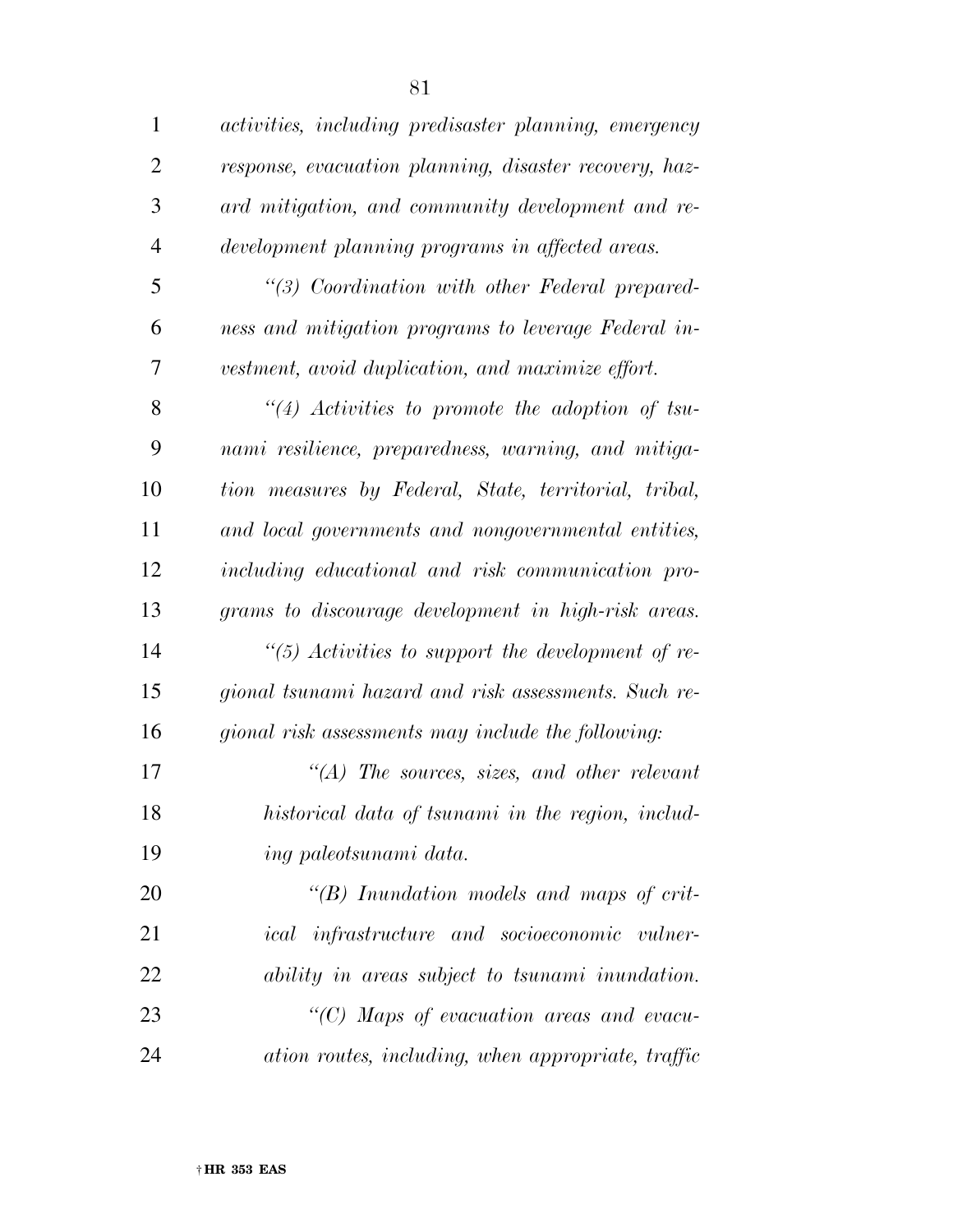*activities, including predisaster planning, emergency response, evacuation planning, disaster recovery, hazard mitigation, and community development and redevelopment planning programs in affected areas.*

*"(3) Coordination with other Federal preparedness and mitigation programs to leverage Federal investment, avoid duplication, and maximize effort.*

*"(4) Activities to promote the adoption of tsunami resilience, preparedness, warning, and mitigation measures by Federal, State, territorial, tribal, and local governments and nongovernmental entities, including educational and risk communication programs to discourage development in high-risk areas.*

*"(5) Activities to support the development of regional tsunami hazard and risk assessments. Such regional risk assessments may include the following:*

*"(A) The sources, sizes, and other relevant historical data of tsunami in the region, including paleotsunami data.*

*"(B) Inundation models and maps of critical infrastructure and socioeconomic vulnerability in areas subject to tsunami inundation.*

*"(C) Maps of evacuation areas and evacuation routes, including, when appropriate, traffic*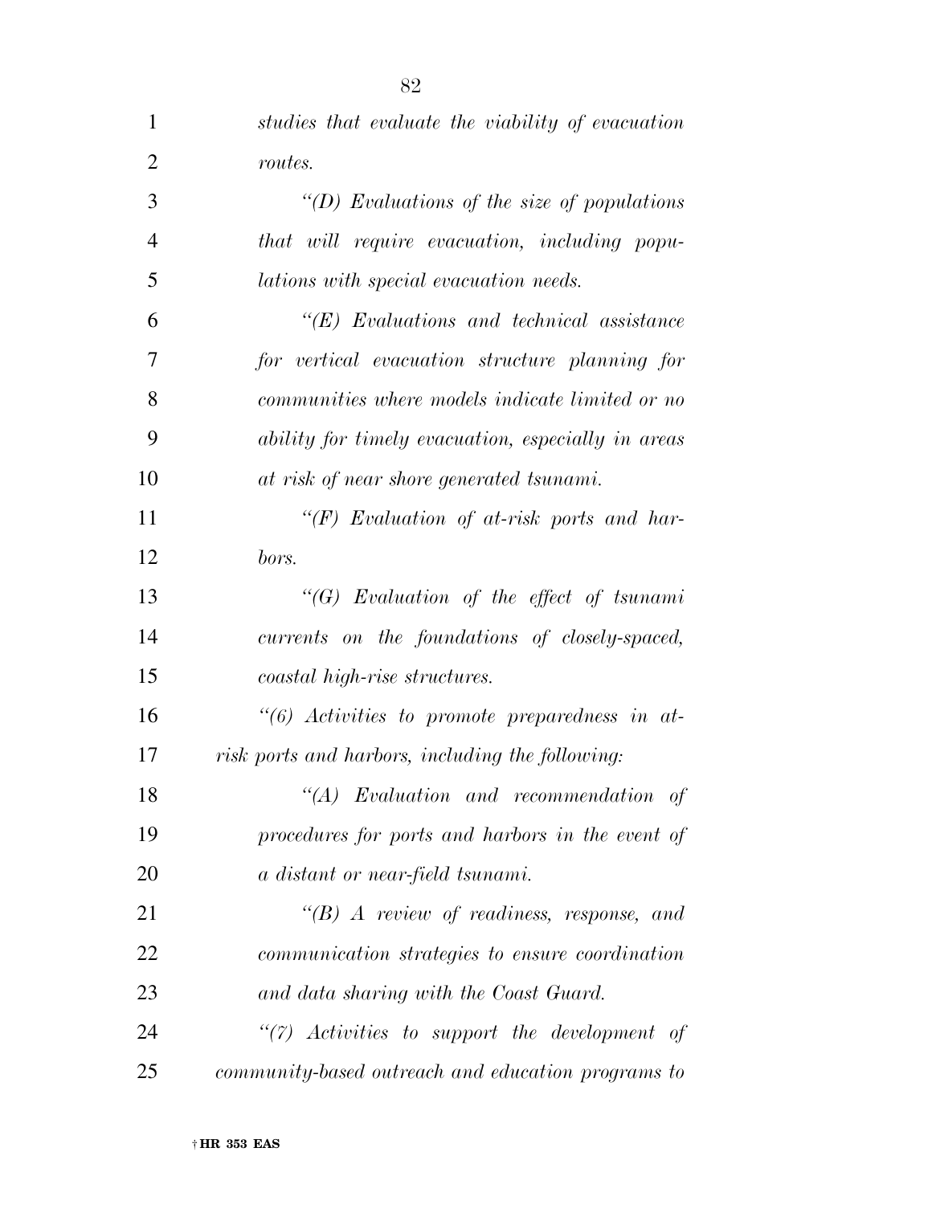*studies that evaluate the viability of evacuation routes.*

*"(D) Evaluations of the size of populations that will require evacuation, including populations with special evacuation needs.*

*"(E) Evaluations and technical assistance for vertical evacuation structure planning for communities where models indicate limited or no ability for timely evacuation, especially in areas at risk of near shore generated tsunami.*

*"(F) Evaluation of at-risk ports and harbors.*

*"(G) Evaluation of the effect of tsunami currents on the foundations of closely-spaced, coastal high-rise structures.*

*"(6) Activities to promote preparedness in at-risk ports and harbors, including the following:*

*"(A) Evaluation and recommendation of procedures for ports and harbors in the event of a distant or near-field tsunami.*

*"(B) A review of readiness, response, and communication strategies to ensure coordination and data sharing with the Coast Guard.*

*"(7) Activities to support the development of community-based outreach and education programs to*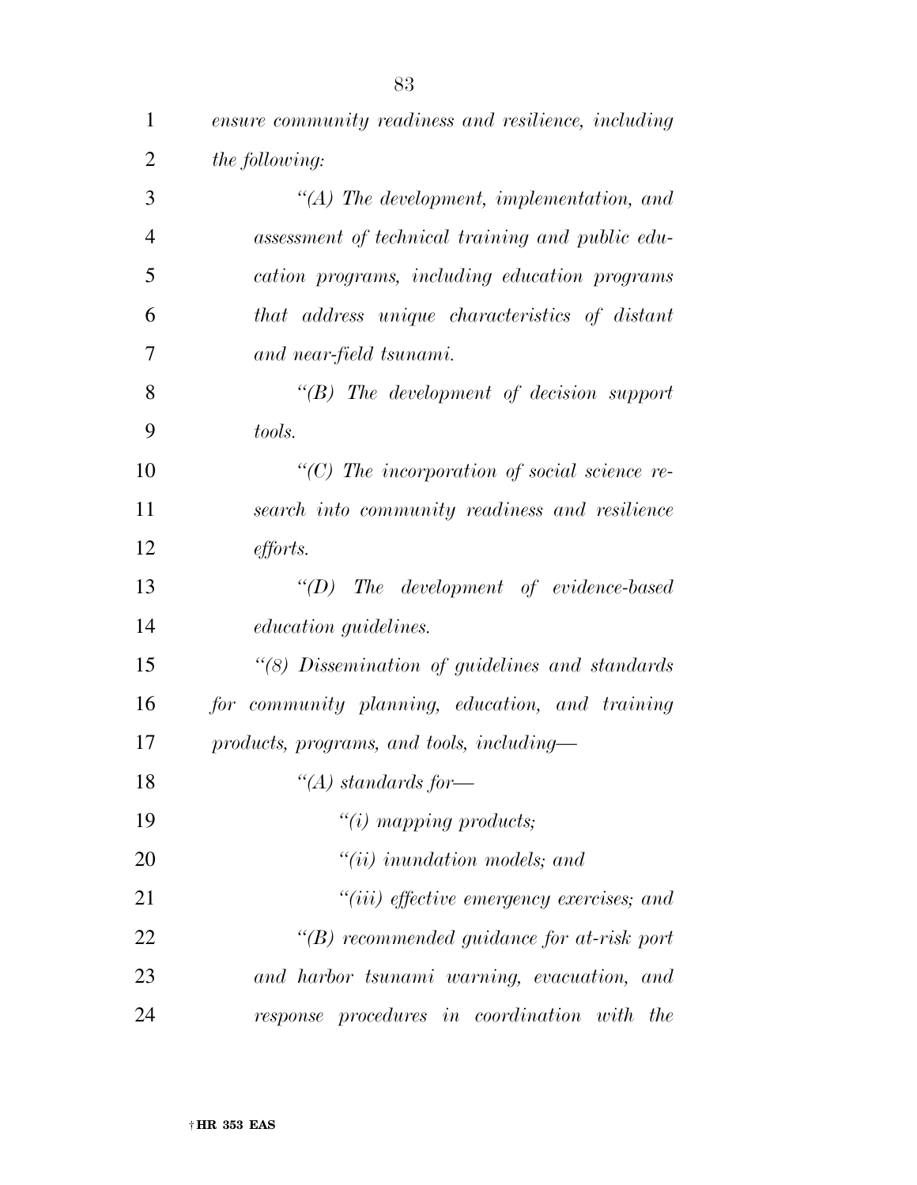*ensure community readiness and resilience, including the following:*

*"(A) The development, implementation, and assessment of technical training and public education programs, including education programs that address unique characteristics of distant and near-field tsunami.*

*"(B) The development of decision support tools.*

*"(C) The incorporation of social science research into community readiness and resilience efforts.*

*"(D) The development of evidence-based education guidelines.*

*"(8) Dissemination of guidelines and standards for community planning, education, and training products, programs, and tools, including—*

*"(A) standards for—*

*"(i) mapping products;*

*"(ii) inundation models; and*

*"(iii) effective emergency exercises; and*

*"(B) recommended guidance for at-risk port and harbor tsunami warning, evacuation, and response procedures in coordination with the*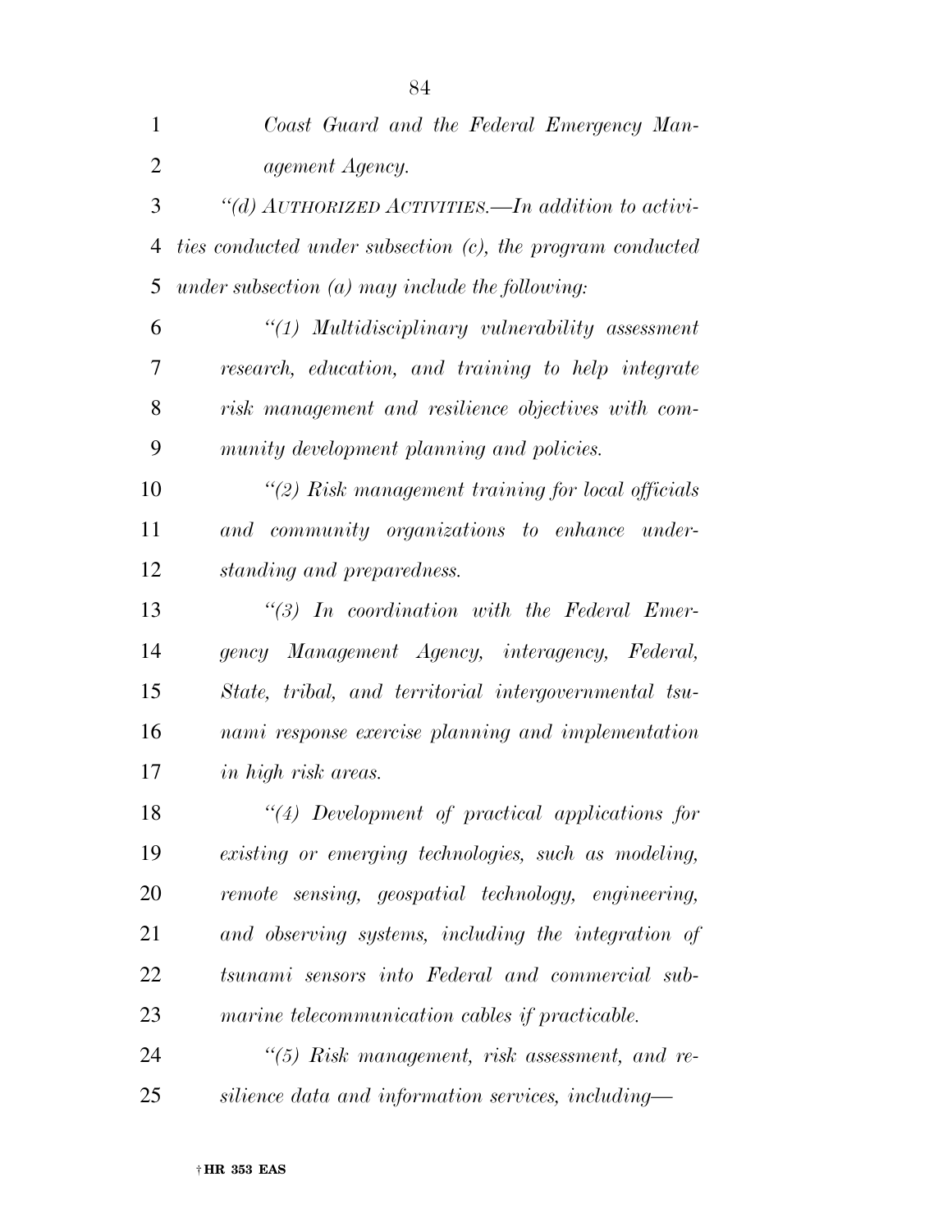*Coast Guard and the Federal Emergency Management Agency.*

*"(d) AUTHORIZED ACTIVITIES.—In addition to activities conducted under subsection (c), the program conducted under subsection (a) may include the following:*

*"(1) Multidisciplinary vulnerability assessment research, education, and training to help integrate risk management and resilience objectives with community development planning and policies.*

*"(2) Risk management training for local officials and community organizations to enhance understanding and preparedness.*

*"(3) In coordination with the Federal Emergency Management Agency, interagency, Federal, State, tribal, and territorial intergovernmental tsunami response exercise planning and implementation in high risk areas.*

*"(4) Development of practical applications for existing or emerging technologies, such as modeling, remote sensing, geospatial technology, engineering, and observing systems, including the integration of tsunami sensors into Federal and commercial submarine telecommunication cables if practicable.*

*"(5) Risk management, risk assessment, and resilience data and information services, including—*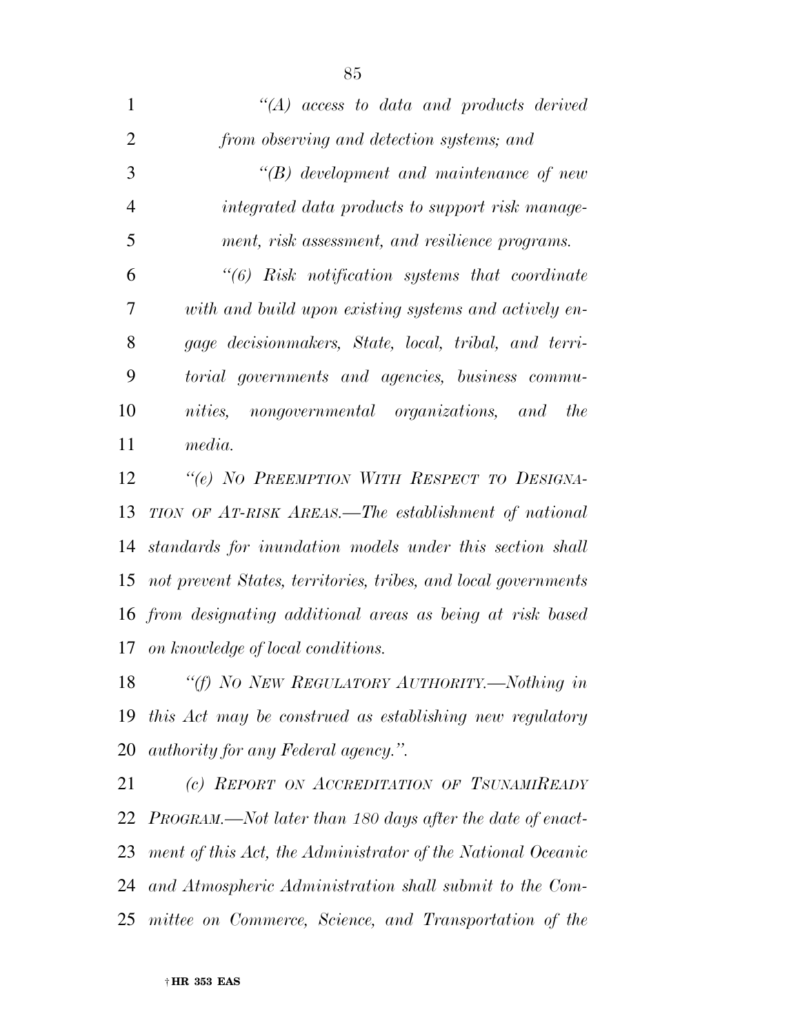*"(A) access to data and products derived from observing and detection systems; and*

*"(B) development and maintenance of new integrated data products to support risk management, risk assessment, and resilience programs.*

*"(6) Risk notification systems that coordinate with and build upon existing systems and actively engage decisionmakers, State, local, tribal, and territorial governments and agencies, business communities, nongovernmental organizations, and the media.*

*"(e) NO PREEMPTION WITH RESPECT TO DESIGNATION OF AT-RISK AREAS.—The establishment of national standards for inundation models under this section shall not prevent States, territories, tribes, and local governments from designating additional areas as being at risk based on knowledge of local conditions.*

*"(f) NO NEW REGULATORY AUTHORITY.—Nothing in this Act may be construed as establishing new regulatory authority for any Federal agency.".*

*(c) REPORT ON ACCREDITATION OF TSUNAMIREADY PROGRAM.—Not later than 180 days after the date of enactment of this Act, the Administrator of the National Oceanic and Atmospheric Administration shall submit to the Committee on Commerce, Science, and Transportation of the*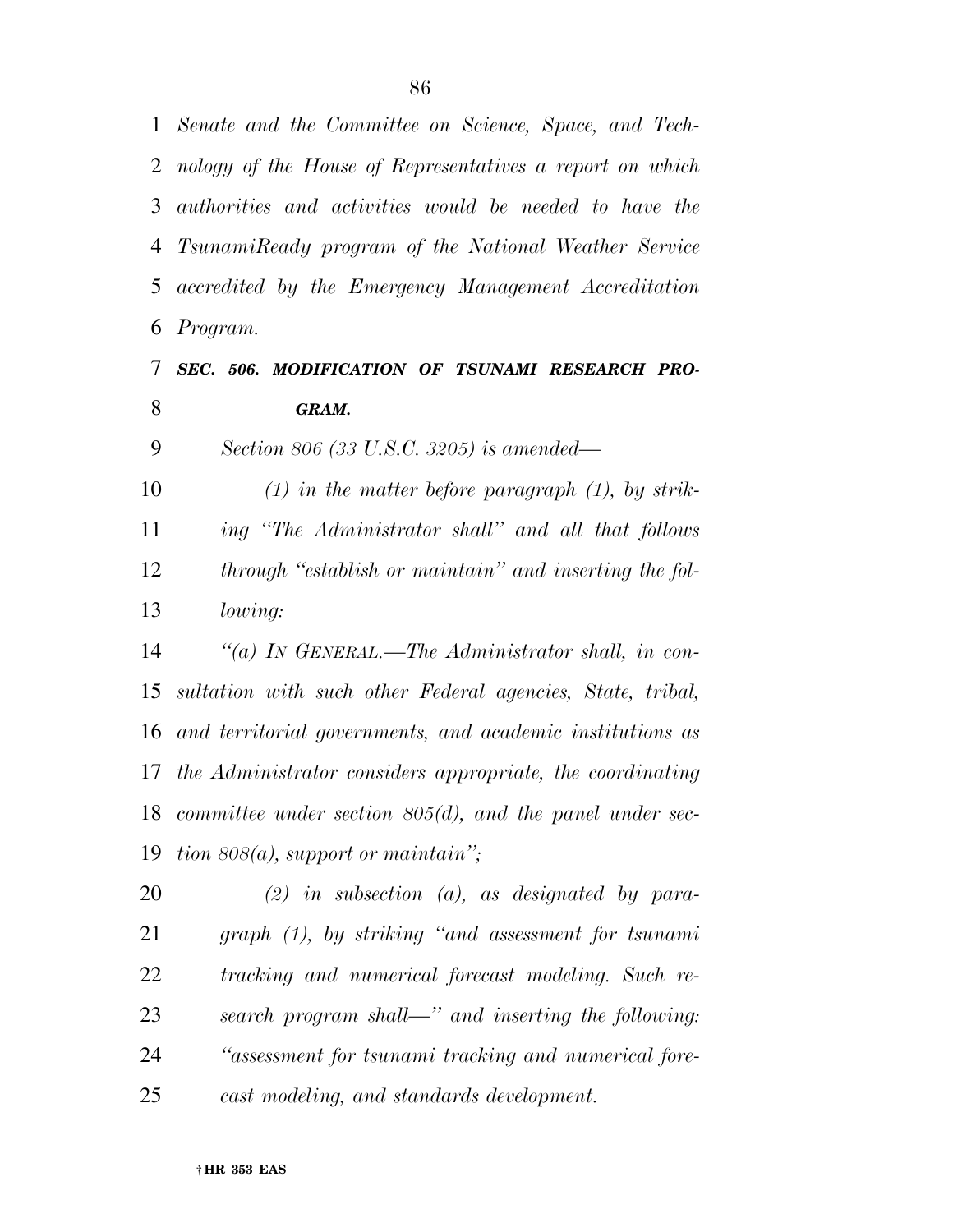*Senate and the Committee on Science, Space, and Technology of the House of Representatives a report on which authorities and activities would be needed to have the TsunamiReady program of the National Weather Service accredited by the Emergency Management Accreditation Program.*

***SEC. 506. MODIFICATION OF TSUNAMI RESEARCH PROGRAM.***

*Section 806 (33 U.S.C. 3205) is amended—*

*(1) in the matter before paragraph (1), by striking "The Administrator shall" and all that follows through "establish or maintain" and inserting the following:*

*"(a) IN GENERAL.—The Administrator shall, in consultation with such other Federal agencies, State, tribal, and territorial governments, and academic institutions as the Administrator considers appropriate, the coordinating committee under section 805(d), and the panel under section 808(a), support or maintain";*

*(2) in subsection (a), as designated by paragraph (1), by striking "and assessment for tsunami tracking and numerical forecast modeling. Such research program shall—" and inserting the following: "assessment for tsunami tracking and numerical forecast modeling, and standards development.*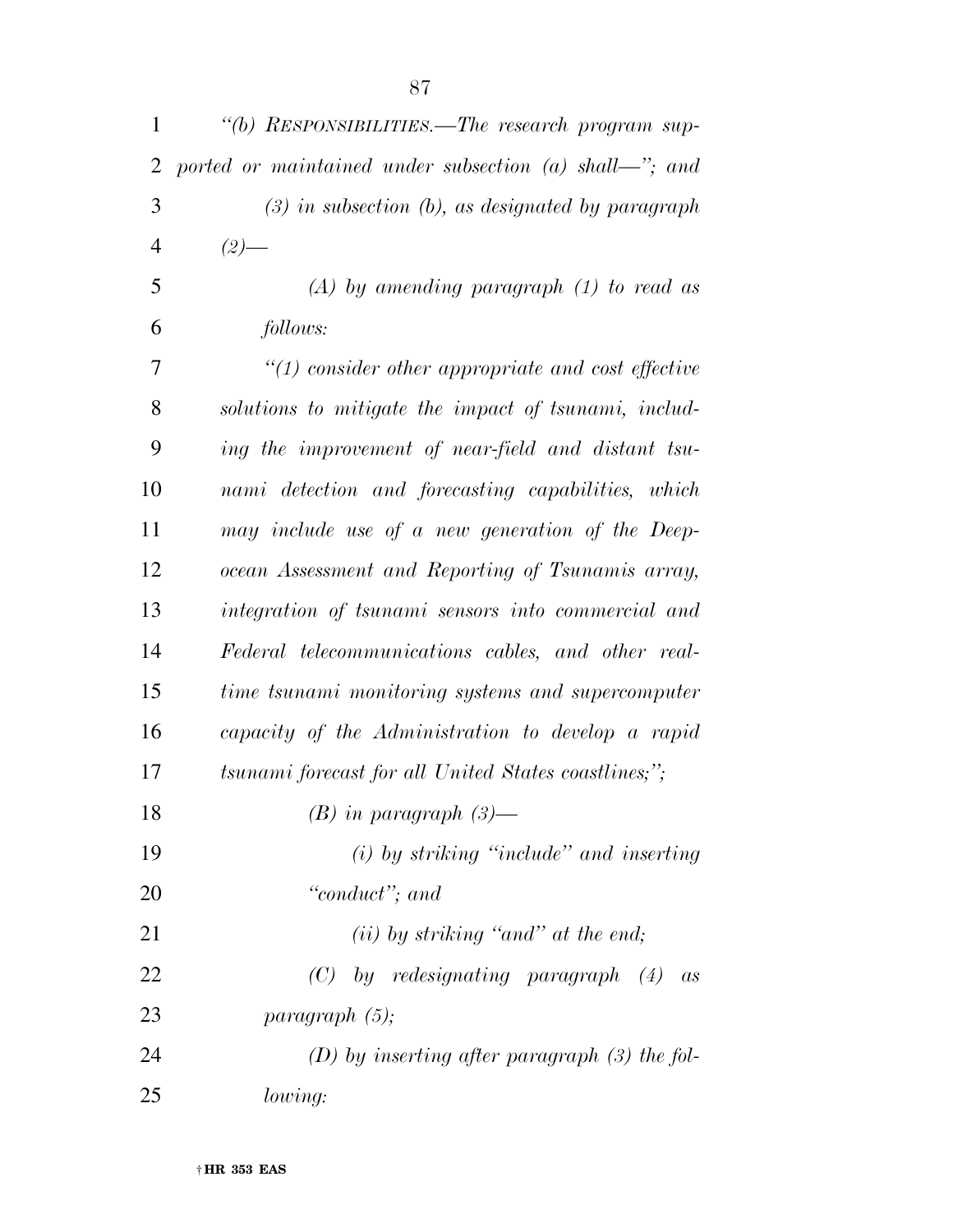*"(b) RESPONSIBILITIES.—The research program supported or maintained under subsection (a) shall—"; and*

*(3) in subsection (b), as designated by paragraph (2)—*

*(A) by amending paragraph (1) to read as follows:*

*"(1) consider other appropriate and cost effective solutions to mitigate the impact of tsunami, including the improvement of near-field and distant tsunami detection and forecasting capabilities, which may include use of a new generation of the Deep-ocean Assessment and Reporting of Tsunamis array, integration of tsunami sensors into commercial and Federal telecommunications cables, and other real-time tsunami monitoring systems and supercomputer capacity of the Administration to develop a rapid tsunami forecast for all United States coastlines;";*

*(B) in paragraph (3)—*

*(i) by striking "include" and inserting "conduct"; and*

*(ii) by striking "and" at the end;*

*(C) by redesignating paragraph (4) as paragraph (5);*

*(D) by inserting after paragraph (3) the following:*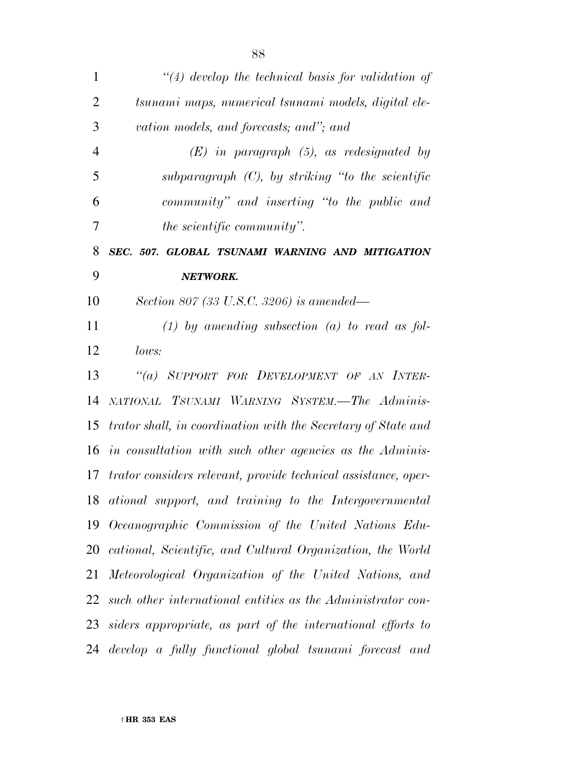*"(4) develop the technical basis for validation of tsunami maps, numerical tsunami models, digital elevation models, and forecasts; and"; and*

*(E) in paragraph (5), as redesignated by subparagraph (C), by striking "to the scientific community" and inserting "to the public and the scientific community".*

***SEC. 507. GLOBAL TSUNAMI WARNING AND MITIGATION NETWORK.***

*Section 807 (33 U.S.C. 3206) is amended—*

*(1) by amending subsection (a) to read as follows:*

*"(a) SUPPORT FOR DEVELOPMENT OF AN INTERNATIONAL TSUNAMI WARNING SYSTEM.—The Administrator shall, in coordination with the Secretary of State and in consultation with such other agencies as the Administrator considers relevant, provide technical assistance, operational support, and training to the Intergovernmental Oceanographic Commission of the United Nations Educational, Scientific, and Cultural Organization, the World Meteorological Organization of the United Nations, and such other international entities as the Administrator considers appropriate, as part of the international efforts to develop a fully functional global tsunami forecast and*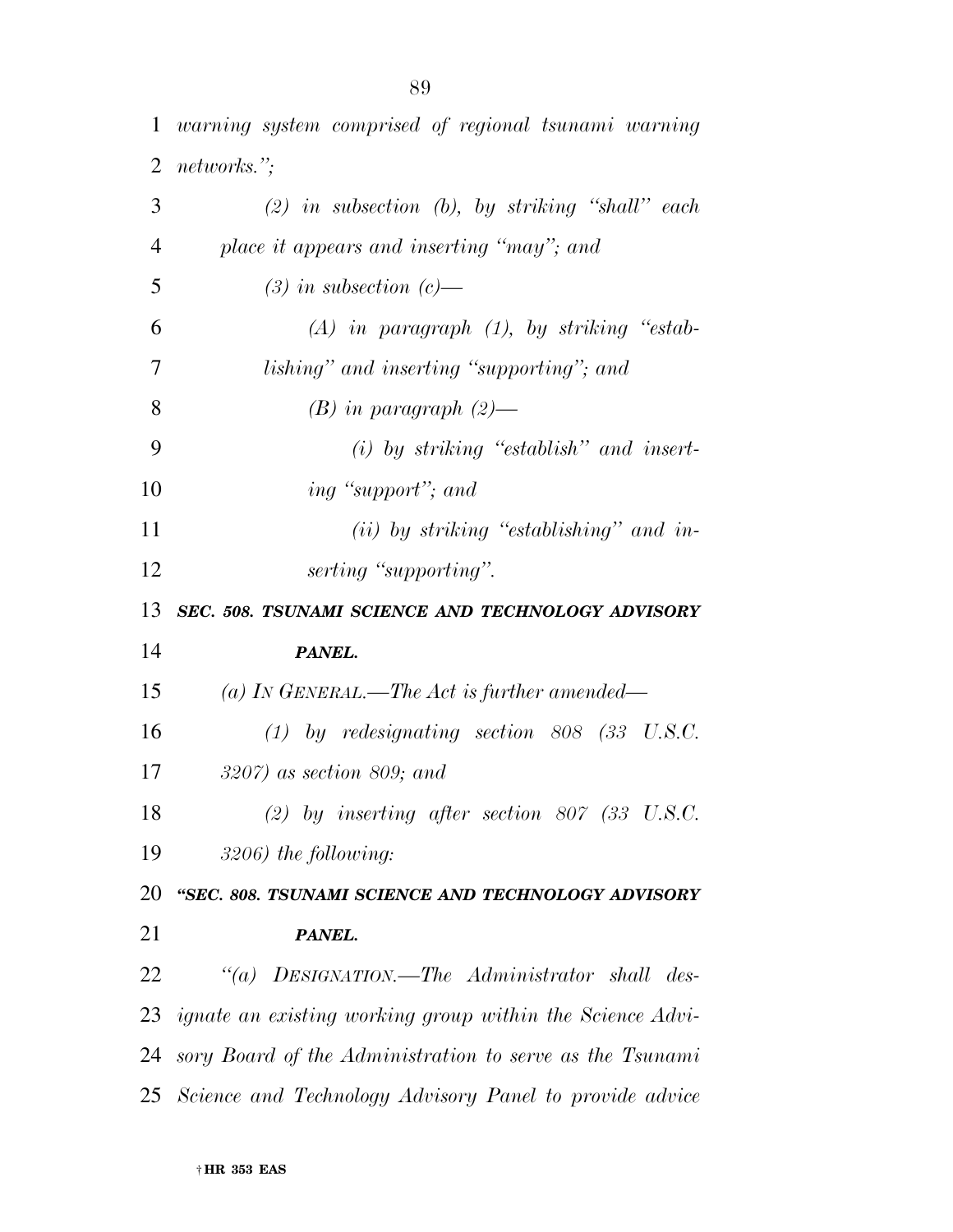*warning system comprised of regional tsunami warning networks.";*

*(2) in subsection (b), by striking "shall" each place it appears and inserting "may"; and*

*(3) in subsection (c)—*

*(A) in paragraph (1), by striking "establishing" and inserting "supporting"; and*

*(B) in paragraph (2)—*

*(i) by striking "establish" and inserting "support"; and*

*(ii) by striking "establishing" and inserting "supporting".*

***SEC. 508. TSUNAMI SCIENCE AND TECHNOLOGY ADVISORY PANEL.***

*(a) IN GENERAL.—The Act is further amended—*

*(1) by redesignating section 808 (33 U.S.C. 3207) as section 809; and*

*(2) by inserting after section 807 (33 U.S.C. 3206) the following:*

***"SEC. 808. TSUNAMI SCIENCE AND TECHNOLOGY ADVISORY PANEL.***

*"(a) DESIGNATION.—The Administrator shall designate an existing working group within the Science Advisory Board of the Administration to serve as the Tsunami Science and Technology Advisory Panel to provide advice*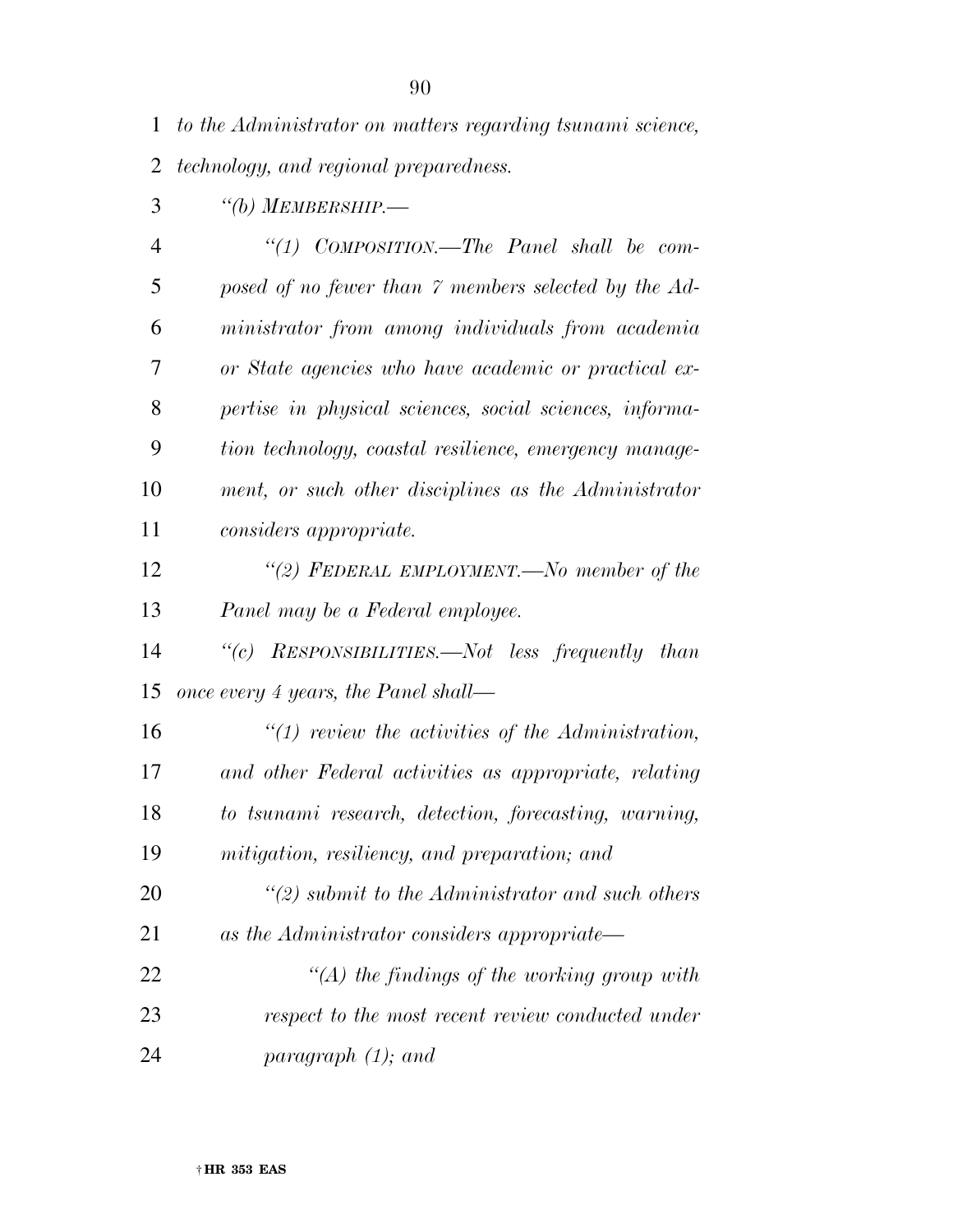*to the Administrator on matters regarding tsunami science, technology, and regional preparedness.*

*"(b) MEMBERSHIP.—*

*"(1) COMPOSITION.—The Panel shall be composed of no fewer than 7 members selected by the Administrator from among individuals from academia or State agencies who have academic or practical expertise in physical sciences, social sciences, information technology, coastal resilience, emergency management, or such other disciplines as the Administrator considers appropriate.*

*"(2) FEDERAL EMPLOYMENT.—No member of the Panel may be a Federal employee.*

*"(c) RESPONSIBILITIES.—Not less frequently than once every 4 years, the Panel shall—*

*"(1) review the activities of the Administration, and other Federal activities as appropriate, relating to tsunami research, detection, forecasting, warning, mitigation, resiliency, and preparation; and*

*"(2) submit to the Administrator and such others as the Administrator considers appropriate—*

*"(A) the findings of the working group with respect to the most recent review conducted under paragraph (1); and*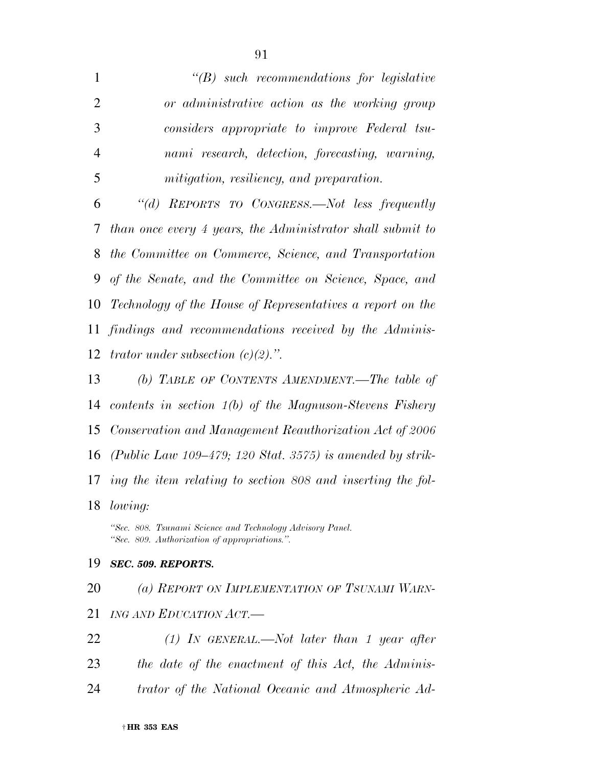*"(B) such recommendations for legislative or administrative action as the working group considers appropriate to improve Federal tsunami research, detection, forecasting, warning, mitigation, resiliency, and preparation.*

*"(d) REPORTS TO CONGRESS.—Not less frequently than once every 4 years, the Administrator shall submit to the Committee on Commerce, Science, and Transportation of the Senate, and the Committee on Science, Space, and Technology of the House of Representatives a report on the findings and recommendations received by the Administrator under subsection (c)(2).".*

*(b) TABLE OF CONTENTS AMENDMENT.—The table of contents in section 1(b) of the Magnuson-Stevens Fishery Conservation and Management Reauthorization Act of 2006 (Public Law 109–479; 120 Stat. 3575) is amended by striking the item relating to section 808 and inserting the following:*

*"Sec. 808. Tsunami Science and Technology Advisory Panel.*
*"Sec. 809. Authorization of appropriations.".*

***SEC. 509. REPORTS.***

*(a) REPORT ON IMPLEMENTATION OF TSUNAMI WARNING AND EDUCATION ACT.—*

*(1) IN GENERAL.—Not later than 1 year after the date of the enactment of this Act, the Administrator of the National Oceanic and Atmospheric Ad-*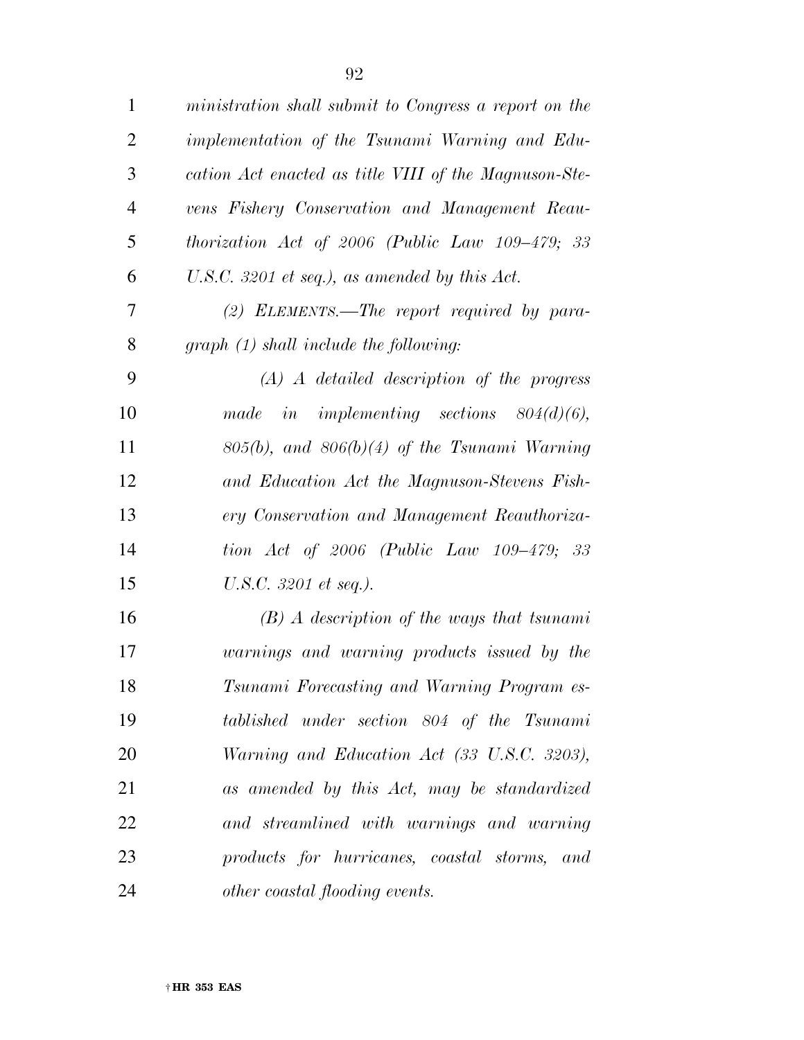*ministration shall submit to Congress a report on the implementation of the Tsunami Warning and Education Act enacted as title VIII of the Magnuson-Stevens Fishery Conservation and Management Reauthorization Act of 2006 (Public Law 109–479; 33 U.S.C. 3201 et seq.), as amended by this Act.*

*(2) ELEMENTS.—The report required by paragraph (1) shall include the following:*

*(A) A detailed description of the progress made in implementing sections 804(d)(6), 805(b), and 806(b)(4) of the Tsunami Warning and Education Act the Magnuson-Stevens Fishery Conservation and Management Reauthorization Act of 2006 (Public Law 109–479; 33 U.S.C. 3201 et seq.).*

*(B) A description of the ways that tsunami warnings and warning products issued by the Tsunami Forecasting and Warning Program established under section 804 of the Tsunami Warning and Education Act (33 U.S.C. 3203), as amended by this Act, may be standardized and streamlined with warnings and warning products for hurricanes, coastal storms, and other coastal flooding events.*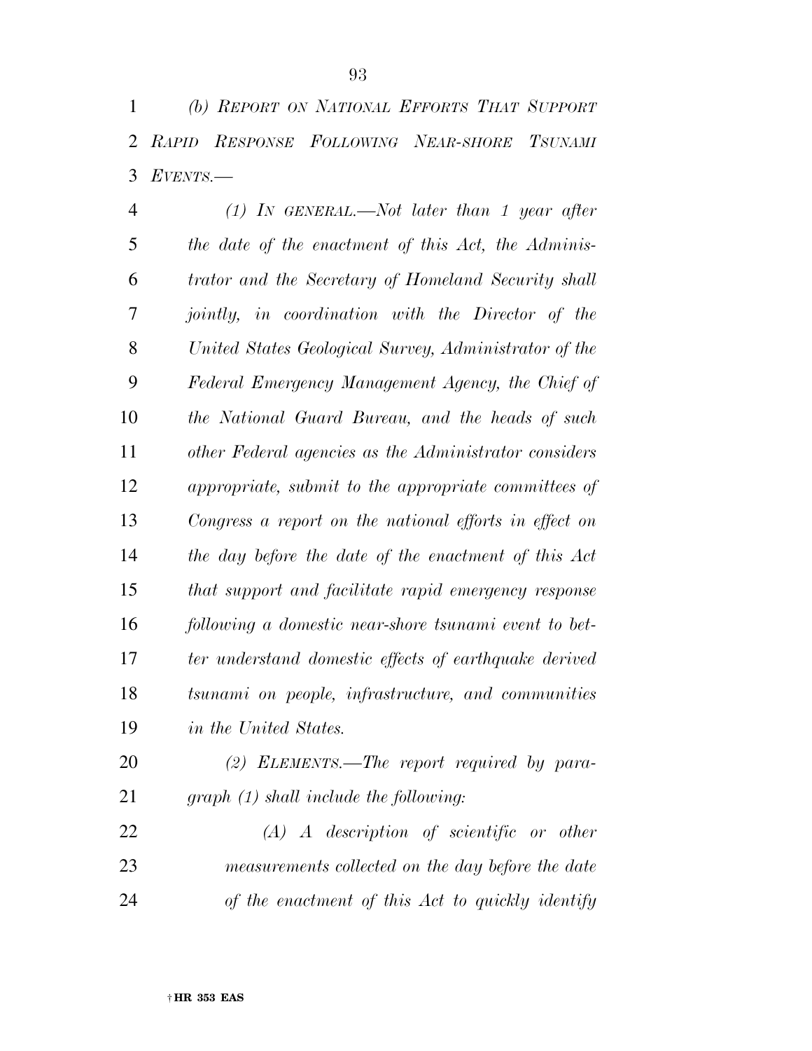*(b) REPORT ON NATIONAL EFFORTS THAT SUPPORT RAPID RESPONSE FOLLOWING NEAR-SHORE TSUNAMI EVENTS.—*

*(1) IN GENERAL.—Not later than 1 year after the date of the enactment of this Act, the Administrator and the Secretary of Homeland Security shall jointly, in coordination with the Director of the United States Geological Survey, Administrator of the Federal Emergency Management Agency, the Chief of the National Guard Bureau, and the heads of such other Federal agencies as the Administrator considers appropriate, submit to the appropriate committees of Congress a report on the national efforts in effect on the day before the date of the enactment of this Act that support and facilitate rapid emergency response following a domestic near-shore tsunami event to better understand domestic effects of earthquake derived tsunami on people, infrastructure, and communities in the United States.*

*(2) ELEMENTS.—The report required by paragraph (1) shall include the following:*

*(A) A description of scientific or other measurements collected on the day before the date of the enactment of this Act to quickly identify*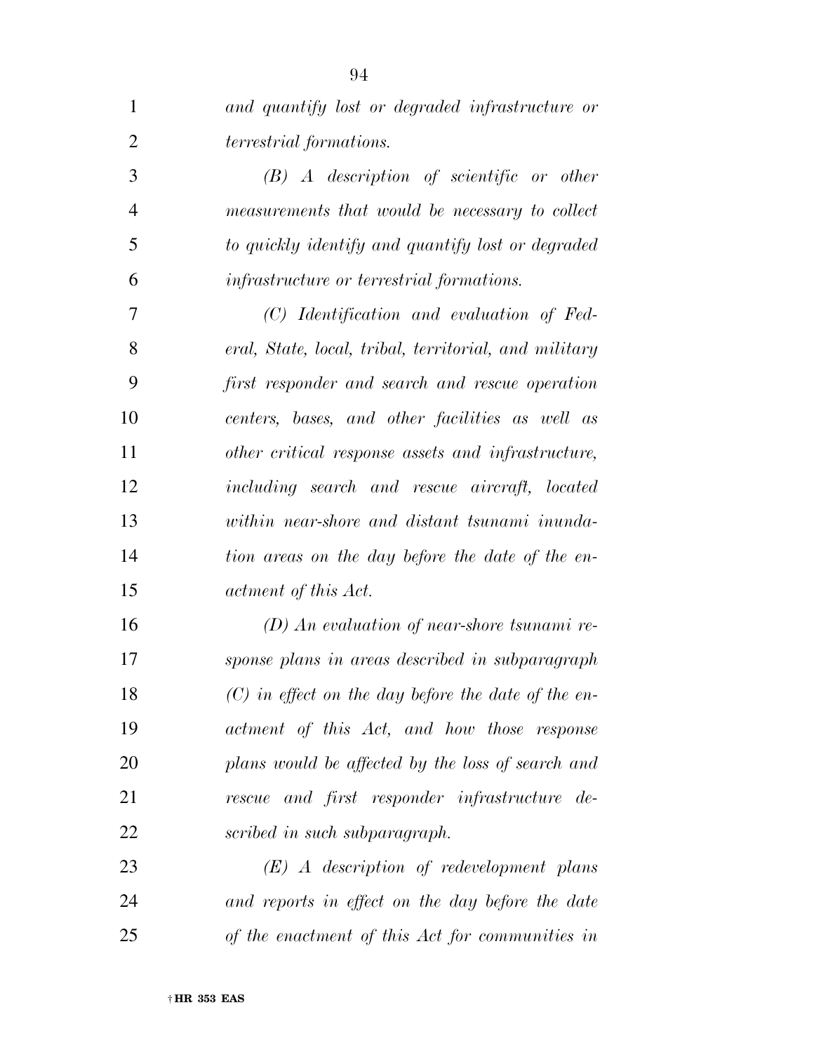*and quantify lost or degraded infrastructure or terrestrial formations.*

*(B) A description of scientific or other measurements that would be necessary to collect to quickly identify and quantify lost or degraded infrastructure or terrestrial formations.*

*(C) Identification and evaluation of Federal, State, local, tribal, territorial, and military first responder and search and rescue operation centers, bases, and other facilities as well as other critical response assets and infrastructure, including search and rescue aircraft, located within near-shore and distant tsunami inundation areas on the day before the date of the enactment of this Act.*

*(D) An evaluation of near-shore tsunami response plans in areas described in subparagraph (C) in effect on the day before the date of the enactment of this Act, and how those response plans would be affected by the loss of search and rescue and first responder infrastructure described in such subparagraph.*

*(E) A description of redevelopment plans and reports in effect on the day before the date of the enactment of this Act for communities in*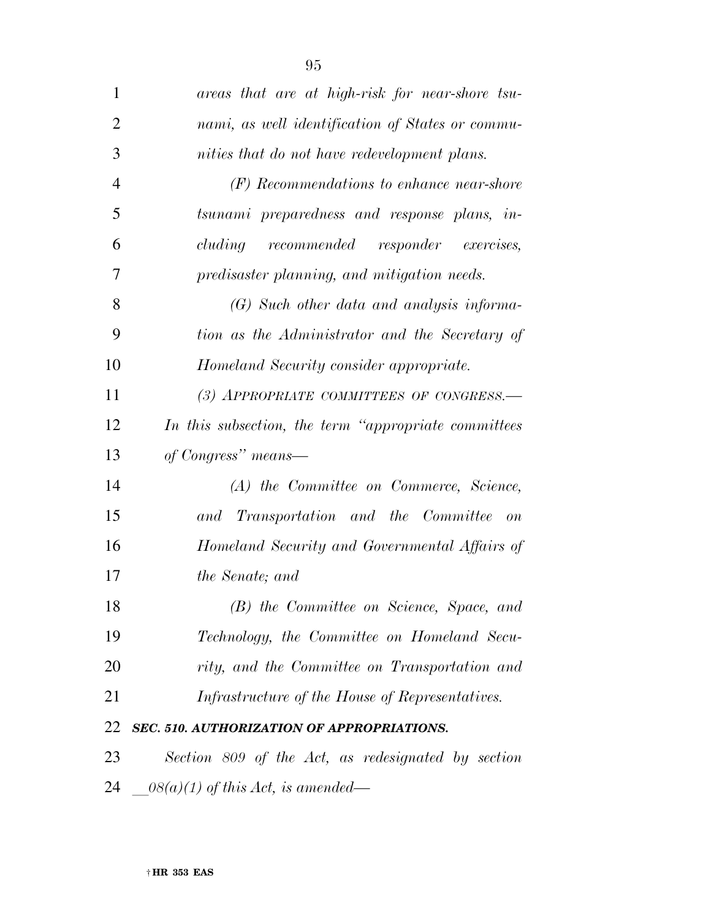*areas that are at high-risk for near-shore tsunami, as well identification of States or communities that do not have redevelopment plans.*

*(F) Recommendations to enhance near-shore tsunami preparedness and response plans, including recommended responder exercises, predisaster planning, and mitigation needs.*

*(G) Such other data and analysis information as the Administrator and the Secretary of Homeland Security consider appropriate.*

*(3) APPROPRIATE COMMITTEES OF CONGRESS.—In this subsection, the term "appropriate committees of Congress" means—*

*(A) the Committee on Commerce, Science, and Transportation and the Committee on Homeland Security and Governmental Affairs of the Senate; and*

*(B) the Committee on Science, Space, and Technology, the Committee on Homeland Security, and the Committee on Transportation and Infrastructure of the House of Representatives.*

***SEC. 510. AUTHORIZATION OF APPROPRIATIONS.***

*Section 809 of the Act, as redesignated by section __08(a)(1) of this Act, is amended—*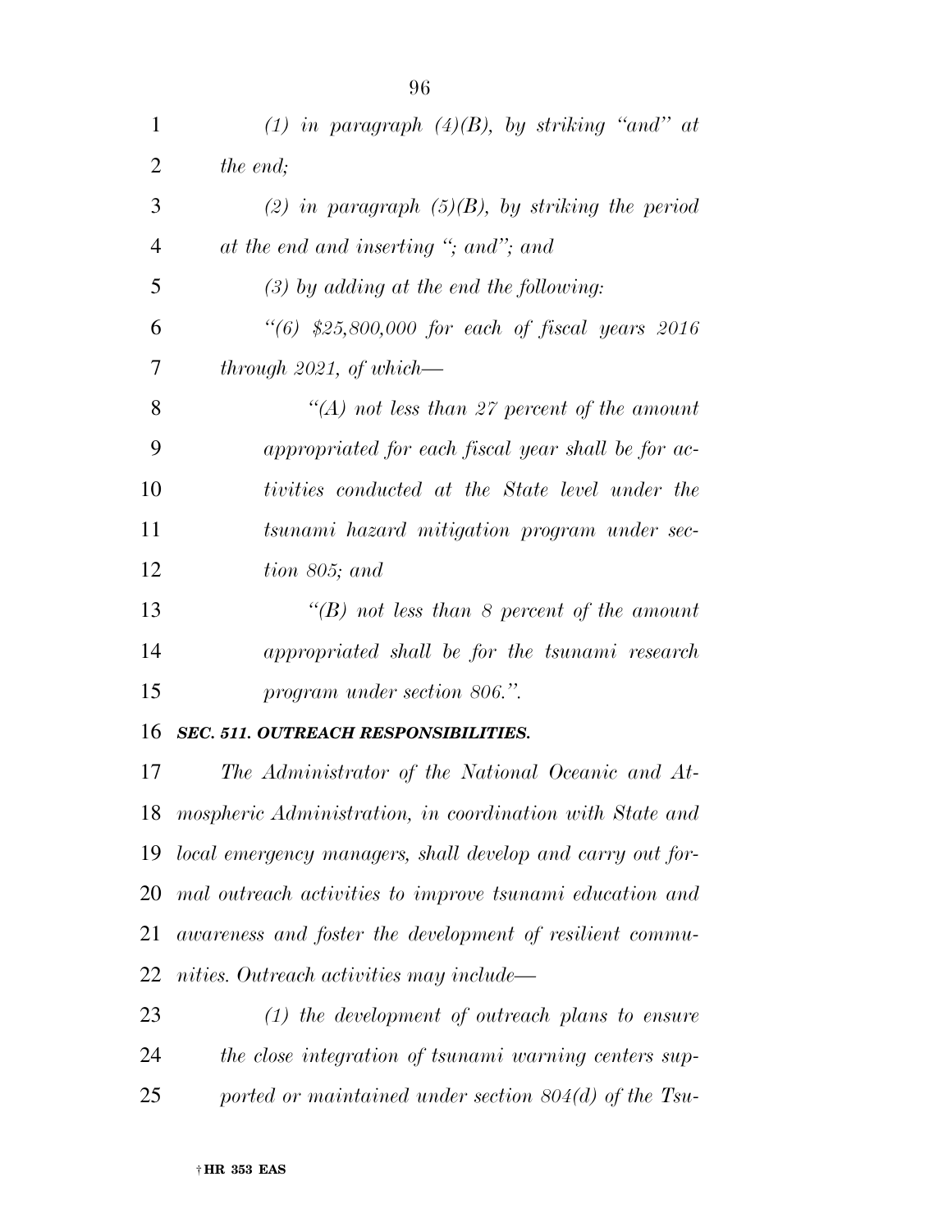*(1) in paragraph (4)(B), by striking "and" at the end;*

*(2) in paragraph (5)(B), by striking the period at the end and inserting "; and"; and*

*(3) by adding at the end the following:*

*"(6) $25,800,000 for each of fiscal years 2016 through 2021, of which—*

*"(A) not less than 27 percent of the amount appropriated for each fiscal year shall be for activities conducted at the State level under the tsunami hazard mitigation program under section 805; and*

*"(B) not less than 8 percent of the amount appropriated shall be for the tsunami research program under section 806.".*

***SEC. 511. OUTREACH RESPONSIBILITIES.***

*The Administrator of the National Oceanic and Atmospheric Administration, in coordination with State and local emergency managers, shall develop and carry out formal outreach activities to improve tsunami education and awareness and foster the development of resilient communities. Outreach activities may include—*

*(1) the development of outreach plans to ensure the close integration of tsunami warning centers supported or maintained under section 804(d) of the Tsu-*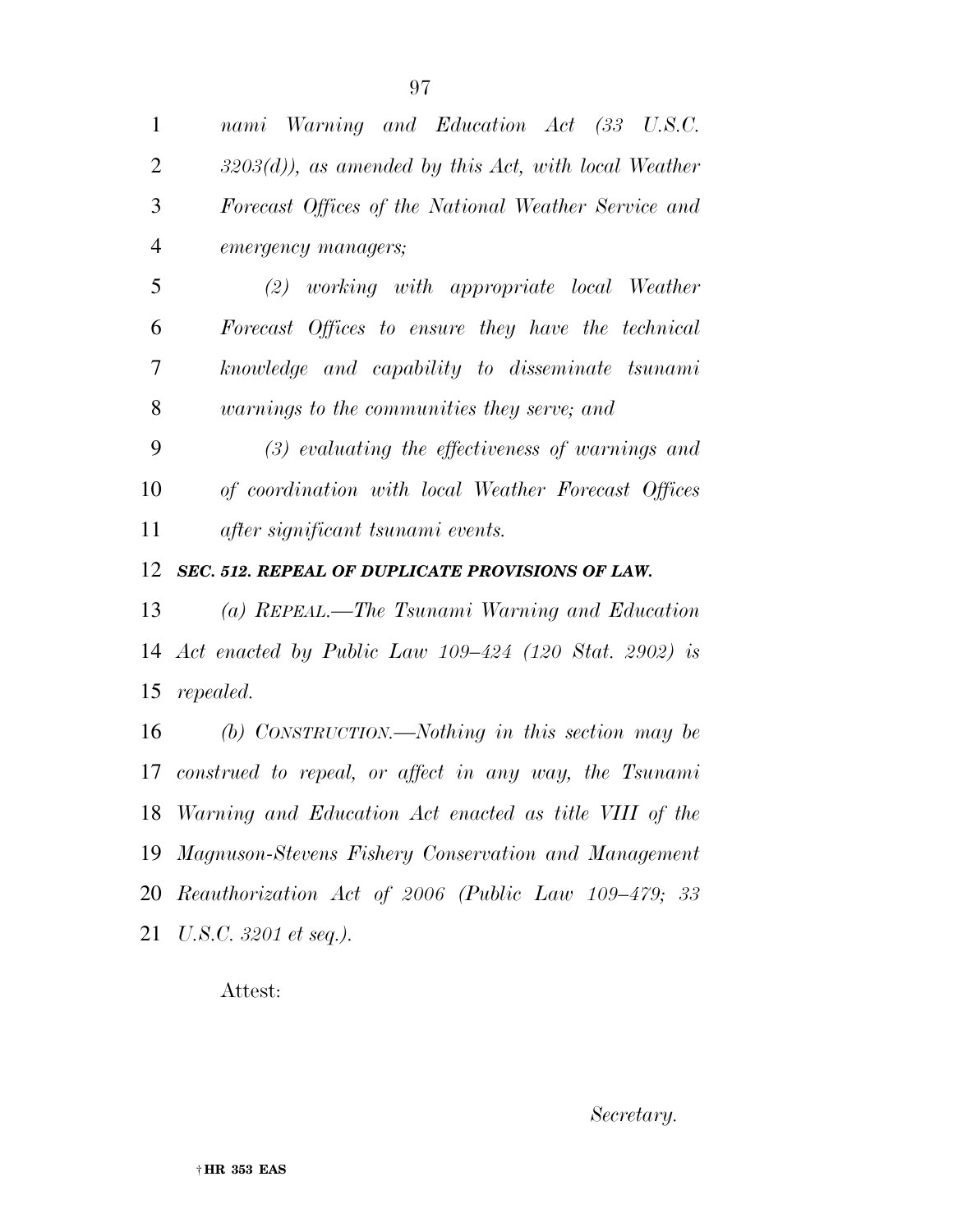*nami Warning and Education Act (33 U.S.C. 3203(d)), as amended by this Act, with local Weather Forecast Offices of the National Weather Service and emergency managers;*

*(2) working with appropriate local Weather Forecast Offices to ensure they have the technical knowledge and capability to disseminate tsunami warnings to the communities they serve; and*

*(3) evaluating the effectiveness of warnings and of coordination with local Weather Forecast Offices after significant tsunami events.*

***SEC. 512. REPEAL OF DUPLICATE PROVISIONS OF LAW.***

*(a) REPEAL.—The Tsunami Warning and Education Act enacted by Public Law 109–424 (120 Stat. 2902) is repealed.*

*(b) CONSTRUCTION.—Nothing in this section may be construed to repeal, or affect in any way, the Tsunami Warning and Education Act enacted as title VIII of the Magnuson-Stevens Fishery Conservation and Management Reauthorization Act of 2006 (Public Law 109–479; 33 U.S.C. 3201 et seq.).*

Attest:

*Secretary.*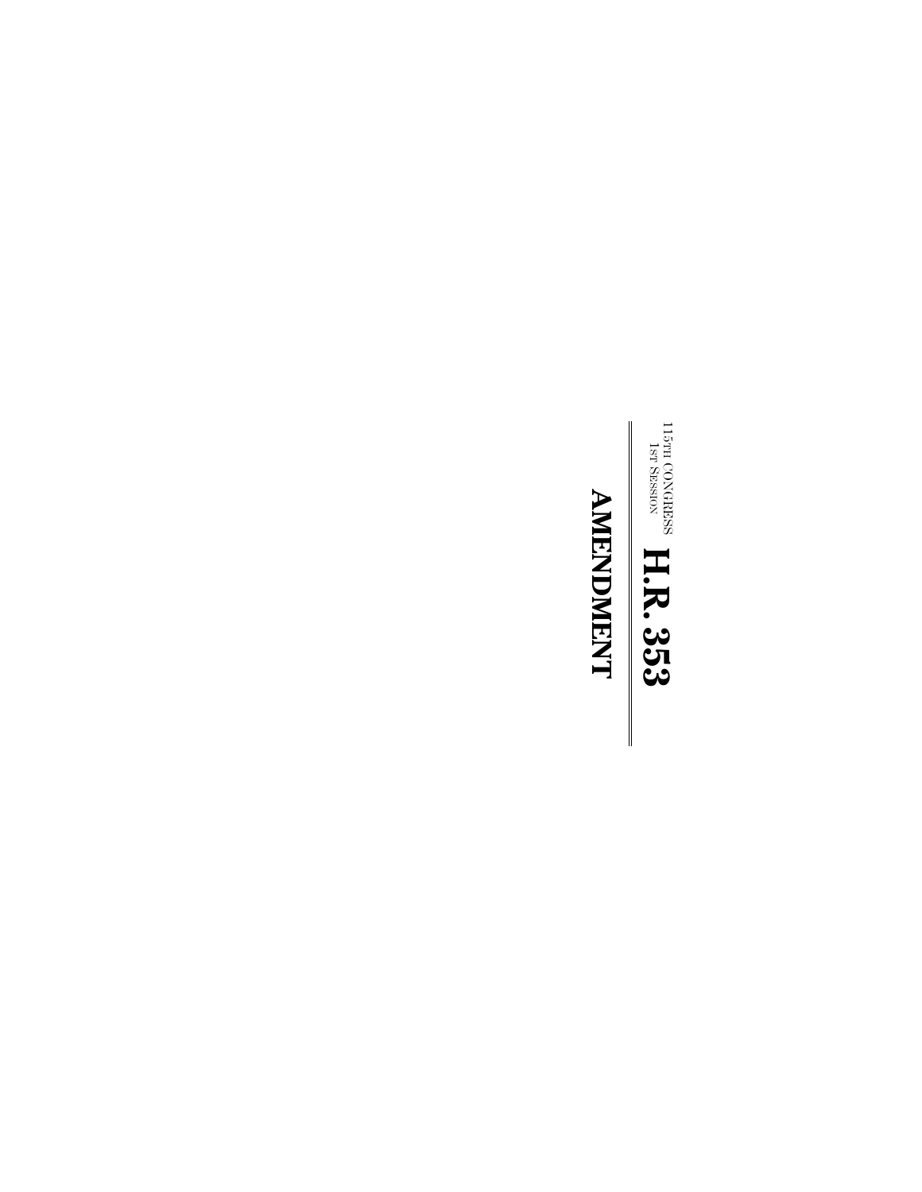115TH CONGRESS
1ST SESSION

# H.R. 353

## AMENDMENT